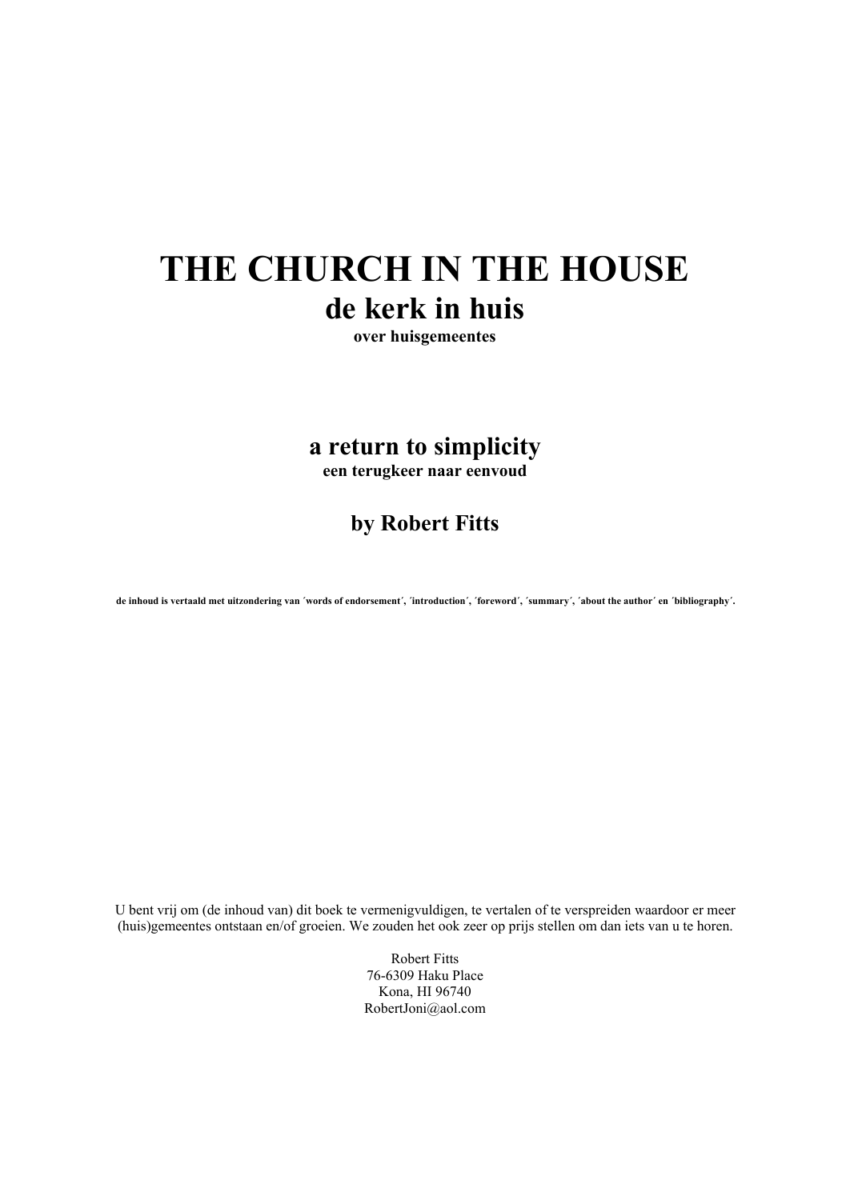# THE CHURCH IN THE HOUSE

## de kerk in huis

**over huisgemeentes**

## a return to simplicity

**een terugkeer naar eenvoud**

## by Robert Fitts

**de inhoud is vertaald met uitzondering van ´words of endorsement´, ´introduction´, ´foreword´, ´summary´, ´about the author´ en ´bibliography´.**

U bent vrij om (de inhoud van) dit boek te vermenigvuldigen, te vertalen of te verspreiden waardoor er meer (huis)gemeentes ontstaan en/of groeien. We zouden het ook zeer op prijs stellen om dan iets van u te horen.

Robert Fitts
76-6309 Haku Place
Kona, HI 96740
RobertJoni@aol.com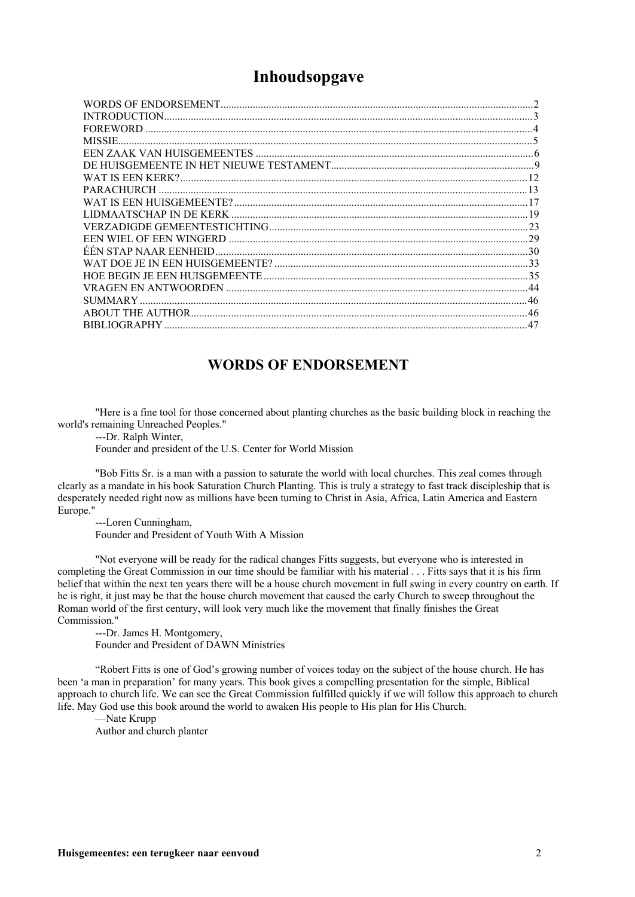# Inhoudsopgave

| | |
|---|---|
| WORDS OF ENDORSEMENT | 2 |
| INTRODUCTION | 3 |
| FOREWORD | 4 |
| MISSIE | 5 |
| EEN ZAAK VAN HUISGEMEENTES | 6 |
| DE HUISGEMEENTE IN HET NIEUWE TESTAMENT | 9 |
| WAT IS EEN KERK? | 12 |
| PARACHURCH | 13 |
| WAT IS EEN HUISGEMEENTE? | 17 |
| LIDMAATSCHAP IN DE KERK | 19 |
| VERZADIGDE GEMEENTESTICHTING | 23 |
| EEN WIEL OF EEN WINGERD | 29 |
| ÉÉN STAP NAAR EENHEID | 30 |
| WAT DOE JE IN EEN HUISGEMEENTE? | 33 |
| HOE BEGIN JE EEN HUISGEMEENTE | 35 |
| VRAGEN EN ANTWOORDEN | 44 |
| SUMMARY | 46 |
| ABOUT THE AUTHOR | 46 |
| BIBLIOGRAPHY | 47 |

## WORDS OF ENDORSEMENT

"Here is a fine tool for those concerned about planting churches as the basic building block in reaching the world's remaining Unreached Peoples."
---Dr. Ralph Winter,
Founder and president of the U.S. Center for World Mission

"Bob Fitts Sr. is a man with a passion to saturate the world with local churches. This zeal comes through clearly as a mandate in his book Saturation Church Planting. This is truly a strategy to fast track discipleship that is desperately needed right now as millions have been turning to Christ in Asia, Africa, Latin America and Eastern Europe."
---Loren Cunningham,
Founder and President of Youth With A Mission

"Not everyone will be ready for the radical changes Fitts suggests, but everyone who is interested in completing the Great Commission in our time should be familiar with his material . . . Fitts says that it is his firm belief that within the next ten years there will be a house church movement in full swing in every country on earth. If he is right, it just may be that the house church movement that caused the early Church to sweep throughout the Roman world of the first century, will look very much like the movement that finally finishes the Great Commission."
---Dr. James H. Montgomery,
Founder and President of DAWN Ministries

"Robert Fitts is one of God's growing number of voices today on the subject of the house church. He has been 'a man in preparation' for many years. This book gives a compelling presentation for the simple, Biblical approach to church life. We can see the Great Commission fulfilled quickly if we will follow this approach to church life. May God use this book around the world to awaken His people to His plan for His Church.
—Nate Krupp
Author and church planter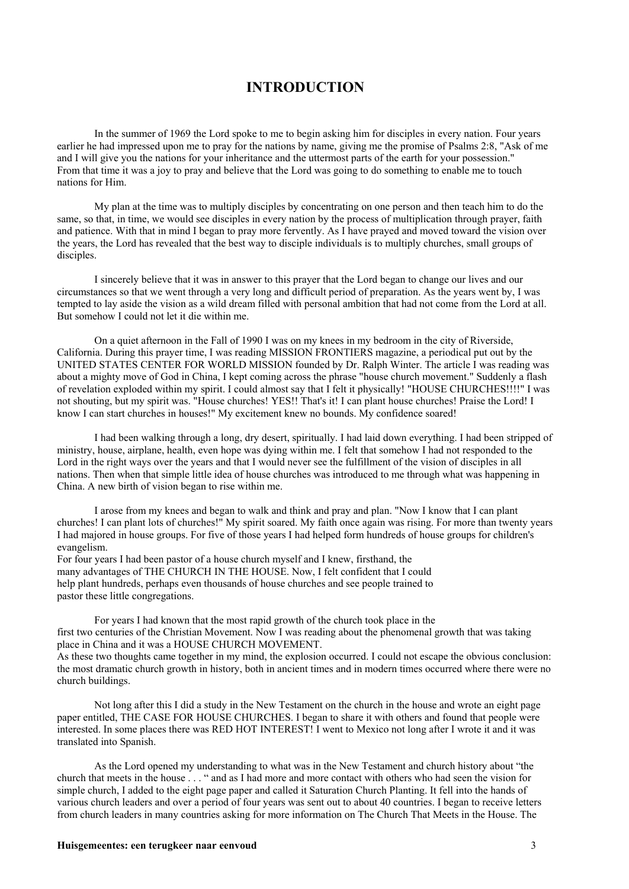# INTRODUCTION

In the summer of 1969 the Lord spoke to me to begin asking him for disciples in every nation. Four years earlier he had impressed upon me to pray for the nations by name, giving me the promise of Psalms 2:8, "Ask of me and I will give you the nations for your inheritance and the uttermost parts of the earth for your possession." From that time it was a joy to pray and believe that the Lord was going to do something to enable me to touch nations for Him.

My plan at the time was to multiply disciples by concentrating on one person and then teach him to do the same, so that, in time, we would see disciples in every nation by the process of multiplication through prayer, faith and patience. With that in mind I began to pray more fervently. As I have prayed and moved toward the vision over the years, the Lord has revealed that the best way to disciple individuals is to multiply churches, small groups of disciples.

I sincerely believe that it was in answer to this prayer that the Lord began to change our lives and our circumstances so that we went through a very long and difficult period of preparation. As the years went by, I was tempted to lay aside the vision as a wild dream filled with personal ambition that had not come from the Lord at all. But somehow I could not let it die within me.

On a quiet afternoon in the Fall of 1990 I was on my knees in my bedroom in the city of Riverside, California. During this prayer time, I was reading MISSION FRONTIERS magazine, a periodical put out by the UNITED STATES CENTER FOR WORLD MISSION founded by Dr. Ralph Winter. The article I was reading was about a mighty move of God in China, I kept coming across the phrase "house church movement." Suddenly a flash of revelation exploded within my spirit. I could almost say that I felt it physically! "HOUSE CHURCHES!!!!" I was not shouting, but my spirit was. "House churches! YES!! That's it! I can plant house churches! Praise the Lord! I know I can start churches in houses!" My excitement knew no bounds. My confidence soared!

I had been walking through a long, dry desert, spiritually. I had laid down everything. I had been stripped of ministry, house, airplane, health, even hope was dying within me. I felt that somehow I had not responded to the Lord in the right ways over the years and that I would never see the fulfillment of the vision of disciples in all nations. Then when that simple little idea of house churches was introduced to me through what was happening in China. A new birth of vision began to rise within me.

I arose from my knees and began to walk and think and pray and plan. "Now I know that I can plant churches! I can plant lots of churches!" My spirit soared. My faith once again was rising. For more than twenty years I had majored in house groups. For five of those years I had helped form hundreds of house groups for children's evangelism.
For four years I had been pastor of a house church myself and I knew, firsthand, the many advantages of THE CHURCH IN THE HOUSE. Now, I felt confident that I could help plant hundreds, perhaps even thousands of house churches and see people trained to pastor these little congregations.

For years I had known that the most rapid growth of the church took place in the first two centuries of the Christian Movement. Now I was reading about the phenomenal growth that was taking place in China and it was a HOUSE CHURCH MOVEMENT.
As these two thoughts came together in my mind, the explosion occurred. I could not escape the obvious conclusion: the most dramatic church growth in history, both in ancient times and in modern times occurred where there were no church buildings.

Not long after this I did a study in the New Testament on the church in the house and wrote an eight page paper entitled, THE CASE FOR HOUSE CHURCHES. I began to share it with others and found that people were interested. In some places there was RED HOT INTEREST! I went to Mexico not long after I wrote it and it was translated into Spanish.

As the Lord opened my understanding to what was in the New Testament and church history about "the church that meets in the house . . . " and as I had more and more contact with others who had seen the vision for simple church, I added to the eight page paper and called it Saturation Church Planting. It fell into the hands of various church leaders and over a period of four years was sent out to about 40 countries. I began to receive letters from church leaders in many countries asking for more information on The Church That Meets in the House. The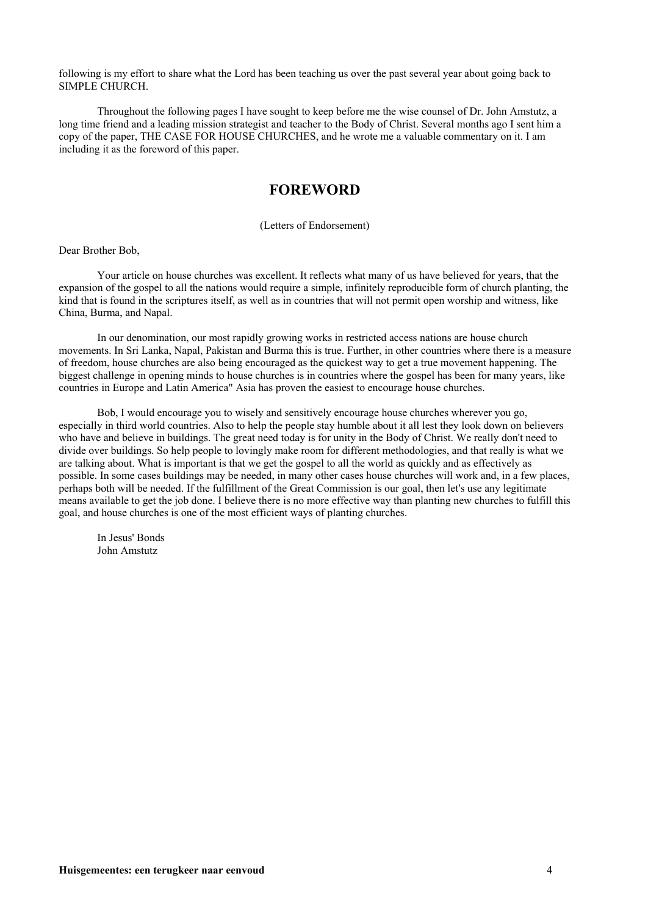following is my effort to share what the Lord has been teaching us over the past several year about going back to SIMPLE CHURCH.

Throughout the following pages I have sought to keep before me the wise counsel of Dr. John Amstutz, a long time friend and a leading mission strategist and teacher to the Body of Christ. Several months ago I sent him a copy of the paper, THE CASE FOR HOUSE CHURCHES, and he wrote me a valuable commentary on it. I am including it as the foreword of this paper.

## FOREWORD

(Letters of Endorsement)

Dear Brother Bob,

Your article on house churches was excellent. It reflects what many of us have believed for years, that the expansion of the gospel to all the nations would require a simple, infinitely reproducible form of church planting, the kind that is found in the scriptures itself, as well as in countries that will not permit open worship and witness, like China, Burma, and Napal.

In our denomination, our most rapidly growing works in restricted access nations are house church movements. In Sri Lanka, Napal, Pakistan and Burma this is true. Further, in other countries where there is a measure of freedom, house churches are also being encouraged as the quickest way to get a true movement happening. The biggest challenge in opening minds to house churches is in countries where the gospel has been for many years, like countries in Europe and Latin America" Asia has proven the easiest to encourage house churches.

Bob, I would encourage you to wisely and sensitively encourage house churches wherever you go, especially in third world countries. Also to help the people stay humble about it all lest they look down on believers who have and believe in buildings. The great need today is for unity in the Body of Christ. We really don't need to divide over buildings. So help people to lovingly make room for different methodologies, and that really is what we are talking about. What is important is that we get the gospel to all the world as quickly and as effectively as possible. In some cases buildings may be needed, in many other cases house churches will work and, in a few places, perhaps both will be needed. If the fulfillment of the Great Commission is our goal, then let's use any legitimate means available to get the job done. I believe there is no more effective way than planting new churches to fulfill this goal, and house churches is one of the most efficient ways of planting churches.

In Jesus' Bonds  
John Amstutz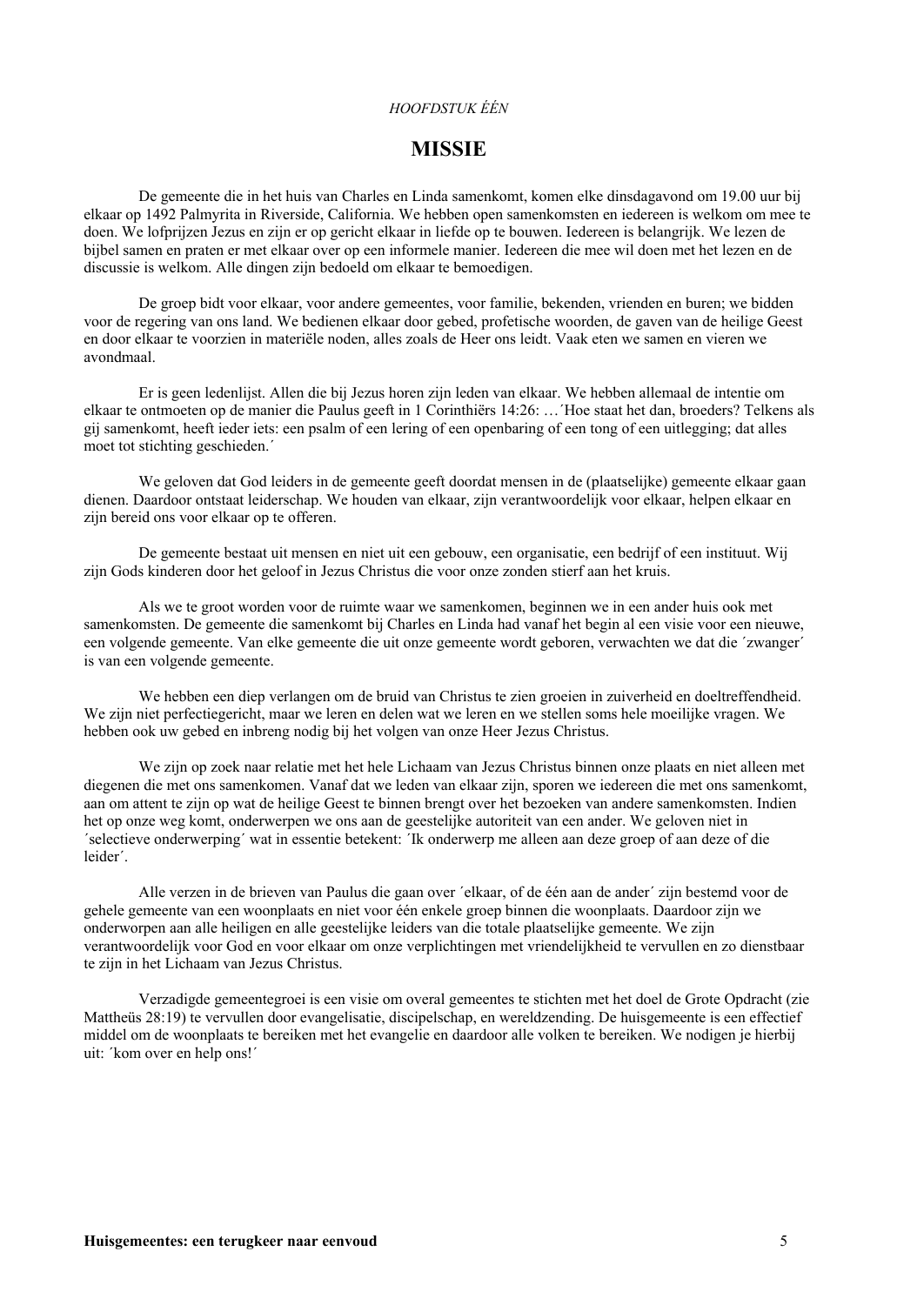*HOOFDSTUK ÉÉN*

# MISSIE

De gemeente die in het huis van Charles en Linda samenkomt, komen elke dinsdagavond om 19.00 uur bij elkaar op 1492 Palmyrita in Riverside, California. We hebben open samenkomsten en iedereen is welkom om mee te doen. We lofprijzen Jezus en zijn er op gericht elkaar in liefde op te bouwen. Iedereen is belangrijk. We lezen de bijbel samen en praten er met elkaar over op een informele manier. Iedereen die mee wil doen met het lezen en de discussie is welkom. Alle dingen zijn bedoeld om elkaar te bemoedigen.

De groep bidt voor elkaar, voor andere gemeentes, voor familie, bekenden, vrienden en buren; we bidden voor de regering van ons land. We bedienen elkaar door gebed, profetische woorden, de gaven van de heilige Geest en door elkaar te voorzien in materiële noden, alles zoals de Heer ons leidt. Vaak eten we samen en vieren we avondmaal.

Er is geen ledenlijst. Allen die bij Jezus horen zijn leden van elkaar. We hebben allemaal de intentie om elkaar te ontmoeten op de manier die Paulus geeft in 1 Corinthiërs 14:26: …´Hoe staat het dan, broeders? Telkens als gij samenkomt, heeft ieder iets: een psalm of een lering of een openbaring of een tong of een uitlegging; dat alles moet tot stichting geschieden.´

We geloven dat God leiders in de gemeente geeft doordat mensen in de (plaatselijke) gemeente elkaar gaan dienen. Daardoor ontstaat leiderschap. We houden van elkaar, zijn verantwoordelijk voor elkaar, helpen elkaar en zijn bereid ons voor elkaar op te offeren.

De gemeente bestaat uit mensen en niet uit een gebouw, een organisatie, een bedrijf of een instituut. Wij zijn Gods kinderen door het geloof in Jezus Christus die voor onze zonden stierf aan het kruis.

Als we te groot worden voor de ruimte waar we samenkomen, beginnen we in een ander huis ook met samenkomsten. De gemeente die samenkomt bij Charles en Linda had vanaf het begin al een visie voor een nieuwe, een volgende gemeente. Van elke gemeente die uit onze gemeente wordt geboren, verwachten we dat die ´zwanger´ is van een volgende gemeente.

We hebben een diep verlangen om de bruid van Christus te zien groeien in zuiverheid en doeltreffendheid. We zijn niet perfectiegericht, maar we leren en delen wat we leren en we stellen soms hele moeilijke vragen. We hebben ook uw gebed en inbreng nodig bij het volgen van onze Heer Jezus Christus.

We zijn op zoek naar relatie met het hele Lichaam van Jezus Christus binnen onze plaats en niet alleen met diegenen die met ons samenkomen. Vanaf dat we leden van elkaar zijn, sporen we iedereen die met ons samenkomt, aan om attent te zijn op wat de heilige Geest te binnen brengt over het bezoeken van andere samenkomsten. Indien het op onze weg komt, onderwerpen we ons aan de geestelijke autoriteit van een ander. We geloven niet in ´selectieve onderwerping´ wat in essentie betekent: ´Ik onderwerp me alleen aan deze groep of aan deze of die leider´.

Alle verzen in de brieven van Paulus die gaan over ´elkaar, of de één aan de ander´ zijn bestemd voor de gehele gemeente van een woonplaats en niet voor één enkele groep binnen die woonplaats. Daardoor zijn we onderworpen aan alle heiligen en alle geestelijke leiders van die totale plaatselijke gemeente. We zijn verantwoordelijk voor God en voor elkaar om onze verplichtingen met vriendelijkheid te vervullen en zo dienstbaar te zijn in het Lichaam van Jezus Christus.

Verzadigde gemeentegroei is een visie om overal gemeentes te stichten met het doel de Grote Opdracht (zie Mattheüs 28:19) te vervullen door evangelisatie, discipelschap, en wereldzending. De huisgemeente is een effectief middel om de woonplaats te bereiken met het evangelie en daardoor alle volken te bereiken. We nodigen je hierbij uit: ´kom over en help ons!´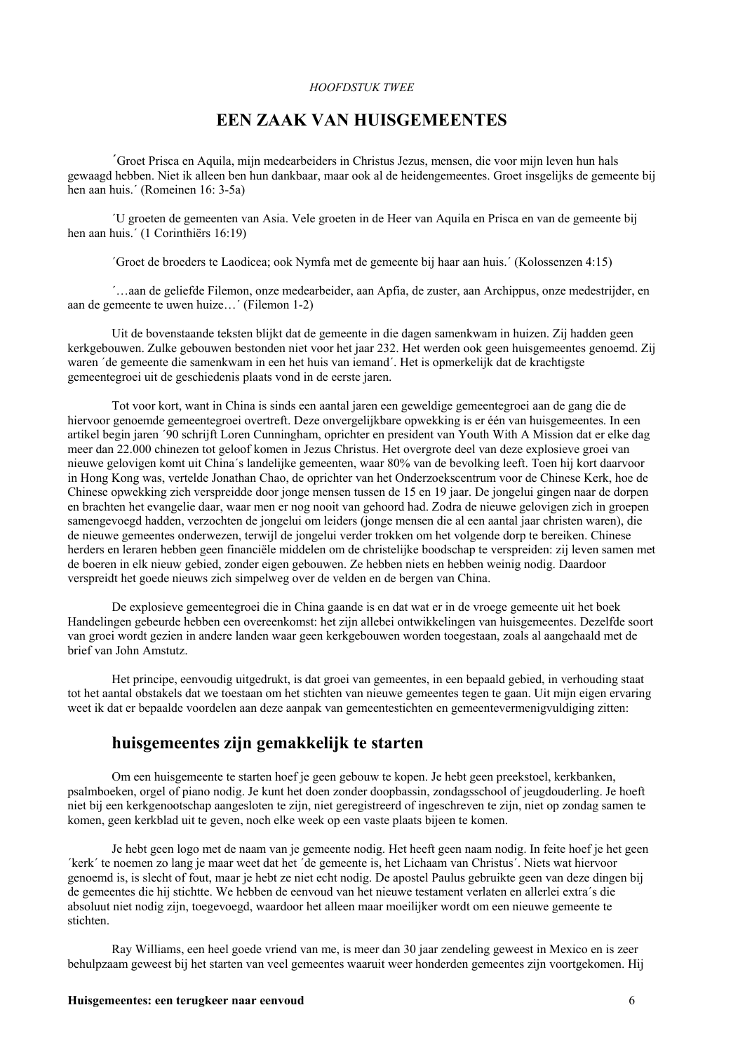*HOOFDSTUK TWEE*

# EEN ZAAK VAN HUISGEMEENTES

´Groet Prisca en Aquila, mijn medearbeiders in Christus Jezus, mensen, die voor mijn leven hun hals gewaagd hebben. Niet ik alleen ben hun dankbaar, maar ook al de heidengemeentes. Groet insgelijks de gemeente bij hen aan huis.´ (Romeinen 16: 3-5a)

´U groeten de gemeenten van Asia. Vele groeten in de Heer van Aquila en Prisca en van de gemeente bij hen aan huis.´ (1 Corinthiërs 16:19)

´Groet de broeders te Laodicea; ook Nymfa met de gemeente bij haar aan huis.´ (Kolossenzen 4:15)

´…aan de geliefde Filemon, onze medearbeider, aan Apfia, de zuster, aan Archippus, onze medestrijder, en aan de gemeente te uwen huize…´ (Filemon 1-2)

Uit de bovenstaande teksten blijkt dat de gemeente in die dagen samenkwam in huizen. Zij hadden geen kerkgebouwen. Zulke gebouwen bestonden niet voor het jaar 232. Het werden ook geen huisgemeentes genoemd. Zij waren ´de gemeente die samenkwam in een het huis van iemand´. Het is opmerkelijk dat de krachtigste gemeentegroei uit de geschiedenis plaats vond in de eerste jaren.

Tot voor kort, want in China is sinds een aantal jaren een geweldige gemeentegroei aan de gang die de hiervoor genoemde gemeentegroei overtreft. Deze onvergelijkbare opwekking is er één van huisgemeentes. In een artikel begin jaren ´90 schrijft Loren Cunningham, oprichter en president van Youth With A Mission dat er elke dag meer dan 22.000 chinezen tot geloof komen in Jezus Christus. Het overgrote deel van deze explosieve groei van nieuwe gelovigen komt uit China´s landelijke gemeenten, waar 80% van de bevolking leeft. Toen hij kort daarvoor in Hong Kong was, vertelde Jonathan Chao, de oprichter van het Onderzoekscentrum voor de Chinese Kerk, hoe de Chinese opwekking zich verspreidde door jonge mensen tussen de 15 en 19 jaar. De jongelui gingen naar de dorpen en brachten het evangelie daar, waar men er nog nooit van gehoord had. Zodra de nieuwe gelovigen zich in groepen samengevoegd hadden, verzochten de jongelui om leiders (jonge mensen die al een aantal jaar christen waren), die de nieuwe gemeentes onderwezen, terwijl de jongelui verder trokken om het volgende dorp te bereiken. Chinese herders en leraren hebben geen financiële middelen om de christelijke boodschap te verspreiden: zij leven samen met de boeren in elk nieuw gebied, zonder eigen gebouwen. Ze hebben niets en hebben weinig nodig. Daardoor verspreidt het goede nieuws zich simpelweg over de velden en de bergen van China.

De explosieve gemeentegroei die in China gaande is en dat wat er in de vroege gemeente uit het boek Handelingen gebeurde hebben een overeenkomst: het zijn allebei ontwikkelingen van huisgemeentes. Dezelfde soort van groei wordt gezien in andere landen waar geen kerkgebouwen worden toegestaan, zoals al aangehaald met de brief van John Amstutz.

Het principe, eenvoudig uitgedrukt, is dat groei van gemeentes, in een bepaald gebied, in verhouding staat tot het aantal obstakels dat we toestaan om het stichten van nieuwe gemeentes tegen te gaan. Uit mijn eigen ervaring weet ik dat er bepaalde voordelen aan deze aanpak van gemeentestichten en gemeentevermenigvuldiging zitten:

## huisgemeentes zijn gemakkelijk te starten

Om een huisgemeente te starten hoef je geen gebouw te kopen. Je hebt geen preekstoel, kerkbanken, psalmboeken, orgel of piano nodig. Je kunt het doen zonder doopbassin, zondagsschool of jeugdouderling. Je hoeft niet bij een kerkgenootschap aangesloten te zijn, niet geregistreerd of ingeschreven te zijn, niet op zondag samen te komen, geen kerkblad uit te geven, noch elke week op een vaste plaats bijeen te komen.

Je hebt geen logo met de naam van je gemeente nodig. Het heeft geen naam nodig. In feite hoef je het geen ´kerk´ te noemen zo lang je maar weet dat het ´de gemeente is, het Lichaam van Christus´. Niets wat hiervoor genoemd is, is slecht of fout, maar je hebt ze niet echt nodig. De apostel Paulus gebruikte geen van deze dingen bij de gemeentes die hij stichtte. We hebben de eenvoud van het nieuwe testament verlaten en allerlei extra´s die absoluut niet nodig zijn, toegevoegd, waardoor het alleen maar moeilijker wordt om een nieuwe gemeente te stichten.

Ray Williams, een heel goede vriend van me, is meer dan 30 jaar zendeling geweest in Mexico en is zeer behulpzaam geweest bij het starten van veel gemeentes waaruit weer honderden gemeentes zijn voortgekomen. Hij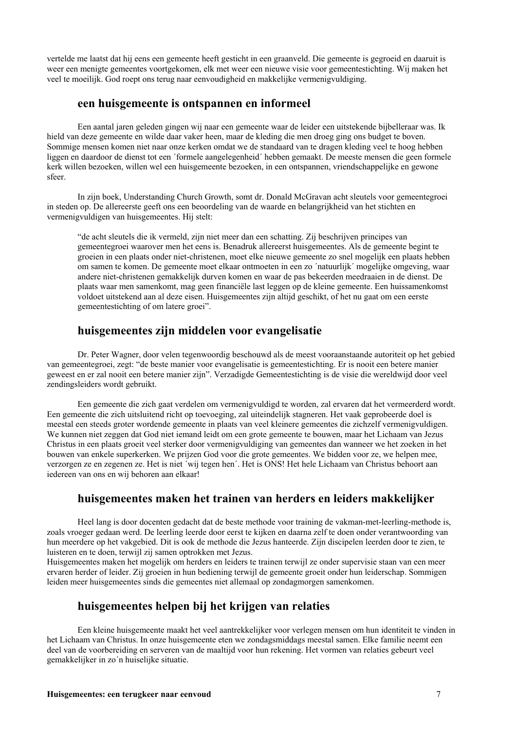vertelde me laatst dat hij eens een gemeente heeft gesticht in een graanveld. Die gemeente is gegroeid en daaruit is weer een menigte gemeentes voortgekomen, elk met weer een nieuwe visie voor gemeentestichting. Wij maken het veel te moeilijk. God roept ons terug naar eenvoudigheid en makkelijke vermenigvuldiging.

## een huisgemeente is ontspannen en informeel

Een aantal jaren geleden gingen wij naar een gemeente waar de leider een uitstekende bijbelleraar was. Ik hield van deze gemeente en wilde daar vaker heen, maar de kleding die men droeg ging ons budget te boven. Sommige mensen komen niet naar onze kerken omdat we de standaard van te dragen kleding veel te hoog hebben liggen en daardoor de dienst tot een ´formele aangelegenheid´ hebben gemaakt. De meeste mensen die geen formele kerk willen bezoeken, willen wel een huisgemeente bezoeken, in een ontspannen, vriendschappelijke en gewone sfeer.

In zijn boek, Understanding Church Growth, somt dr. Donald McGravan acht sleutels voor gemeentegroei in steden op. De allereerste geeft ons een beoordeling van de waarde en belangrijkheid van het stichten en vermenigvuldigen van huisgemeentes. Hij stelt:

> "de acht sleutels die ik vermeld, zijn niet meer dan een schatting. Zij beschrijven principes van gemeentegroei waarover men het eens is. Benadruk allereerst huisgemeentes. Als de gemeente begint te groeien in een plaats onder niet-christenen, moet elke nieuwe gemeente zo snel mogelijk een plaats hebben om samen te komen. De gemeente moet elkaar ontmoeten in een zo ´natuurlijk´ mogelijke omgeving, waar andere niet-christenen gemakkelijk durven komen en waar de pas bekeerden meedraaien in de dienst. De plaats waar men samenkomt, mag geen financiële last leggen op de kleine gemeente. Een huissamenkomst voldoet uitstekend aan al deze eisen. Huisgemeentes zijn altijd geschikt, of het nu gaat om een eerste gemeentestichting of om latere groei".

## huisgemeentes zijn middelen voor evangelisatie

Dr. Peter Wagner, door velen tegenwoordig beschouwd als de meest vooraanstaande autoriteit op het gebied van gemeentegroei, zegt: "de beste manier voor evangelisatie is gemeentestichting. Er is nooit een betere manier geweest en er zal nooit een betere manier zijn". Verzadigde Gemeentestichting is de visie die wereldwijd door veel zendingsleiders wordt gebruikt.

Een gemeente die zich gaat verdelen om vermenigvuldigd te worden, zal ervaren dat het vermeerderd wordt. Een gemeente die zich uitsluitend richt op toevoeging, zal uiteindelijk stagneren. Het vaak geprobeerde doel is meestal een steeds groter wordende gemeente in plaats van veel kleinere gemeentes die zichzelf vermenigvuldigen. We kunnen niet zeggen dat God niet iemand leidt om een grote gemeente te bouwen, maar het Lichaam van Jezus Christus in een plaats groeit veel sterker door vermenigvuldiging van gemeentes dan wanneer we het zoeken in het bouwen van enkele superkerken. We prijzen God voor die grote gemeentes. We bidden voor ze, we helpen mee, verzorgen ze en zegenen ze. Het is niet ´wij tegen hen´. Het is ONS! Het hele Lichaam van Christus behoort aan iedereen van ons en wij behoren aan elkaar!

## huisgemeentes maken het trainen van herders en leiders makkelijker

Heel lang is door docenten gedacht dat de beste methode voor training de vakman-met-leerling-methode is, zoals vroeger gedaan werd. De leerling leerde door eerst te kijken en daarna zelf te doen onder verantwoording van hun meerdere op het vakgebied. Dit is ook de methode die Jezus hanteerde. Zijn discipelen leerden door te zien, te luisteren en te doen, terwijl zij samen optrokken met Jezus.

Huisgemeentes maken het mogelijk om herders en leiders te trainen terwijl ze onder supervisie staan van een meer ervaren herder of leider. Zij groeien in hun bediening terwijl de gemeente groeit onder hun leiderschap. Sommigen leiden meer huisgemeentes sinds die gemeentes niet allemaal op zondagmorgen samenkomen.

## huisgemeentes helpen bij het krijgen van relaties

Een kleine huisgemeente maakt het veel aantrekkelijker voor verlegen mensen om hun identiteit te vinden in het Lichaam van Christus. In onze huisgemeente eten we zondagsmiddags meestal samen. Elke familie neemt een deel van de voorbereiding en serveren van de maaltijd voor hun rekening. Het vormen van relaties gebeurt veel gemakkelijker in zo´n huiselijke situatie.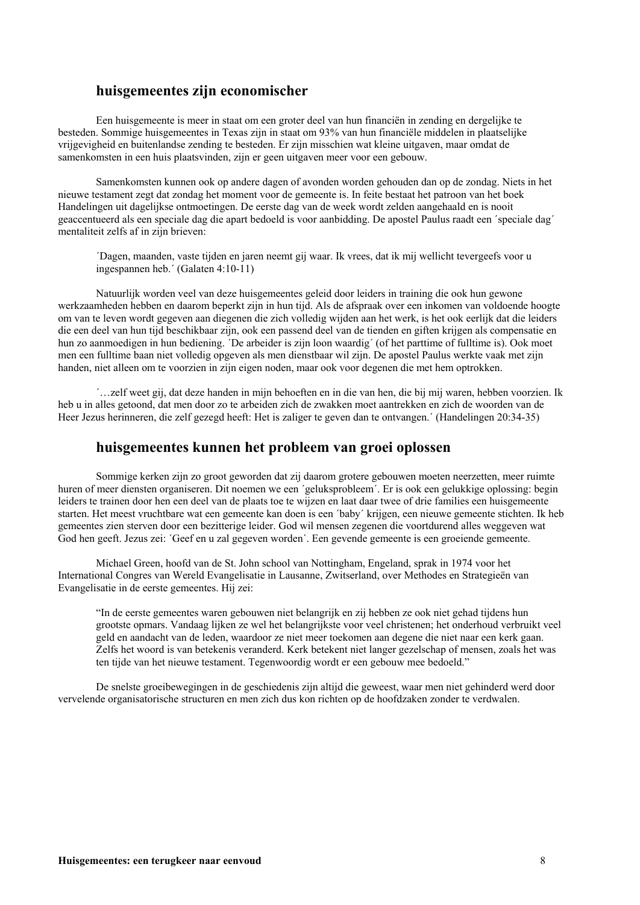## huisgemeentes zijn economischer

Een huisgemeente is meer in staat om een groter deel van hun financiën in zending en dergelijke te besteden. Sommige huisgemeentes in Texas zijn in staat om 93% van hun financiële middelen in plaatselijke vrijgevigheid en buitenlandse zending te besteden. Er zijn misschien wat kleine uitgaven, maar omdat de samenkomsten in een huis plaatsvinden, zijn er geen uitgaven meer voor een gebouw.

Samenkomsten kunnen ook op andere dagen of avonden worden gehouden dan op de zondag. Niets in het nieuwe testament zegt dat zondag het moment voor de gemeente is. In feite bestaat het patroon van het boek Handelingen uit dagelijkse ontmoetingen. De eerste dag van de week wordt zelden aangehaald en is nooit geaccentueerd als een speciale dag die apart bedoeld is voor aanbidding. De apostel Paulus raadt een ´speciale dag´ mentaliteit zelfs af in zijn brieven:

> ´Dagen, maanden, vaste tijden en jaren neemt gij waar. Ik vrees, dat ik mij wellicht tevergeefs voor u ingespannen heb.´ (Galaten 4:10-11)

Natuurlijk worden veel van deze huisgemeentes geleid door leiders in training die ook hun gewone werkzaamheden hebben en daarom beperkt zijn in hun tijd. Als de afspraak over een inkomen van voldoende hoogte om van te leven wordt gegeven aan diegenen die zich volledig wijden aan het werk, is het ook eerlijk dat die leiders die een deel van hun tijd beschikbaar zijn, ook een passend deel van de tienden en giften krijgen als compensatie en hun zo aanmoedigen in hun bediening. ´De arbeider is zijn loon waardig´ (of het parttime of fulltime is). Ook moet men een fulltime baan niet volledig opgeven als men dienstbaar wil zijn. De apostel Paulus werkte vaak met zijn handen, niet alleen om te voorzien in zijn eigen noden, maar ook voor degenen die met hem optrokken.

> ´…zelf weet gij, dat deze handen in mijn behoeften en in die van hen, die bij mij waren, hebben voorzien. Ik heb u in alles getoond, dat men door zo te arbeiden zich de zwakken moet aantrekken en zich de woorden van de Heer Jezus herinneren, die zelf gezegd heeft: Het is zaliger te geven dan te ontvangen.´ (Handelingen 20:34-35)

## huisgemeentes kunnen het probleem van groei oplossen

Sommige kerken zijn zo groot geworden dat zij daarom grotere gebouwen moeten neerzetten, meer ruimte huren of meer diensten organiseren. Dit noemen we een ´geluksprobleem´. Er is ook een gelukkige oplossing: begin leiders te trainen door hen een deel van de plaats toe te wijzen en laat daar twee of drie families een huisgemeente starten. Het meest vruchtbare wat een gemeente kan doen is een ´baby´ krijgen, een nieuwe gemeente stichten. Ik heb gemeentes zien sterven door een bezitterige leider. God wil mensen zegenen die voortdurend alles weggeven wat God hen geeft. Jezus zei: ´Geef en u zal gegeven worden´. Een gevende gemeente is een groeiende gemeente.

Michael Green, hoofd van de St. John school van Nottingham, Engeland, sprak in 1974 voor het International Congres van Wereld Evangelisatie in Lausanne, Zwitserland, over Methodes en Strategieën van Evangelisatie in de eerste gemeentes. Hij zei:

> "In de eerste gemeentes waren gebouwen niet belangrijk en zij hebben ze ook niet gehad tijdens hun grootste opmars. Vandaag lijken ze wel het belangrijkste voor veel christenen; het onderhoud verbruikt veel geld en aandacht van de leden, waardoor ze niet meer toekomen aan degene die niet naar een kerk gaan. Zelfs het woord is van betekenis veranderd. Kerk betekent niet langer gezelschap van mensen, zoals het was ten tijde van het nieuwe testament. Tegenwoordig wordt er een gebouw mee bedoeld."

De snelste groeibewegingen in de geschiedenis zijn altijd die geweest, waar men niet gehinderd werd door vervelende organisatorische structuren en men zich dus kon richten op de hoofdzaken zonder te verdwalen.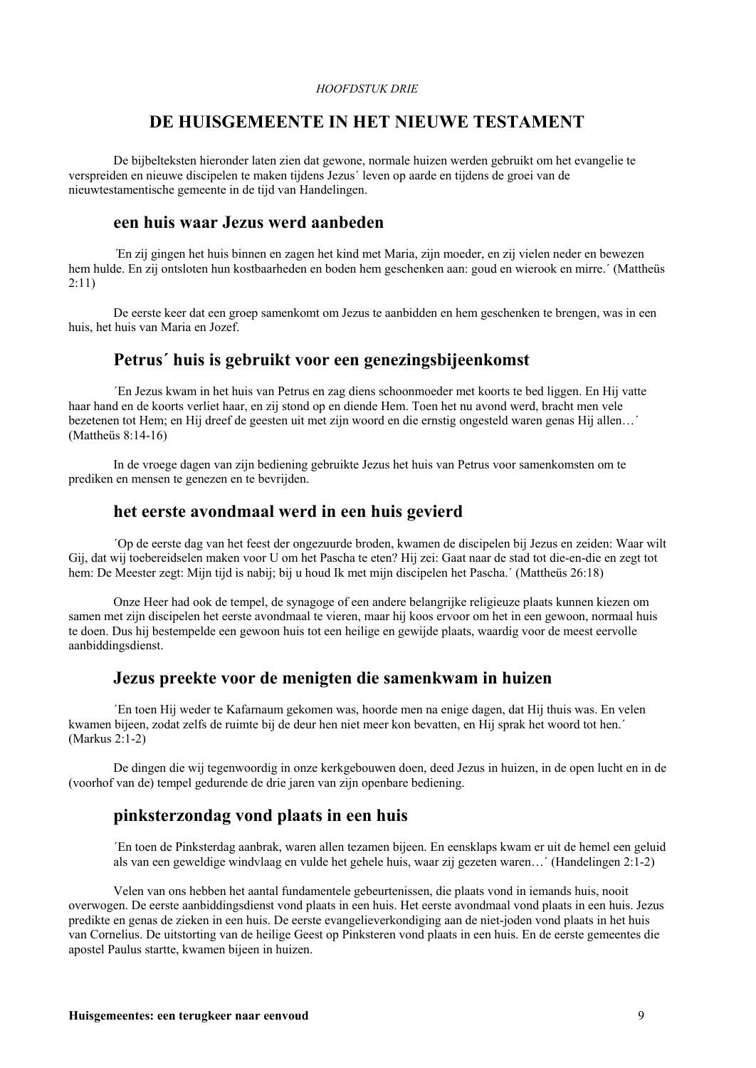*HOOFDSTUK DRIE*

# DE HUISGEMEENTE IN HET NIEUWE TESTAMENT

De bijbelteksten hieronder laten zien dat gewone, normale huizen werden gebruikt om het evangelie te verspreiden en nieuwe discipelen te maken tijdens Jezus´ leven op aarde en tijdens de groei van de nieuwtestamentische gemeente in de tijd van Handelingen.

## een huis waar Jezus werd aanbeden

´En zij gingen het huis binnen en zagen het kind met Maria, zijn moeder, en zij vielen neder en bewezen hem hulde. En zij ontsloten hun kostbaarheden en boden hem geschenken aan: goud en wierook en mirre.´ (Mattheüs 2:11)

De eerste keer dat een groep samenkomt om Jezus te aanbidden en hem geschenken te brengen, was in een huis, het huis van Maria en Jozef.

## Petrus´ huis is gebruikt voor een genezingsbijeenkomst

´En Jezus kwam in het huis van Petrus en zag diens schoonmoeder met koorts te bed liggen. En Hij vatte haar hand en de koorts verliet haar, en zij stond op en diende Hem. Toen het nu avond werd, bracht men vele bezetenen tot Hem; en Hij dreef de geesten uit met zijn woord en die ernstig ongesteld waren genas Hij allen…´ (Mattheüs 8:14-16)

In de vroege dagen van zijn bediening gebruikte Jezus het huis van Petrus voor samenkomsten om te prediken en mensen te genezen en te bevrijden.

## het eerste avondmaal werd in een huis gevierd

´Op de eerste dag van het feest der ongezuurde broden, kwamen de discipelen bij Jezus en zeiden: Waar wilt Gij, dat wij toebereidselen maken voor U om het Pascha te eten? Hij zei: Gaat naar de stad tot die-en-die en zegt tot hem: De Meester zegt: Mijn tijd is nabij; bij u houd Ik met mijn discipelen het Pascha.´ (Mattheüs 26:18)

Onze Heer had ook de tempel, de synagoge of een andere belangrijke religieuze plaats kunnen kiezen om samen met zijn discipelen het eerste avondmaal te vieren, maar hij koos ervoor om het in een gewoon, normaal huis te doen. Dus hij bestempelde een gewoon huis tot een heilige en gewijde plaats, waardig voor de meest eervolle aanbiddingsdienst.

## Jezus preekte voor de menigten die samenkwam in huizen

´En toen Hij weder te Kafarnaum gekomen was, hoorde men na enige dagen, dat Hij thuis was. En velen kwamen bijeen, zodat zelfs de ruimte bij de deur hen niet meer kon bevatten, en Hij sprak het woord tot hen.´ (Markus 2:1-2)

De dingen die wij tegenwoordig in onze kerkgebouwen doen, deed Jezus in huizen, in de open lucht en in de (voorhof van de) tempel gedurende de drie jaren van zijn openbare bediening.

## pinksterzondag vond plaats in een huis

´En toen de Pinksterdag aanbrak, waren allen tezamen bijeen. En eensklaps kwam er uit de hemel een geluid als van een geweldige windvlaag en vulde het gehele huis, waar zij gezeten waren…´ (Handelingen 2:1-2)

Velen van ons hebben het aantal fundamentele gebeurtenissen, die plaats vond in iemands huis, nooit overwogen. De eerste aanbiddingsdienst vond plaats in een huis. Het eerste avondmaal vond plaats in een huis. Jezus predikte en genas de zieken in een huis. De eerste evangelieverkondiging aan de niet-joden vond plaats in het huis van Cornelius. De uitstorting van de heilige Geest op Pinksteren vond plaats in een huis. En de eerste gemeentes die apostel Paulus startte, kwamen bijeen in huizen.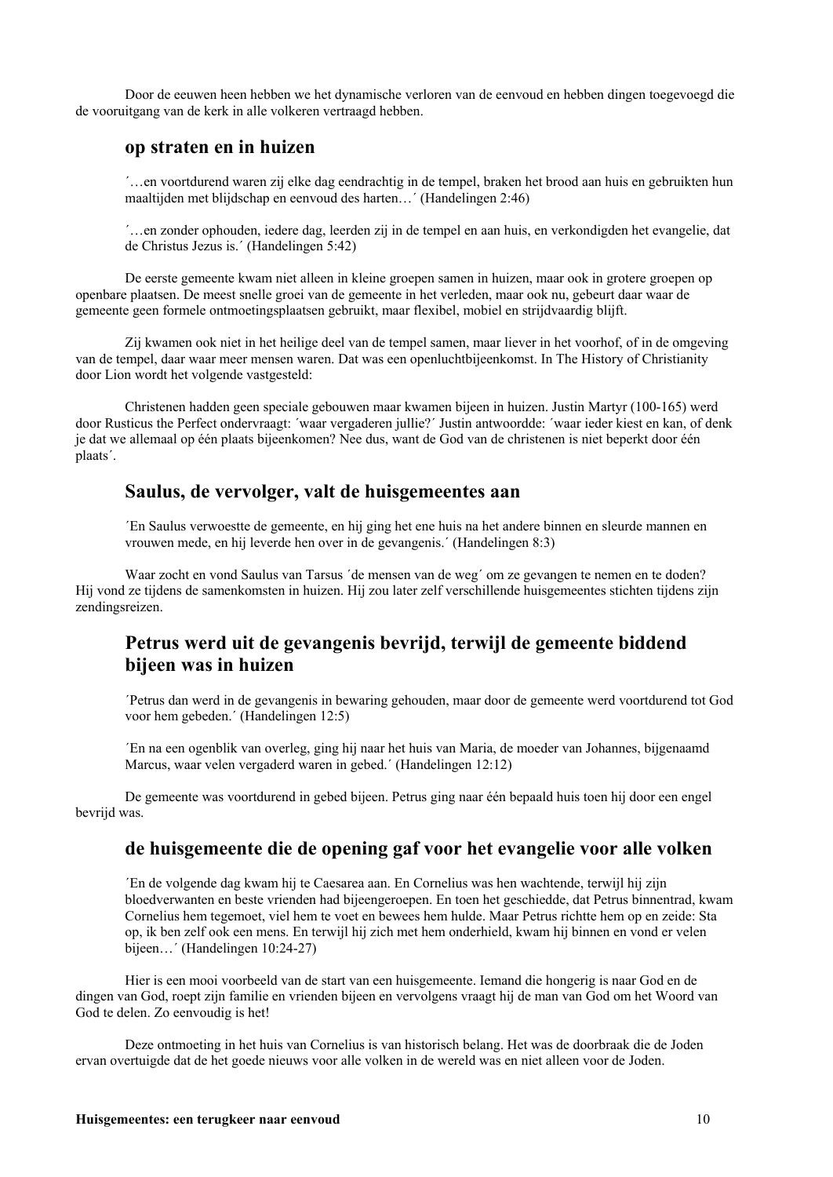Door de eeuwen heen hebben we het dynamische verloren van de eenvoud en hebben dingen toegevoegd die de vooruitgang van de kerk in alle volkeren vertraagd hebben.

## op straten en in huizen

> ´…en voortdurend waren zij elke dag eendrachtig in de tempel, braken het brood aan huis en gebruikten hun maaltijden met blijdschap en eenvoud des harten…´ (Handelingen 2:46)

> ´…en zonder ophouden, iedere dag, leerden zij in de tempel en aan huis, en verkondigden het evangelie, dat de Christus Jezus is.´ (Handelingen 5:42)

De eerste gemeente kwam niet alleen in kleine groepen samen in huizen, maar ook in grotere groepen op openbare plaatsen. De meest snelle groei van de gemeente in het verleden, maar ook nu, gebeurt daar waar de gemeente geen formele ontmoetingsplaatsen gebruikt, maar flexibel, mobiel en strijdvaardig blijft.

Zij kwamen ook niet in het heilige deel van de tempel samen, maar liever in het voorhof, of in de omgeving van de tempel, daar waar meer mensen waren. Dat was een openluchtbijeenkomst. In The History of Christianity door Lion wordt het volgende vastgesteld:

Christenen hadden geen speciale gebouwen maar kwamen bijeen in huizen. Justin Martyr (100-165) werd door Rusticus the Perfect ondervraagt: ´waar vergaderen jullie?´ Justin antwoordde: ´waar ieder kiest en kan, of denk je dat we allemaal op één plaats bijeenkomen? Nee dus, want de God van de christenen is niet beperkt door één plaats´.

## Saulus, de vervolger, valt de huisgemeentes aan

> ´En Saulus verwoestte de gemeente, en hij ging het ene huis na het andere binnen en sleurde mannen en vrouwen mede, en hij leverde hen over in de gevangenis.´ (Handelingen 8:3)

Waar zocht en vond Saulus van Tarsus ´de mensen van de weg´ om ze gevangen te nemen en te doden? Hij vond ze tijdens de samenkomsten in huizen. Hij zou later zelf verschillende huisgemeentes stichten tijdens zijn zendingsreizen.

## Petrus werd uit de gevangenis bevrijd, terwijl de gemeente biddend bijeen was in huizen

> ´Petrus dan werd in de gevangenis in bewaring gehouden, maar door de gemeente werd voortdurend tot God voor hem gebeden.´ (Handelingen 12:5)

> ´En na een ogenblik van overleg, ging hij naar het huis van Maria, de moeder van Johannes, bijgenaamd Marcus, waar velen vergaderd waren in gebed.´ (Handelingen 12:12)

De gemeente was voortdurend in gebed bijeen. Petrus ging naar één bepaald huis toen hij door een engel bevrijd was.

## de huisgemeente die de opening gaf voor het evangelie voor alle volken

> ´En de volgende dag kwam hij te Caesarea aan. En Cornelius was hen wachtende, terwijl hij zijn bloedverwanten en beste vrienden had bijeengeroepen. En toen het geschiedde, dat Petrus binnentrad, kwam Cornelius hem tegemoet, viel hem te voet en bewees hem hulde. Maar Petrus richtte hem op en zeide: Sta op, ik ben zelf ook een mens. En terwijl hij zich met hem onderhield, kwam hij binnen en vond er velen bijeen…´ (Handelingen 10:24-27)

Hier is een mooi voorbeeld van de start van een huisgemeente. Iemand die hongerig is naar God en de dingen van God, roept zijn familie en vrienden bijeen en vervolgens vraagt hij de man van God om het Woord van God te delen. Zo eenvoudig is het!

Deze ontmoeting in het huis van Cornelius is van historisch belang. Het was de doorbraak die de Joden ervan overtuigde dat de het goede nieuws voor alle volken in de wereld was en niet alleen voor de Joden.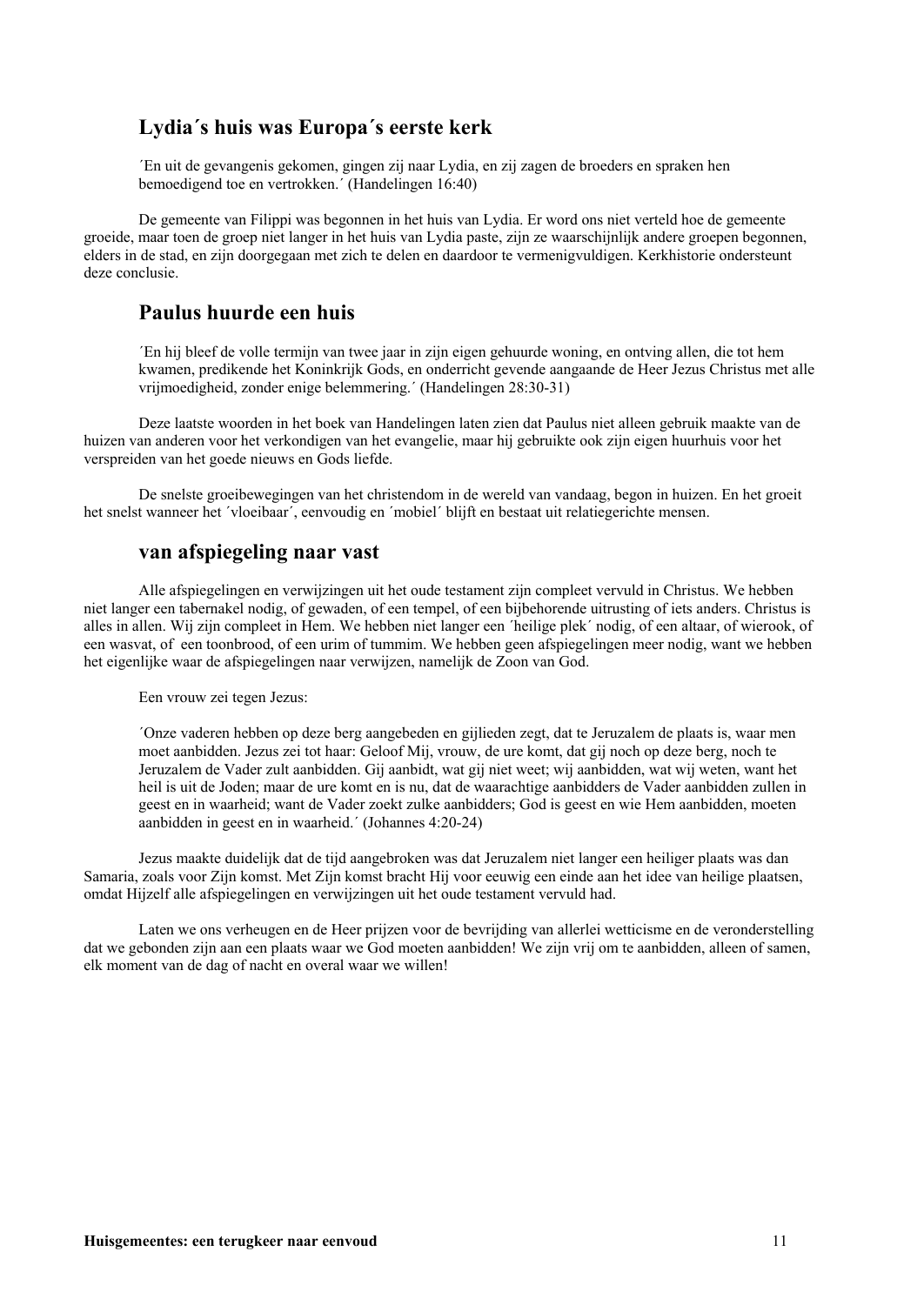## Lydia´s huis was Europa´s eerste kerk

´En uit de gevangenis gekomen, gingen zij naar Lydia, en zij zagen de broeders en spraken hen bemoedigend toe en vertrokken.´ (Handelingen 16:40)

De gemeente van Filippi was begonnen in het huis van Lydia. Er word ons niet verteld hoe de gemeente groeide, maar toen de groep niet langer in het huis van Lydia paste, zijn ze waarschijnlijk andere groepen begonnen, elders in de stad, en zijn doorgegaan met zich te delen en daardoor te vermenigvuldigen. Kerkhistorie ondersteunt deze conclusie.

## Paulus huurde een huis

´En hij bleef de volle termijn van twee jaar in zijn eigen gehuurde woning, en ontving allen, die tot hem kwamen, predikende het Koninkrijk Gods, en onderricht gevende aangaande de Heer Jezus Christus met alle vrijmoedigheid, zonder enige belemmering.´ (Handelingen 28:30-31)

Deze laatste woorden in het boek van Handelingen laten zien dat Paulus niet alleen gebruik maakte van de huizen van anderen voor het verkondigen van het evangelie, maar hij gebruikte ook zijn eigen huurhuis voor het verspreiden van het goede nieuws en Gods liefde.

De snelste groeibewegingen van het christendom in de wereld van vandaag, begon in huizen. En het groeit het snelst wanneer het ´vloeibaar´, eenvoudig en ´mobiel´ blijft en bestaat uit relatiegerichte mensen.

## van afspiegeling naar vast

Alle afspiegelingen en verwijzingen uit het oude testament zijn compleet vervuld in Christus. We hebben niet langer een tabernakel nodig, of gewaden, of een tempel, of een bijbehorende uitrusting of iets anders. Christus is alles in allen. Wij zijn compleet in Hem. We hebben niet langer een ´heilige plek´ nodig, of een altaar, of wierook, of een wasvat, of een toonbrood, of een urim of tummim. We hebben geen afspiegelingen meer nodig, want we hebben het eigenlijke waar de afspiegelingen naar verwijzen, namelijk de Zoon van God.

Een vrouw zei tegen Jezus:

´Onze vaderen hebben op deze berg aangebeden en gijlieden zegt, dat te Jeruzalem de plaats is, waar men moet aanbidden. Jezus zei tot haar: Geloof Mij, vrouw, de ure komt, dat gij noch op deze berg, noch te Jeruzalem de Vader zult aanbidden. Gij aanbidt, wat gij niet weet; wij aanbidden, wat wij weten, want het heil is uit de Joden; maar de ure komt en is nu, dat de waarachtige aanbidders de Vader aanbidden zullen in geest en in waarheid; want de Vader zoekt zulke aanbidders; God is geest en wie Hem aanbidden, moeten aanbidden in geest en in waarheid.´ (Johannes 4:20-24)

Jezus maakte duidelijk dat de tijd aangebroken was dat Jeruzalem niet langer een heiliger plaats was dan Samaria, zoals voor Zijn komst. Met Zijn komst bracht Hij voor eeuwig een einde aan het idee van heilige plaatsen, omdat Hijzelf alle afspiegelingen en verwijzingen uit het oude testament vervuld had.

Laten we ons verheugen en de Heer prijzen voor de bevrijding van allerlei wetticisme en de veronderstelling dat we gebonden zijn aan een plaats waar we God moeten aanbidden! We zijn vrij om te aanbidden, alleen of samen, elk moment van de dag of nacht en overal waar we willen!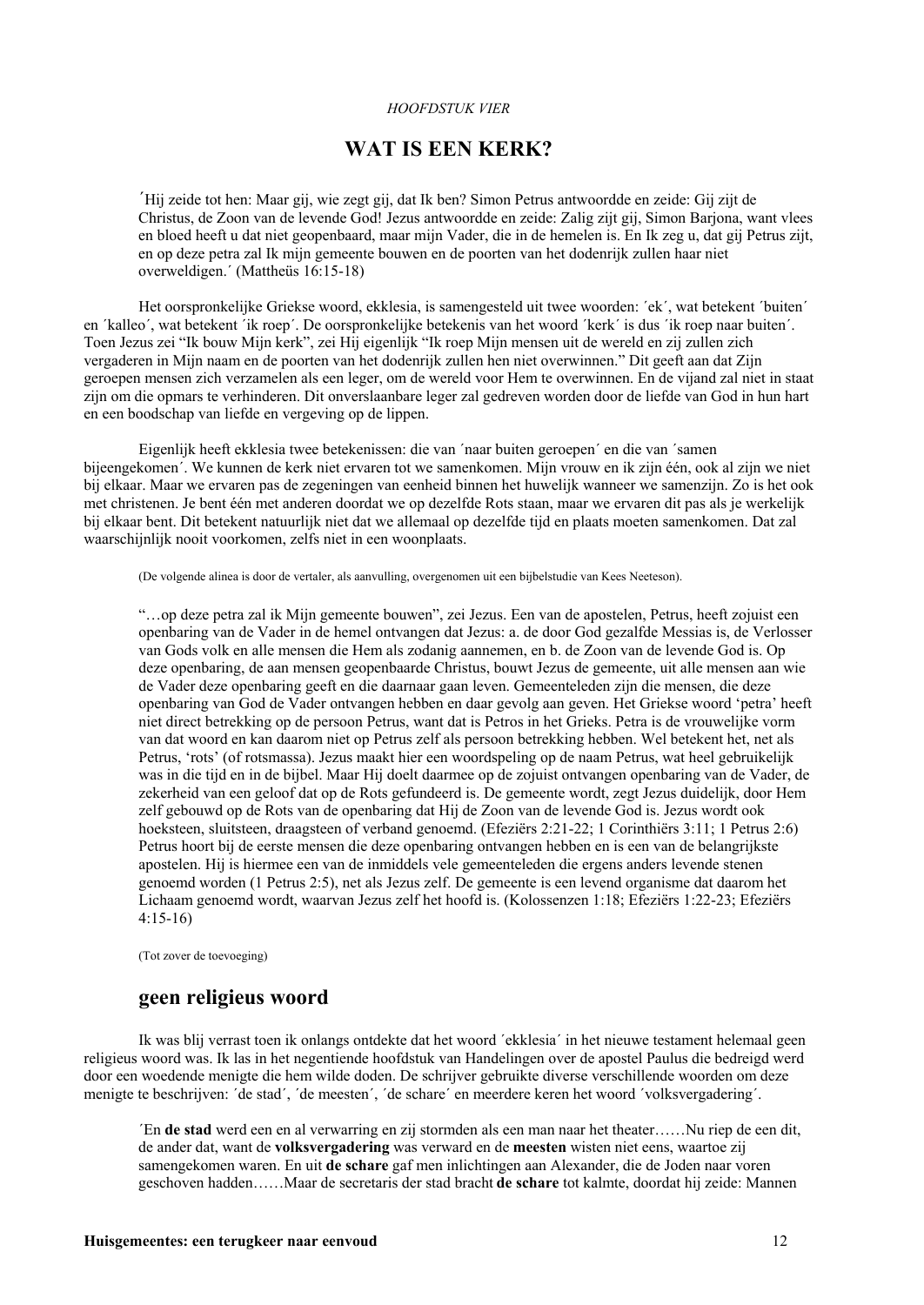*HOOFDSTUK VIER*

# WAT IS EEN KERK?

> ´Hij zeide tot hen: Maar gij, wie zegt gij, dat Ik ben? Simon Petrus antwoordde en zeide: Gij zijt de Christus, de Zoon van de levende God! Jezus antwoordde en zeide: Zalig zijt gij, Simon Barjona, want vlees en bloed heeft u dat niet geopenbaard, maar mijn Vader, die in de hemelen is. En Ik zeg u, dat gij Petrus zijt, en op deze petra zal Ik mijn gemeente bouwen en de poorten van het dodenrijk zullen haar niet overweldigen.´ (Mattheüs 16:15-18)

Het oorspronkelijke Griekse woord, ekklesia, is samengesteld uit twee woorden: ´ek´, wat betekent ´buiten´ en ´kalleo´, wat betekent ´ik roep´. De oorspronkelijke betekenis van het woord ´kerk´ is dus ´ik roep naar buiten´. Toen Jezus zei "Ik bouw Mijn kerk", zei Hij eigenlijk "Ik roep Mijn mensen uit de wereld en zij zullen zich vergaderen in Mijn naam en de poorten van het dodenrijk zullen hen niet overwinnen." Dit geeft aan dat Zijn geroepen mensen zich verzamelen als een leger, om de wereld voor Hem te overwinnen. En de vijand zal niet in staat zijn om die opmars te verhinderen. Dit onverslaanbare leger zal gedreven worden door de liefde van God in hun hart en een boodschap van liefde en vergeving op de lippen.

Eigenlijk heeft ekklesia twee betekenissen: die van ´naar buiten geroepen´ en die van ´samen bijeengekomen´. We kunnen de kerk niet ervaren tot we samenkomen. Mijn vrouw en ik zijn één, ook al zijn we niet bij elkaar. Maar we ervaren pas de zegeningen van eenheid binnen het huwelijk wanneer we samenzijn. Zo is het ook met christenen. Je bent één met anderen doordat we op dezelfde Rots staan, maar we ervaren dit pas als je werkelijk bij elkaar bent. Dit betekent natuurlijk niet dat we allemaal op dezelfde tijd en plaats moeten samenkomen. Dat zal waarschijnlijk nooit voorkomen, zelfs niet in een woonplaats.

(De volgende alinea is door de vertaler, als aanvulling, overgenomen uit een bijbelstudie van Kees Neeteson).

> "…op deze petra zal ik Mijn gemeente bouwen", zei Jezus. Een van de apostelen, Petrus, heeft zojuist een openbaring van de Vader in de hemel ontvangen dat Jezus: a. de door God gezalfde Messias is, de Verlosser van Gods volk en alle mensen die Hem als zodanig aannemen, en b. de Zoon van de levende God is. Op deze openbaring, de aan mensen geopenbaarde Christus, bouwt Jezus de gemeente, uit alle mensen aan wie de Vader deze openbaring geeft en die daarnaar gaan leven. Gemeenteleden zijn die mensen, die deze openbaring van God de Vader ontvangen hebben en daar gevolg aan geven. Het Griekse woord 'petra' heeft niet direct betrekking op de persoon Petrus, want dat is Petros in het Grieks. Petra is de vrouwelijke vorm van dat woord en kan daarom niet op Petrus zelf als persoon betrekking hebben. Wel betekent het, net als Petrus, 'rots' (of rotsmassa). Jezus maakt hier een woordspeling op de naam Petrus, wat heel gebruikelijk was in die tijd en in de bijbel. Maar Hij doelt daarmee op de zojuist ontvangen openbaring van de Vader, de zekerheid van een geloof dat op de Rots gefundeerd is. De gemeente wordt, zegt Jezus duidelijk, door Hem zelf gebouwd op de Rots van de openbaring dat Hij de Zoon van de levende God is. Jezus wordt ook hoeksteen, sluitsteen, draagsteen of verband genoemd. (Efeziërs 2:21-22; 1 Corinthiërs 3:11; 1 Petrus 2:6) Petrus hoort bij de eerste mensen die deze openbaring ontvangen hebben en is een van de belangrijkste apostelen. Hij is hiermee een van de inmiddels vele gemeenteleden die ergens anders levende stenen genoemd worden (1 Petrus 2:5), net als Jezus zelf. De gemeente is een levend organisme dat daarom het Lichaam genoemd wordt, waarvan Jezus zelf het hoofd is. (Kolossenzen 1:18; Efeziërs 1:22-23; Efeziërs 4:15-16)

(Tot zover de toevoeging)

## geen religieus woord

Ik was blij verrast toen ik onlangs ontdekte dat het woord ´ekklesia´ in het nieuwe testament helemaal geen religieus woord was. Ik las in het negentiende hoofdstuk van Handelingen over de apostel Paulus die bedreigd werd door een woedende menigte die hem wilde doden. De schrijver gebruikte diverse verschillende woorden om deze menigte te beschrijven: ´de stad´, ´de meesten´, ´de schare´ en meerdere keren het woord ´volksvergadering´.

> ´En **de stad** werd een en al verwarring en zij stormden als een man naar het theater……Nu riep de een dit, de ander dat, want de **volksvergadering** was verward en de **meesten** wisten niet eens, waartoe zij samengekomen waren. En uit **de schare** gaf men inlichtingen aan Alexander, die de Joden naar voren geschoven hadden……Maar de secretaris der stad bracht **de schare** tot kalmte, doordat hij zeide: Mannen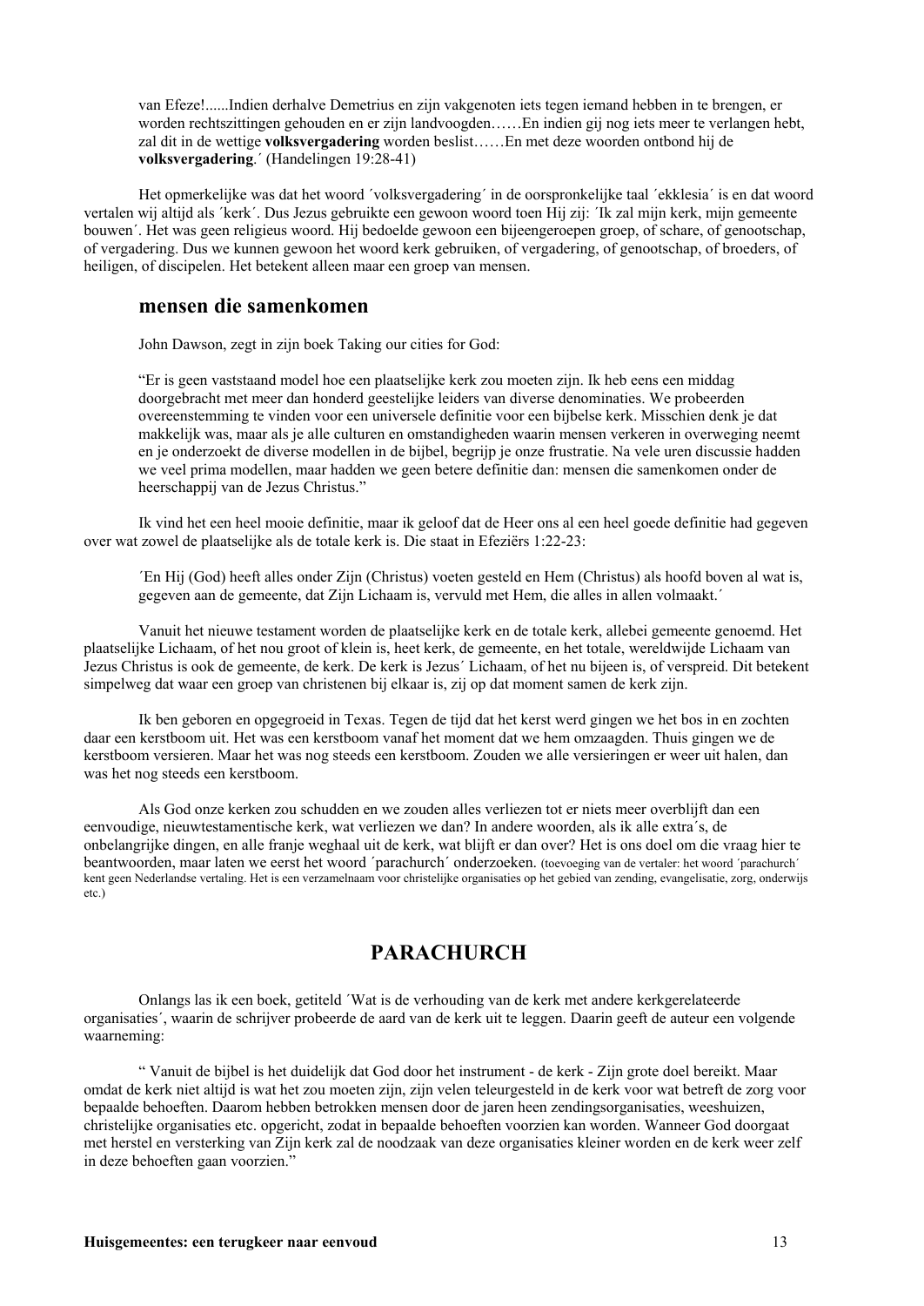van Efeze!......Indien derhalve Demetrius en zijn vakgenoten iets tegen iemand hebben in te brengen, er worden rechtszittingen gehouden en er zijn landvoogden……En indien gij nog iets meer te verlangen hebt, zal dit in de wettige **volksvergadering** worden beslist……En met deze woorden ontbond hij de **volksvergadering**.´ (Handelingen 19:28-41)

Het opmerkelijke was dat het woord ´volksvergadering´ in de oorspronkelijke taal ´ekklesia´ is en dat woord vertalen wij altijd als ´kerk´. Dus Jezus gebruikte een gewoon woord toen Hij zij: ´Ik zal mijn kerk, mijn gemeente bouwen´. Het was geen religieus woord. Hij bedoelde gewoon een bijeengeroepen groep, of schare, of genootschap, of vergadering. Dus we kunnen gewoon het woord kerk gebruiken, of vergadering, of genootschap, of broeders, of heiligen, of discipelen. Het betekent alleen maar een groep van mensen.

### mensen die samenkomen

John Dawson, zegt in zijn boek Taking our cities for God:

"Er is geen vaststaand model hoe een plaatselijke kerk zou moeten zijn. Ik heb eens een middag doorgebracht met meer dan honderd geestelijke leiders van diverse denominaties. We probeerden overeenstemming te vinden voor een universele definitie voor een bijbelse kerk. Misschien denk je dat makkelijk was, maar als je alle culturen en omstandigheden waarin mensen verkeren in overweging neemt en je onderzoekt de diverse modellen in de bijbel, begrijp je onze frustratie. Na vele uren discussie hadden we veel prima modellen, maar hadden we geen betere definitie dan: mensen die samenkomen onder de heerschappij van de Jezus Christus."

Ik vind het een heel mooie definitie, maar ik geloof dat de Heer ons al een heel goede definitie had gegeven over wat zowel de plaatselijke als de totale kerk is. Die staat in Efeziërs 1:22-23:

´En Hij (God) heeft alles onder Zijn (Christus) voeten gesteld en Hem (Christus) als hoofd boven al wat is, gegeven aan de gemeente, dat Zijn Lichaam is, vervuld met Hem, die alles in allen volmaakt.´

Vanuit het nieuwe testament worden de plaatselijke kerk en de totale kerk, allebei gemeente genoemd. Het plaatselijke Lichaam, of het nou groot of klein is, heet kerk, de gemeente, en het totale, wereldwijde Lichaam van Jezus Christus is ook de gemeente, de kerk. De kerk is Jezus´ Lichaam, of het nu bijeen is, of verspreid. Dit betekent simpelweg dat waar een groep van christenen bij elkaar is, zij op dat moment samen de kerk zijn.

Ik ben geboren en opgegroeid in Texas. Tegen de tijd dat het kerst werd gingen we het bos in en zochten daar een kerstboom uit. Het was een kerstboom vanaf het moment dat we hem omzaagden. Thuis gingen we de kerstboom versieren. Maar het was nog steeds een kerstboom. Zouden we alle versieringen er weer uit halen, dan was het nog steeds een kerstboom.

Als God onze kerken zou schudden en we zouden alles verliezen tot er niets meer overblijft dan een eenvoudige, nieuwtestamentische kerk, wat verliezen we dan? In andere woorden, als ik alle extra´s, de onbelangrijke dingen, en alle franje weghaal uit de kerk, wat blijft er dan over? Het is ons doel om die vraag hier te beantwoorden, maar laten we eerst het woord ´parachurch´ onderzoeken. (toevoeging van de vertaler: het woord ´parachurch´ kent geen Nederlandse vertaling. Het is een verzamelnaam voor christelijke organisaties op het gebied van zending, evangelisatie, zorg, onderwijs etc.)

## PARACHURCH

Onlangs las ik een boek, getiteld ´Wat is de verhouding van de kerk met andere kerkgerelateerde organisaties´, waarin de schrijver probeerde de aard van de kerk uit te leggen. Daarin geeft de auteur een volgende waarneming:

" Vanuit de bijbel is het duidelijk dat God door het instrument - de kerk - Zijn grote doel bereikt. Maar omdat de kerk niet altijd is wat het zou moeten zijn, zijn velen teleurgesteld in de kerk voor wat betreft de zorg voor bepaalde behoeften. Daarom hebben betrokken mensen door de jaren heen zendingsorganisaties, weeshuizen, christelijke organisaties etc. opgericht, zodat in bepaalde behoeften voorzien kan worden. Wanneer God doorgaat met herstel en versterking van Zijn kerk zal de noodzaak van deze organisaties kleiner worden en de kerk weer zelf in deze behoeften gaan voorzien."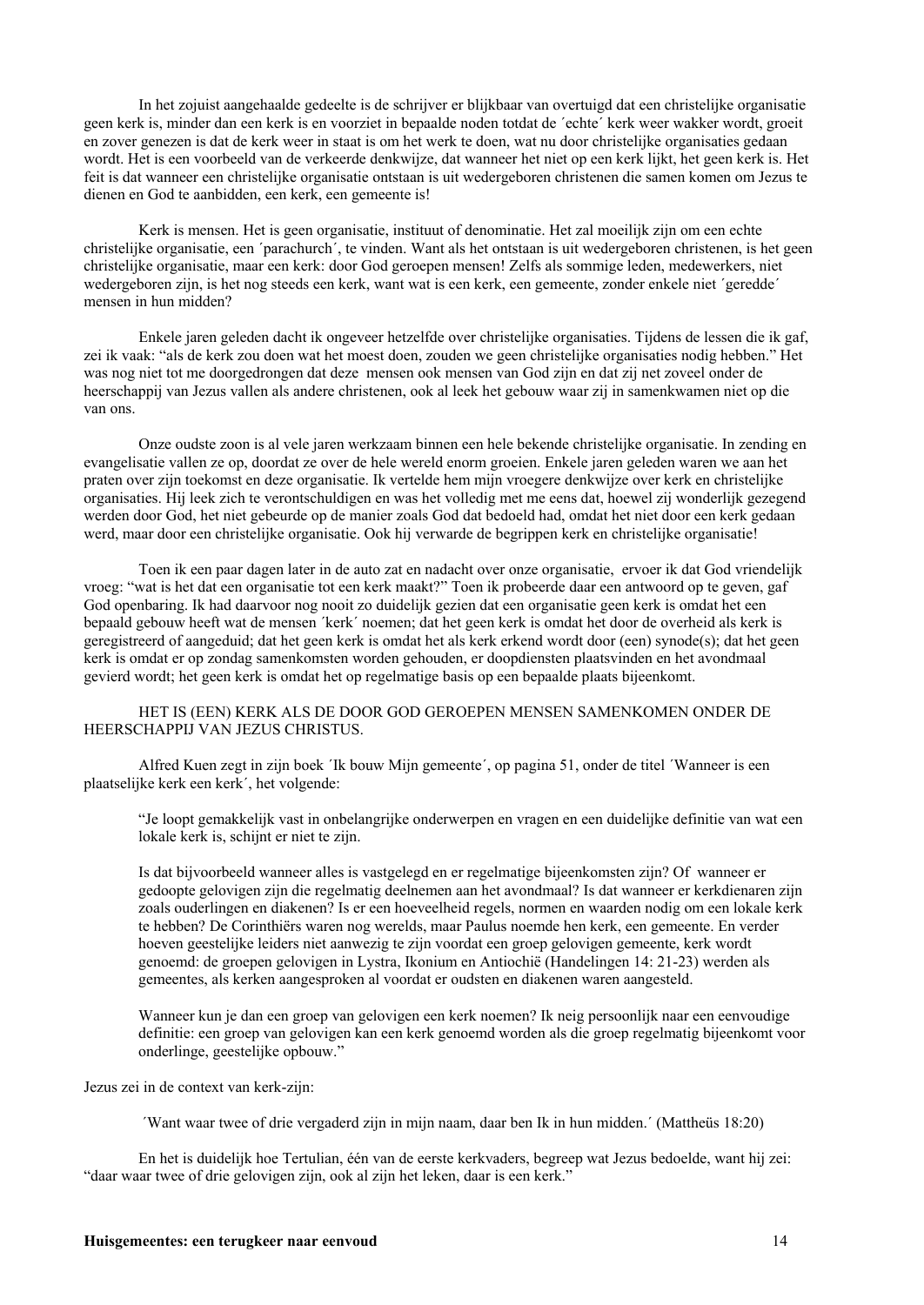In het zojuist aangehaalde gedeelte is de schrijver er blijkbaar van overtuigd dat een christelijke organisatie geen kerk is, minder dan een kerk is en voorziet in bepaalde noden totdat de ´echte´ kerk weer wakker wordt, groeit en zover genezen is dat de kerk weer in staat is om het werk te doen, wat nu door christelijke organisaties gedaan wordt. Het is een voorbeeld van de verkeerde denkwijze, dat wanneer het niet op een kerk lijkt, het geen kerk is. Het feit is dat wanneer een christelijke organisatie ontstaan is uit wedergeboren christenen die samen komen om Jezus te dienen en God te aanbidden, een kerk, een gemeente is!

Kerk is mensen. Het is geen organisatie, instituut of denominatie. Het zal moeilijk zijn om een echte christelijke organisatie, een ´parachurch´, te vinden. Want als het ontstaan is uit wedergeboren christenen, is het geen christelijke organisatie, maar een kerk: door God geroepen mensen! Zelfs als sommige leden, medewerkers, niet wedergeboren zijn, is het nog steeds een kerk, want wat is een kerk, een gemeente, zonder enkele niet ´geredde´ mensen in hun midden?

Enkele jaren geleden dacht ik ongeveer hetzelfde over christelijke organisaties. Tijdens de lessen die ik gaf, zei ik vaak: "als de kerk zou doen wat het moest doen, zouden we geen christelijke organisaties nodig hebben." Het was nog niet tot me doorgedrongen dat deze mensen ook mensen van God zijn en dat zij net zoveel onder de heerschappij van Jezus vallen als andere christenen, ook al leek het gebouw waar zij in samenkwamen niet op die van ons.

Onze oudste zoon is al vele jaren werkzaam binnen een hele bekende christelijke organisatie. In zending en evangelisatie vallen ze op, doordat ze over de hele wereld enorm groeien. Enkele jaren geleden waren we aan het praten over zijn toekomst en deze organisatie. Ik vertelde hem mijn vroegere denkwijze over kerk en christelijke organisaties. Hij leek zich te verontschuldigen en was het volledig met me eens dat, hoewel zij wonderlijk gezegend werden door God, het niet gebeurde op de manier zoals God dat bedoeld had, omdat het niet door een kerk gedaan werd, maar door een christelijke organisatie. Ook hij verwarde de begrippen kerk en christelijke organisatie!

Toen ik een paar dagen later in de auto zat en nadacht over onze organisatie, ervoer ik dat God vriendelijk vroeg: "wat is het dat een organisatie tot een kerk maakt?" Toen ik probeerde daar een antwoord op te geven, gaf God openbaring. Ik had daarvoor nog nooit zo duidelijk gezien dat een organisatie geen kerk is omdat het een bepaald gebouw heeft wat de mensen ´kerk´ noemen; dat het geen kerk is omdat het door de overheid als kerk is geregistreerd of aangeduid; dat het geen kerk is omdat het als kerk erkend wordt door (een) synode(s); dat het geen kerk is omdat er op zondag samenkomsten worden gehouden, er doopdiensten plaatsvinden en het avondmaal gevierd wordt; het geen kerk is omdat het op regelmatige basis op een bepaalde plaats bijeenkomt.

HET IS (EEN) KERK ALS DE DOOR GOD GEROEPEN MENSEN SAMENKOMEN ONDER DE HEERSCHAPPIJ VAN JEZUS CHRISTUS.

Alfred Kuen zegt in zijn boek ´Ik bouw Mijn gemeente´, op pagina 51, onder de titel ´Wanneer is een plaatselijke kerk een kerk´, het volgende:

> "Je loopt gemakkelijk vast in onbelangrijke onderwerpen en vragen en een duidelijke definitie van wat een lokale kerk is, schijnt er niet te zijn.
>
> Is dat bijvoorbeeld wanneer alles is vastgelegd en er regelmatige bijeenkomsten zijn? Of wanneer er gedoopte gelovigen zijn die regelmatig deelnemen aan het avondmaal? Is dat wanneer er kerkdienaren zijn zoals ouderlingen en diakenen? Is er een hoeveelheid regels, normen en waarden nodig om een lokale kerk te hebben? De Corinthiërs waren nog werelds, maar Paulus noemde hen kerk, een gemeente. En verder hoeven geestelijke leiders niet aanwezig te zijn voordat een groep gelovigen gemeente, kerk wordt genoemd: de groepen gelovigen in Lystra, Ikonium en Antiochië (Handelingen 14: 21-23) werden als gemeentes, als kerken aangesproken al voordat er oudsten en diakenen waren aangesteld.
>
> Wanneer kun je dan een groep van gelovigen een kerk noemen? Ik neig persoonlijk naar een eenvoudige definitie: een groep van gelovigen kan een kerk genoemd worden als die groep regelmatig bijeenkomt voor onderlinge, geestelijke opbouw."

Jezus zei in de context van kerk-zijn:

> ´Want waar twee of drie vergaderd zijn in mijn naam, daar ben Ik in hun midden.´ (Mattheüs 18:20)

En het is duidelijk hoe Tertulian, één van de eerste kerkvaders, begreep wat Jezus bedoelde, want hij zei: "daar waar twee of drie gelovigen zijn, ook al zijn het leken, daar is een kerk."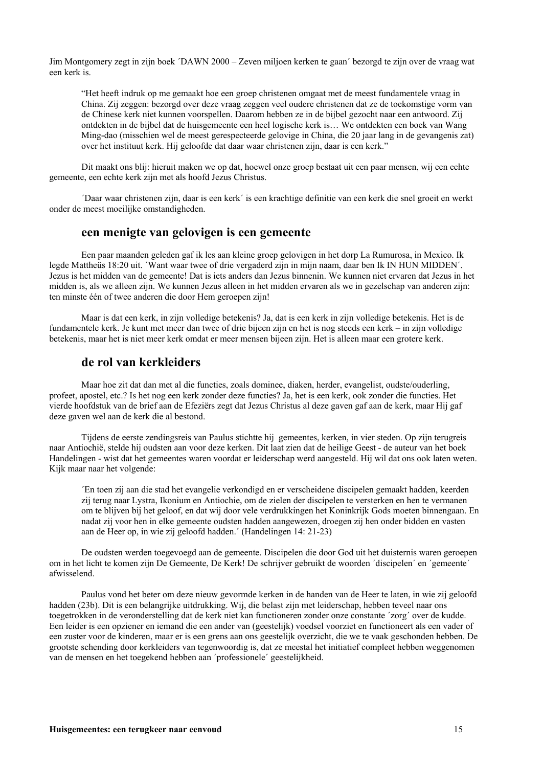Jim Montgomery zegt in zijn boek ´DAWN 2000 – Zeven miljoen kerken te gaan´ bezorgd te zijn over de vraag wat een kerk is.

> "Het heeft indruk op me gemaakt hoe een groep christenen omgaat met de meest fundamentele vraag in China. Zij zeggen: bezorgd over deze vraag zeggen veel oudere christenen dat ze de toekomstige vorm van de Chinese kerk niet kunnen voorspellen. Daarom hebben ze in de bijbel gezocht naar een antwoord. Zij ontdekten in de bijbel dat de huisgemeente een heel logische kerk is… We ontdekten een boek van Wang Ming-dao (misschien wel de meest gerespecteerde gelovige in China, die 20 jaar lang in de gevangenis zat) over het instituut kerk. Hij geloofde dat daar waar christenen zijn, daar is een kerk."

Dit maakt ons blij: hieruit maken we op dat, hoewel onze groep bestaat uit een paar mensen, wij een echte gemeente, een echte kerk zijn met als hoofd Jezus Christus.

´Daar waar christenen zijn, daar is een kerk´ is een krachtige definitie van een kerk die snel groeit en werkt onder de meest moeilijke omstandigheden.

## een menigte van gelovigen is een gemeente

Een paar maanden geleden gaf ik les aan kleine groep gelovigen in het dorp La Rumurosa, in Mexico. Ik legde Mattheüs 18:20 uit. ´Want waar twee of drie vergaderd zijn in mijn naam, daar ben Ik IN HUN MIDDEN´. Jezus is het midden van de gemeente! Dat is iets anders dan Jezus binnenin. We kunnen niet ervaren dat Jezus in het midden is, als we alleen zijn. We kunnen Jezus alleen in het midden ervaren als we in gezelschap van anderen zijn: ten minste één of twee anderen die door Hem geroepen zijn!

Maar is dat een kerk, in zijn volledige betekenis? Ja, dat is een kerk in zijn volledige betekenis. Het is de fundamentele kerk. Je kunt met meer dan twee of drie bijeen zijn en het is nog steeds een kerk – in zijn volledige betekenis, maar het is niet meer kerk omdat er meer mensen bijeen zijn. Het is alleen maar een grotere kerk.

## de rol van kerkleiders

Maar hoe zit dat dan met al die functies, zoals dominee, diaken, herder, evangelist, oudste/ouderling, profeet, apostel, etc.? Is het nog een kerk zonder deze functies? Ja, het is een kerk, ook zonder die functies. Het vierde hoofdstuk van de brief aan de Efeziërs zegt dat Jezus Christus al deze gaven gaf aan de kerk, maar Hij gaf deze gaven wel aan de kerk die al bestond.

Tijdens de eerste zendingsreis van Paulus stichtte hij gemeentes, kerken, in vier steden. Op zijn terugreis naar Antiochië, stelde hij oudsten aan voor deze kerken. Dit laat zien dat de heilige Geest - de auteur van het boek Handelingen - wist dat het gemeentes waren voordat er leiderschap werd aangesteld. Hij wil dat ons ook laten weten. Kijk maar naar het volgende:

> ´En toen zij aan die stad het evangelie verkondigd en er verscheidene discipelen gemaakt hadden, keerden zij terug naar Lystra, Ikonium en Antiochie, om de zielen der discipelen te versterken en hen te vermanen om te blijven bij het geloof, en dat wij door vele verdrukkingen het Koninkrijk Gods moeten binnengaan. En nadat zij voor hen in elke gemeente oudsten hadden aangewezen, droegen zij hen onder bidden en vasten aan de Heer op, in wie zij geloofd hadden.´ (Handelingen 14: 21-23)

De oudsten werden toegevoegd aan de gemeente. Discipelen die door God uit het duisternis waren geroepen om in het licht te komen zijn De Gemeente, De Kerk! De schrijver gebruikt de woorden ´discipelen´ en ´gemeente´ afwisselend.

Paulus vond het beter om deze nieuw gevormde kerken in de handen van de Heer te laten, in wie zij geloofd hadden (23b). Dit is een belangrijke uitdrukking. Wij, die belast zijn met leiderschap, hebben teveel naar ons toegetrokken in de veronderstelling dat de kerk niet kan functioneren zonder onze constante ´zorg´ over de kudde. Een leider is een opziener en iemand die een ander van (geestelijk) voedsel voorziet en functioneert als een vader of een zuster voor de kinderen, maar er is een grens aan ons geestelijk overzicht, die we te vaak geschonden hebben. De grootste schending door kerkleiders van tegenwoordig is, dat ze meestal het initiatief compleet hebben weggenomen van de mensen en het toegekend hebben aan ´professionele´ geestelijkheid.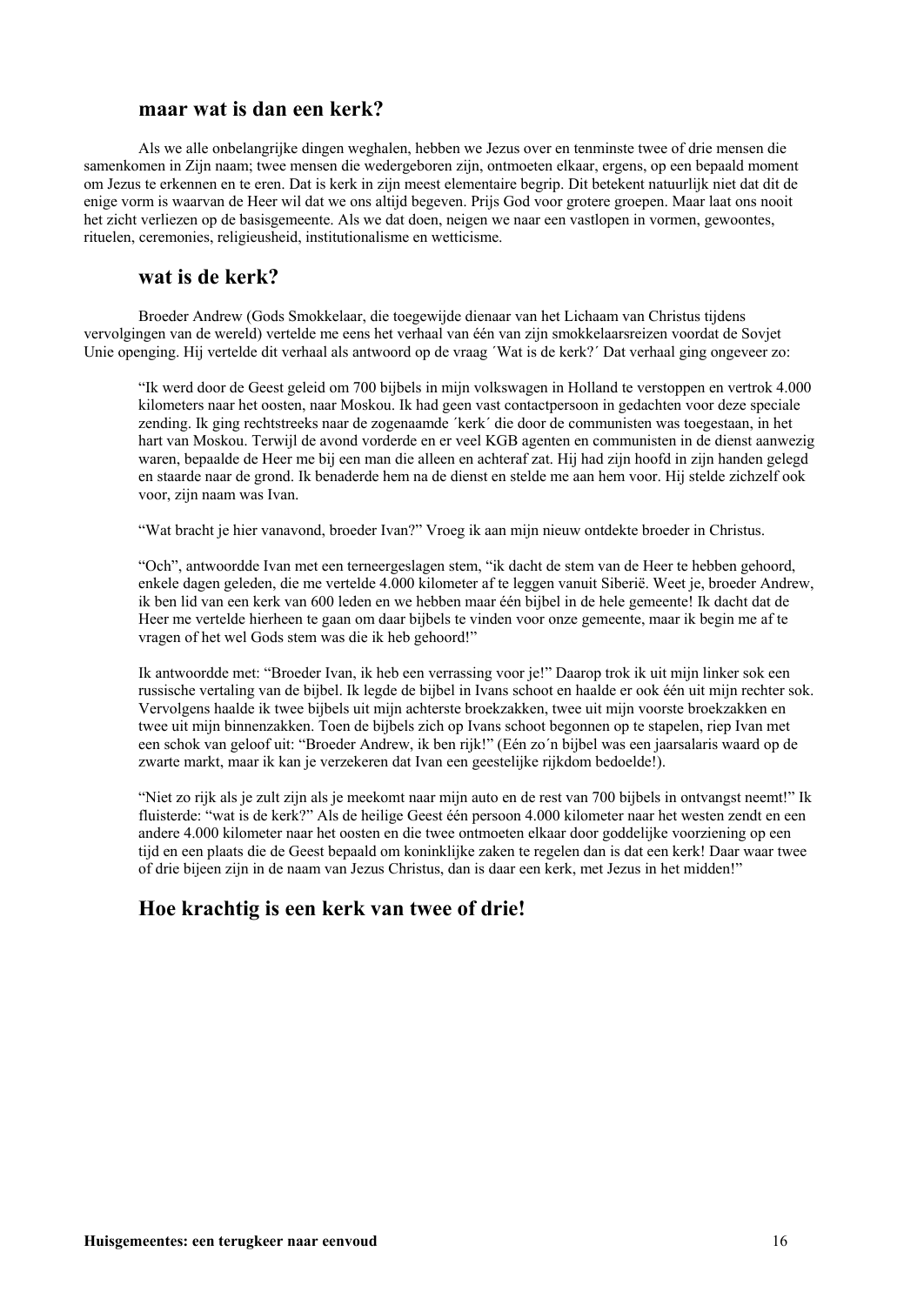### maar wat is dan een kerk?

Als we alle onbelangrijke dingen weghalen, hebben we Jezus over en tenminste twee of drie mensen die samenkomen in Zijn naam; twee mensen die wedergeboren zijn, ontmoeten elkaar, ergens, op een bepaald moment om Jezus te erkennen en te eren. Dat is kerk in zijn meest elementaire begrip. Dit betekent natuurlijk niet dat dit de enige vorm is waarvan de Heer wil dat we ons altijd begeven. Prijs God voor grotere groepen. Maar laat ons nooit het zicht verliezen op de basisgemeente. Als we dat doen, neigen we naar een vastlopen in vormen, gewoontes, rituelen, ceremonies, religieusheid, institutionalisme en wetticisme.

### wat is de kerk?

Broeder Andrew (Gods Smokkelaar, die toegewijde dienaar van het Lichaam van Christus tijdens vervolgingen van de wereld) vertelde me eens het verhaal van één van zijn smokkelaarsreizen voordat de Sovjet Unie openging. Hij vertelde dit verhaal als antwoord op de vraag ´Wat is de kerk?´ Dat verhaal ging ongeveer zo:

> "Ik werd door de Geest geleid om 700 bijbels in mijn volkswagen in Holland te verstoppen en vertrok 4.000 kilometers naar het oosten, naar Moskou. Ik had geen vast contactpersoon in gedachten voor deze speciale zending. Ik ging rechtstreeks naar de zogenaamde ´kerk´ die door de communisten was toegestaan, in het hart van Moskou. Terwijl de avond vorderde en er veel KGB agenten en communisten in de dienst aanwezig waren, bepaalde de Heer me bij een man die alleen en achteraf zat. Hij had zijn hoofd in zijn handen gelegd en staarde naar de grond. Ik benaderde hem na de dienst en stelde me aan hem voor. Hij stelde zichzelf ook voor, zijn naam was Ivan.
>
> "Wat bracht je hier vanavond, broeder Ivan?" Vroeg ik aan mijn nieuw ontdekte broeder in Christus.
>
> "Och", antwoordde Ivan met een terneergeslagen stem, "ik dacht de stem van de Heer te hebben gehoord, enkele dagen geleden, die me vertelde 4.000 kilometer af te leggen vanuit Siberië. Weet je, broeder Andrew, ik ben lid van een kerk van 600 leden en we hebben maar één bijbel in de hele gemeente! Ik dacht dat de Heer me vertelde hierheen te gaan om daar bijbels te vinden voor onze gemeente, maar ik begin me af te vragen of het wel Gods stem was die ik heb gehoord!"
>
> Ik antwoordde met: "Broeder Ivan, ik heb een verrassing voor je!" Daarop trok ik uit mijn linker sok een russische vertaling van de bijbel. Ik legde de bijbel in Ivans schoot en haalde er ook één uit mijn rechter sok. Vervolgens haalde ik twee bijbels uit mijn achterste broekzakken, twee uit mijn voorste broekzakken en twee uit mijn binnenzakken. Toen de bijbels zich op Ivans schoot begonnen op te stapelen, riep Ivan met een schok van geloof uit: "Broeder Andrew, ik ben rijk!" (Eén zo´n bijbel was een jaarsalaris waard op de zwarte markt, maar ik kan je verzekeren dat Ivan een geestelijke rijkdom bedoelde!).
>
> "Niet zo rijk als je zult zijn als je meekomt naar mijn auto en de rest van 700 bijbels in ontvangst neemt!" Ik fluisterde: "wat is de kerk?" Als de heilige Geest één persoon 4.000 kilometer naar het westen zendt en een andere 4.000 kilometer naar het oosten en die twee ontmoeten elkaar door goddelijke voorziening op een tijd en een plaats die de Geest bepaald om koninklijke zaken te regelen dan is dat een kerk! Daar waar twee of drie bijeen zijn in de naam van Jezus Christus, dan is daar een kerk, met Jezus in het midden!"

## Hoe krachtig is een kerk van twee of drie!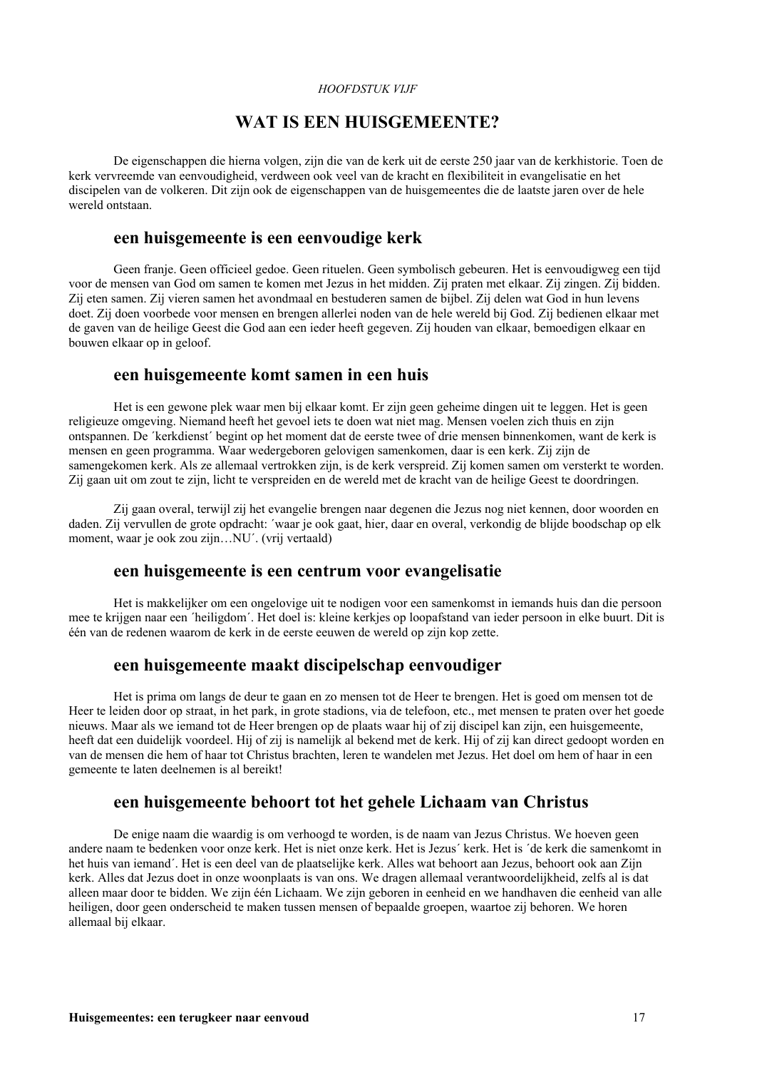*HOOFDSTUK VIJF*

# WAT IS EEN HUISGEMEENTE?

De eigenschappen die hierna volgen, zijn die van de kerk uit de eerste 250 jaar van de kerkhistorie. Toen de kerk vervreemde van eenvoudigheid, verdween ook veel van de kracht en flexibiliteit in evangelisatie en het discipelen van de volkeren. Dit zijn ook de eigenschappen van de huisgemeentes die de laatste jaren over de hele wereld ontstaan.

## een huisgemeente is een eenvoudige kerk

Geen franje. Geen officieel gedoe. Geen rituelen. Geen symbolisch gebeuren. Het is eenvoudigweg een tijd voor de mensen van God om samen te komen met Jezus in het midden. Zij praten met elkaar. Zij zingen. Zij bidden. Zij eten samen. Zij vieren samen het avondmaal en bestuderen samen de bijbel. Zij delen wat God in hun levens doet. Zij doen voorbede voor mensen en brengen allerlei noden van de hele wereld bij God. Zij bedienen elkaar met de gaven van de heilige Geest die God aan een ieder heeft gegeven. Zij houden van elkaar, bemoedigen elkaar en bouwen elkaar op in geloof.

## een huisgemeente komt samen in een huis

Het is een gewone plek waar men bij elkaar komt. Er zijn geen geheime dingen uit te leggen. Het is geen religieuze omgeving. Niemand heeft het gevoel iets te doen wat niet mag. Mensen voelen zich thuis en zijn ontspannen. De ´kerkdienst´ begint op het moment dat de eerste twee of drie mensen binnenkomen, want de kerk is mensen en geen programma. Waar wedergeboren gelovigen samenkomen, daar is een kerk. Zij zijn de samengekomen kerk. Als ze allemaal vertrokken zijn, is de kerk verspreid. Zij komen samen om versterkt te worden. Zij gaan uit om zout te zijn, licht te verspreiden en de wereld met de kracht van de heilige Geest te doordringen.

Zij gaan overal, terwijl zij het evangelie brengen naar degenen die Jezus nog niet kennen, door woorden en daden. Zij vervullen de grote opdracht: ´waar je ook gaat, hier, daar en overal, verkondig de blijde boodschap op elk moment, waar je ook zou zijn…NU´. (vrij vertaald)

## een huisgemeente is een centrum voor evangelisatie

Het is makkelijker om een ongelovige uit te nodigen voor een samenkomst in iemands huis dan die persoon mee te krijgen naar een ´heiligdom´. Het doel is: kleine kerkjes op loopafstand van ieder persoon in elke buurt. Dit is één van de redenen waarom de kerk in de eerste eeuwen de wereld op zijn kop zette.

## een huisgemeente maakt discipelschap eenvoudiger

Het is prima om langs de deur te gaan en zo mensen tot de Heer te brengen. Het is goed om mensen tot de Heer te leiden door op straat, in het park, in grote stadions, via de telefoon, etc., met mensen te praten over het goede nieuws. Maar als we iemand tot de Heer brengen op de plaats waar hij of zij discipel kan zijn, een huisgemeente, heeft dat een duidelijk voordeel. Hij of zij is namelijk al bekend met de kerk. Hij of zij kan direct gedoopt worden en van de mensen die hem of haar tot Christus brachten, leren te wandelen met Jezus. Het doel om hem of haar in een gemeente te laten deelnemen is al bereikt!

## een huisgemeente behoort tot het gehele Lichaam van Christus

De enige naam die waardig is om verhoogd te worden, is de naam van Jezus Christus. We hoeven geen andere naam te bedenken voor onze kerk. Het is niet onze kerk. Het is Jezus´ kerk. Het is ´de kerk die samenkomt in het huis van iemand´. Het is een deel van de plaatselijke kerk. Alles wat behoort aan Jezus, behoort ook aan Zijn kerk. Alles dat Jezus doet in onze woonplaats is van ons. We dragen allemaal verantwoordelijkheid, zelfs al is dat alleen maar door te bidden. We zijn één Lichaam. We zijn geboren in eenheid en we handhaven die eenheid van alle heiligen, door geen onderscheid te maken tussen mensen of bepaalde groepen, waartoe zij behoren. We horen allemaal bij elkaar.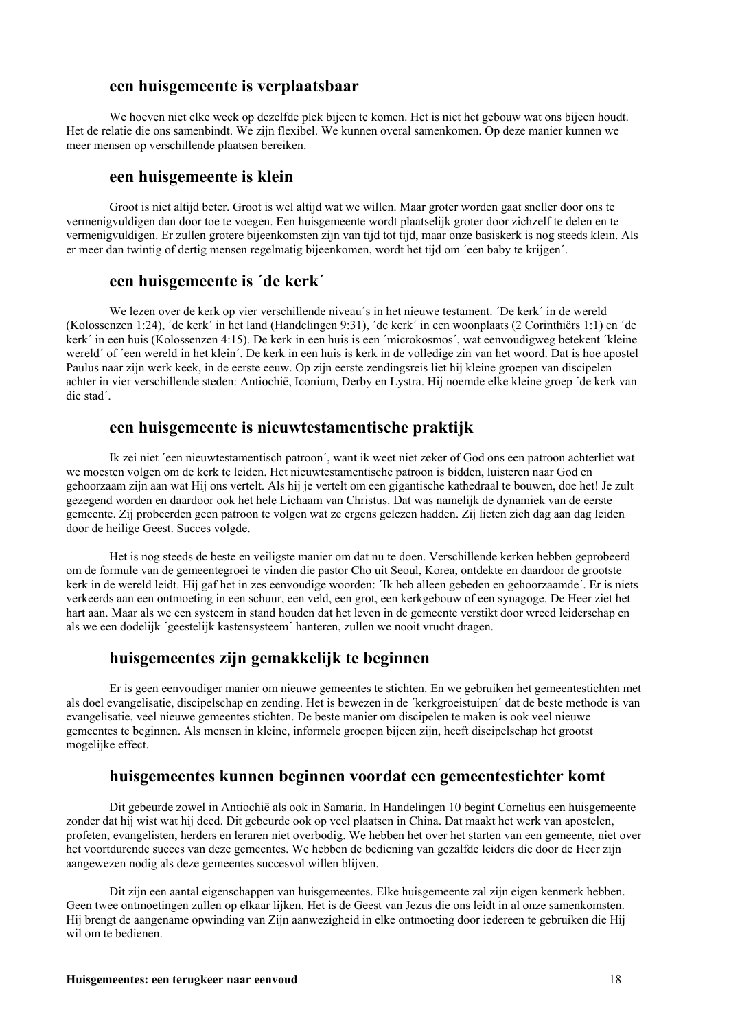### een huisgemeente is verplaatsbaar

We hoeven niet elke week op dezelfde plek bijeen te komen. Het is niet het gebouw wat ons bijeen houdt. Het de relatie die ons samenbindt. We zijn flexibel. We kunnen overal samenkomen. Op deze manier kunnen we meer mensen op verschillende plaatsen bereiken.

### een huisgemeente is klein

Groot is niet altijd beter. Groot is wel altijd wat we willen. Maar groter worden gaat sneller door ons te vermenigvuldigen dan door toe te voegen. Een huisgemeente wordt plaatselijk groter door zichzelf te delen en te vermenigvuldigen. Er zullen grotere bijeenkomsten zijn van tijd tot tijd, maar onze basiskerk is nog steeds klein. Als er meer dan twintig of dertig mensen regelmatig bijeenkomen, wordt het tijd om ´een baby te krijgen´.

### een huisgemeente is ´de kerk´

We lezen over de kerk op vier verschillende niveau´s in het nieuwe testament. ´De kerk´ in de wereld (Kolossenzen 1:24), ´de kerk´ in het land (Handelingen 9:31), ´de kerk´ in een woonplaats (2 Corinthiërs 1:1) en ´de kerk´ in een huis (Kolossenzen 4:15). De kerk in een huis is een ´microkosmos´, wat eenvoudigweg betekent ´kleine wereld´ of ´een wereld in het klein´. De kerk in een huis is kerk in de volledige zin van het woord. Dat is hoe apostel Paulus naar zijn werk keek, in de eerste eeuw. Op zijn eerste zendingsreis liet hij kleine groepen van discipelen achter in vier verschillende steden: Antiochië, Iconium, Derby en Lystra. Hij noemde elke kleine groep ´de kerk van die stad´.

### een huisgemeente is nieuwtestamentische praktijk

Ik zei niet ´een nieuwtestamentisch patroon´, want ik weet niet zeker of God ons een patroon achterliet wat we moesten volgen om de kerk te leiden. Het nieuwtestamentische patroon is bidden, luisteren naar God en gehoorzaam zijn aan wat Hij ons vertelt. Als hij je vertelt om een gigantische kathedraal te bouwen, doe het! Je zult gezegend worden en daardoor ook het hele Lichaam van Christus. Dat was namelijk de dynamiek van de eerste gemeente. Zij probeerden geen patroon te volgen wat ze ergens gelezen hadden. Zij lieten zich dag aan dag leiden door de heilige Geest. Succes volgde.

Het is nog steeds de beste en veiligste manier om dat nu te doen. Verschillende kerken hebben geprobeerd om de formule van de gemeentegroei te vinden die pastor Cho uit Seoul, Korea, ontdekte en daardoor de grootste kerk in de wereld leidt. Hij gaf het in zes eenvoudige woorden: ´Ik heb alleen gebeden en gehoorzaamde´. Er is niets verkeerds aan een ontmoeting in een schuur, een veld, een grot, een kerkgebouw of een synagoge. De Heer ziet het hart aan. Maar als we een systeem in stand houden dat het leven in de gemeente verstikt door wreed leiderschap en als we een dodelijk ´geestelijk kastensysteem´ hanteren, zullen we nooit vrucht dragen.

### huisgemeentes zijn gemakkelijk te beginnen

Er is geen eenvoudiger manier om nieuwe gemeentes te stichten. En we gebruiken het gemeentestichten met als doel evangelisatie, discipelschap en zending. Het is bewezen in de ´kerkgroeistuipen´ dat de beste methode is van evangelisatie, veel nieuwe gemeentes stichten. De beste manier om discipelen te maken is ook veel nieuwe gemeentes te beginnen. Als mensen in kleine, informele groepen bijeen zijn, heeft discipelschap het grootst mogelijke effect.

### huisgemeentes kunnen beginnen voordat een gemeentestichter komt

Dit gebeurde zowel in Antiochië als ook in Samaria. In Handelingen 10 begint Cornelius een huisgemeente zonder dat hij wist wat hij deed. Dit gebeurde ook op veel plaatsen in China. Dat maakt het werk van apostelen, profeten, evangelisten, herders en leraren niet overbodig. We hebben het over het starten van een gemeente, niet over het voortdurende succes van deze gemeentes. We hebben de bediening van gezalfde leiders die door de Heer zijn aangewezen nodig als deze gemeentes succesvol willen blijven.

Dit zijn een aantal eigenschappen van huisgemeentes. Elke huisgemeente zal zijn eigen kenmerk hebben. Geen twee ontmoetingen zullen op elkaar lijken. Het is de Geest van Jezus die ons leidt in al onze samenkomsten. Hij brengt de aangename opwinding van Zijn aanwezigheid in elke ontmoeting door iedereen te gebruiken die Hij wil om te bedienen.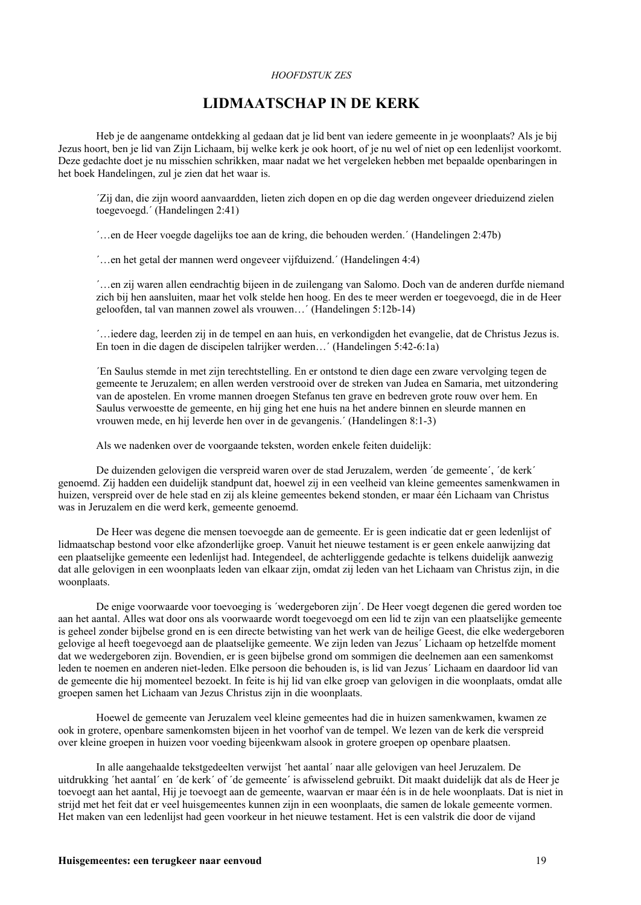*HOOFDSTUK ZES*

# LIDMAATSCHAP IN DE KERK

Heb je de aangename ontdekking al gedaan dat je lid bent van iedere gemeente in je woonplaats? Als je bij Jezus hoort, ben je lid van Zijn Lichaam, bij welke kerk je ook hoort, of je nu wel of niet op een ledenlijst voorkomt. Deze gedachte doet je nu misschien schrikken, maar nadat we het vergeleken hebben met bepaalde openbaringen in het boek Handelingen, zul je zien dat het waar is.

> ´Zij dan, die zijn woord aanvaardden, lieten zich dopen en op die dag werden ongeveer drieduizend zielen toegevoegd.´ (Handelingen 2:41)

> ´…en de Heer voegde dagelijks toe aan de kring, die behouden werden.´ (Handelingen 2:47b)

> ´…en het getal der mannen werd ongeveer vijfduizend.´ (Handelingen 4:4)

> ´…en zij waren allen eendrachtig bijeen in de zuilengang van Salomo. Doch van de anderen durfde niemand zich bij hen aansluiten, maar het volk stelde hen hoog. En des te meer werden er toegevoegd, die in de Heer geloofden, tal van mannen zowel als vrouwen…´ (Handelingen 5:12b-14)

> ´…iedere dag, leerden zij in de tempel en aan huis, en verkondigden het evangelie, dat de Christus Jezus is. En toen in die dagen de discipelen talrijker werden…´ (Handelingen 5:42-6:1a)

> ´En Saulus stemde in met zijn terechtstelling. En er ontstond te dien dage een zware vervolging tegen de gemeente te Jeruzalem; en allen werden verstrooid over de streken van Judea en Samaria, met uitzondering van de apostelen. En vrome mannen droegen Stefanus ten grave en bedreven grote rouw over hem. En Saulus verwoestte de gemeente, en hij ging het ene huis na het andere binnen en sleurde mannen en vrouwen mede, en hij leverde hen over in de gevangenis.´ (Handelingen 8:1-3)

Als we nadenken over de voorgaande teksten, worden enkele feiten duidelijk:

De duizenden gelovigen die verspreid waren over de stad Jeruzalem, werden ´de gemeente´, ´de kerk´ genoemd. Zij hadden een duidelijk standpunt dat, hoewel zij in een veelheid van kleine gemeentes samenkwamen in huizen, verspreid over de hele stad en zij als kleine gemeentes bekend stonden, er maar één Lichaam van Christus was in Jeruzalem en die werd kerk, gemeente genoemd.

De Heer was degene die mensen toevoegde aan de gemeente. Er is geen indicatie dat er geen ledenlijst of lidmaatschap bestond voor elke afzonderlijke groep. Vanuit het nieuwe testament is er geen enkele aanwijzing dat een plaatselijke gemeente een ledenlijst had. Integendeel, de achterliggende gedachte is telkens duidelijk aanwezig dat alle gelovigen in een woonplaats leden van elkaar zijn, omdat zij leden van het Lichaam van Christus zijn, in die woonplaats.

De enige voorwaarde voor toevoeging is ´wedergeboren zijn´. De Heer voegt degenen die gered worden toe aan het aantal. Alles wat door ons als voorwaarde wordt toegevoegd om een lid te zijn van een plaatselijke gemeente is geheel zonder bijbelse grond en is een directe betwisting van het werk van de heilige Geest, die elke wedergeboren gelovige al heeft toegevoegd aan de plaatselijke gemeente. We zijn leden van Jezus´ Lichaam op hetzelfde moment dat we wedergeboren zijn. Bovendien, er is geen bijbelse grond om sommigen die deelnemen aan een samenkomst leden te noemen en anderen niet-leden. Elke persoon die behouden is, is lid van Jezus´ Lichaam en daardoor lid van de gemeente die hij momenteel bezoekt. In feite is hij lid van elke groep van gelovigen in die woonplaats, omdat alle groepen samen het Lichaam van Jezus Christus zijn in die woonplaats.

Hoewel de gemeente van Jeruzalem veel kleine gemeentes had die in huizen samenkwamen, kwamen ze ook in grotere, openbare samenkomsten bijeen in het voorhof van de tempel. We lezen van de kerk die verspreid over kleine groepen in huizen voor voeding bijeenkwam alsook in grotere groepen op openbare plaatsen.

In alle aangehaalde tekstgedeelten verwijst ´het aantal´ naar alle gelovigen van heel Jeruzalem. De uitdrukking ´het aantal´ en ´de kerk´ of ´de gemeente´ is afwisselend gebruikt. Dit maakt duidelijk dat als de Heer je toevoegt aan het aantal, Hij je toevoegt aan de gemeente, waarvan er maar één is in de hele woonplaats. Dat is niet in strijd met het feit dat er veel huisgemeentes kunnen zijn in een woonplaats, die samen de lokale gemeente vormen. Het maken van een ledenlijst had geen voorkeur in het nieuwe testament. Het is een valstrik die door de vijand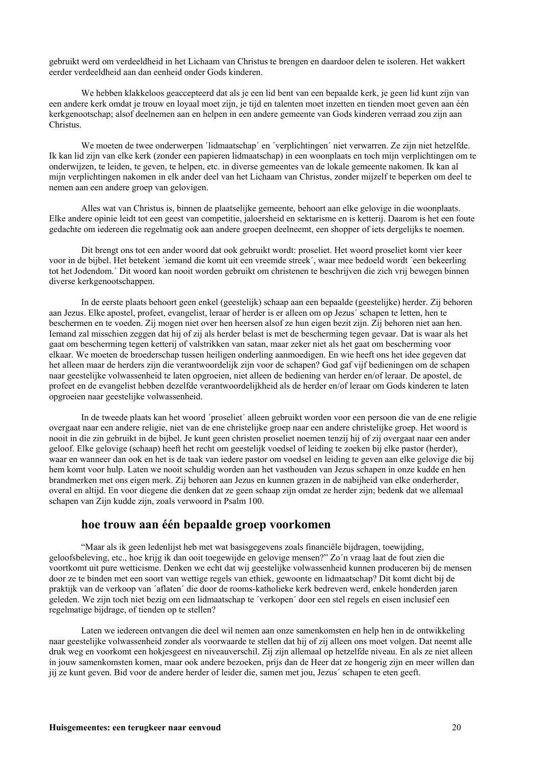gebruikt werd om verdeeldheid in het Lichaam van Christus te brengen en daardoor delen te isoleren. Het wakkert eerder verdeeldheid aan dan eenheid onder Gods kinderen.

We hebben klakkeloos geaccepteerd dat als je een lid bent van een bepaalde kerk, je geen lid kunt zijn van een andere kerk omdat je trouw en loyaal moet zijn, je tijd en talenten moet inzetten en tienden moet geven aan één kerkgenootschap; alsof deelnemen aan en helpen in een andere gemeente van Gods kinderen verraad zou zijn aan Christus.

We moeten de twee onderwerpen ´lidmaatschap´ en ´verplichtingen´ niet verwarren. Ze zijn niet hetzelfde. Ik kan lid zijn van elke kerk (zonder een papieren lidmaatschap) in een woonplaats en toch mijn verplichtingen om te onderwijzen, te leiden, te geven, te helpen, etc. in diverse gemeentes van de lokale gemeente nakomen. Ik kan al mijn verplichtingen nakomen in elk ander deel van het Lichaam van Christus, zonder mijzelf te beperken om deel te nemen aan een andere groep van gelovigen.

Alles wat van Christus is, binnen de plaatselijke gemeente, behoort aan elke gelovige in die woonplaats. Elke andere opinie leidt tot een geest van competitie, jaloersheid en sektarisme en is ketterij. Daarom is het een foute gedachte om iedereen die regelmatig ook aan andere groepen deelneemt, een shopper of iets dergelijks te noemen.

Dit brengt ons tot een ander woord dat ook gebruikt wordt: proseliet. Het woord proseliet komt vier keer voor in de bijbel. Het betekent ´iemand die komt uit een vreemde streek´, waar mee bedoeld wordt ´een bekeerling tot het Jodendom.´ Dit woord kan nooit worden gebruikt om christenen te beschrijven die zich vrij bewegen binnen diverse kerkgenootschappen.

In de eerste plaats behoort geen enkel (geestelijk) schaap aan een bepaalde (geestelijke) herder. Zij behoren aan Jezus. Elke apostel, profeet, evangelist, leraar of herder is er alleen om op Jezus´ schapen te letten, hen te beschermen en te voeden. Zij mogen niet over hen heersen alsof ze hun eigen bezit zijn. Zij behoren niet aan hen. Iemand zal misschien zeggen dat hij of zij als herder belast is met de bescherming tegen gevaar. Dat is waar als het gaat om bescherming tegen ketterij of valstrikken van satan, maar zeker niet als het gaat om bescherming voor elkaar. We moeten de broederschap tussen heiligen onderling aanmoedigen. En wie heeft ons het idee gegeven dat het alleen maar de herders zijn die verantwoordelijk zijn voor de schapen? God gaf vijf bedieningen om de schapen naar geestelijke volwassenheid te laten opgroeien, niet alleen de bediening van herder en/of leraar. De apostel, de profeet en de evangelist hebben dezelfde verantwoordelijkheid als de herder en/of leraar om Gods kinderen te laten opgroeien naar geestelijke volwassenheid.

In de tweede plaats kan het woord ´proseliet´ alleen gebruikt worden voor een persoon die van de ene religie overgaat naar een andere religie, niet van de ene christelijke groep naar een andere christelijke groep. Het woord is nooit in die zin gebruikt in de bijbel. Je kunt geen christen proseliet noemen tenzij hij of zij overgaat naar een ander geloof. Elke gelovige (schaap) heeft het recht om geestelijk voedsel of leiding te zoeken bij elke pastor (herder), waar en wanneer dan ook en het is de taak van iedere pastor om voedsel en leiding te geven aan elke gelovige die bij hem komt voor hulp. Laten we nooit schuldig worden aan het vasthouden van Jezus schapen in onze kudde en hen brandmerken met ons eigen merk. Zij behoren aan Jezus en kunnen grazen in de nabijheid van elke onderherder, overal en altijd. En voor diegene die denken dat ze geen schaap zijn omdat ze herder zijn; bedenk dat we allemaal schapen van Zijn kudde zijn, zoals verwoord in Psalm 100.

## hoe trouw aan één bepaalde groep voorkomen

“Maar als ik geen ledenlijst heb met wat basisgegevens zoals financiële bijdragen, toewijding, geloofsbeleving, etc., hoe krijg ik dan ooit toegewijde en gelovige mensen?” Zo´n vraag laat de fout zien die voortkomt uit pure wetticisme. Denken we echt dat wij geestelijke volwassenheid kunnen produceren bij de mensen door ze te binden met een soort van wettige regels van ethiek, gewoonte en lidmaatschap? Dit komt dicht bij de praktijk van de verkoop van ´aflaten´ die door de rooms-katholieke kerk bedreven werd, enkele honderden jaren geleden. We zijn toch niet bezig om een lidmaatschap te ´verkopen´ door een stel regels en eisen inclusief een regelmatige bijdrage, of tienden op te stellen?

Laten we iedereen ontvangen die deel wil nemen aan onze samenkomsten en help hen in de ontwikkeling naar geestelijke volwassenheid zonder als voorwaarde te stellen dat hij of zij alleen ons moet volgen. Dat neemt alle druk weg en voorkomt een hokjesgeest en niveauverschil. Zij zijn allemaal op hetzelfde niveau. En als ze niet alleen in jouw samenkomsten komen, maar ook andere bezoeken, prijs dan de Heer dat ze hongerig zijn en meer willen dan jij ze kunt geven. Bid voor de andere herder of leider die, samen met jou, Jezus´ schapen te eten geeft.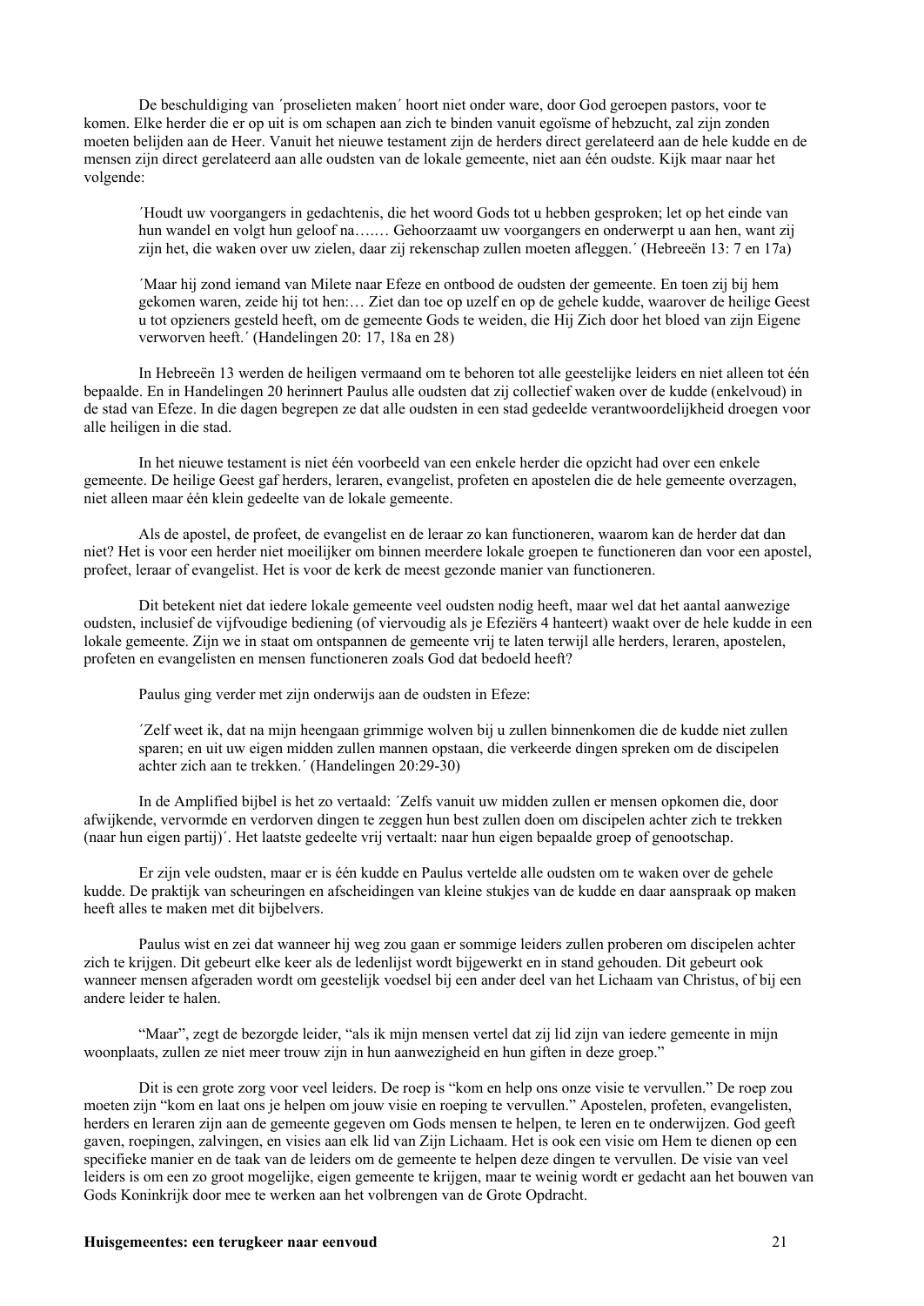De beschuldiging van ´proselieten maken´ hoort niet onder ware, door God geroepen pastors, voor te komen. Elke herder die er op uit is om schapen aan zich te binden vanuit egoïsme of hebzucht, zal zijn zonden moeten belijden aan de Heer. Vanuit het nieuwe testament zijn de herders direct gerelateerd aan de hele kudde en de mensen zijn direct gerelateerd aan alle oudsten van de lokale gemeente, niet aan één oudste. Kijk maar naar het volgende:

> ´Houdt uw voorgangers in gedachtenis, die het woord Gods tot u hebben gesproken; let op het einde van hun wandel en volgt hun geloof na…..… Gehoorzaamt uw voorgangers en onderwerpt u aan hen, want zij zijn het, die waken over uw zielen, daar zij rekenschap zullen moeten afleggen.´ (Hebreeën 13: 7 en 17a)

> ´Maar hij zond iemand van Milete naar Efeze en ontbood de oudsten der gemeente. En toen zij bij hem gekomen waren, zeide hij tot hen:… Ziet dan toe op uzelf en op de gehele kudde, waarover de heilige Geest u tot opzieners gesteld heeft, om de gemeente Gods te weiden, die Hij Zich door het bloed van zijn Eigene verworven heeft.´ (Handelingen 20: 17, 18a en 28)

In Hebreeën 13 werden de heiligen vermaand om te behoren tot alle geestelijke leiders en niet alleen tot één bepaalde. En in Handelingen 20 herinnert Paulus alle oudsten dat zij collectief waken over de kudde (enkelvoud) in de stad van Efeze. In die dagen begrepen ze dat alle oudsten in een stad gedeelde verantwoordelijkheid droegen voor alle heiligen in die stad.

In het nieuwe testament is niet één voorbeeld van een enkele herder die opzicht had over een enkele gemeente. De heilige Geest gaf herders, leraren, evangelist, profeten en apostelen die de hele gemeente overzagen, niet alleen maar één klein gedeelte van de lokale gemeente.

Als de apostel, de profeet, de evangelist en de leraar zo kan functioneren, waarom kan de herder dat dan niet? Het is voor een herder niet moeilijker om binnen meerdere lokale groepen te functioneren dan voor een apostel, profeet, leraar of evangelist. Het is voor de kerk de meest gezonde manier van functioneren.

Dit betekent niet dat iedere lokale gemeente veel oudsten nodig heeft, maar wel dat het aantal aanwezige oudsten, inclusief de vijfvoudige bediening (of viervoudig als je Efeziërs 4 hanteert) waakt over de hele kudde in een lokale gemeente. Zijn we in staat om ontspannen de gemeente vrij te laten terwijl alle herders, leraren, apostelen, profeten en evangelisten en mensen functioneren zoals God dat bedoeld heeft?

Paulus ging verder met zijn onderwijs aan de oudsten in Efeze:

> ´Zelf weet ik, dat na mijn heengaan grimmige wolven bij u zullen binnenkomen die de kudde niet zullen sparen; en uit uw eigen midden zullen mannen opstaan, die verkeerde dingen spreken om de discipelen achter zich aan te trekken.´ (Handelingen 20:29-30)

In de Amplified bijbel is het zo vertaald: ´Zelfs vanuit uw midden zullen er mensen opkomen die, door afwijkende, vervormde en verdorven dingen te zeggen hun best zullen doen om discipelen achter zich te trekken (naar hun eigen partij)´. Het laatste gedeelte vrij vertaalt: naar hun eigen bepaalde groep of genootschap.

Er zijn vele oudsten, maar er is één kudde en Paulus vertelde alle oudsten om te waken over de gehele kudde. De praktijk van scheuringen en afscheidingen van kleine stukjes van de kudde en daar aanspraak op maken heeft alles te maken met dit bijbelvers.

Paulus wist en zei dat wanneer hij weg zou gaan er sommige leiders zullen proberen om discipelen achter zich te krijgen. Dit gebeurt elke keer als de ledenlijst wordt bijgewerkt en in stand gehouden. Dit gebeurt ook wanneer mensen afgeraden wordt om geestelijk voedsel bij een ander deel van het Lichaam van Christus, of bij een andere leider te halen.

"Maar", zegt de bezorgde leider, "als ik mijn mensen vertel dat zij lid zijn van iedere gemeente in mijn woonplaats, zullen ze niet meer trouw zijn in hun aanwezigheid en hun giften in deze groep."

Dit is een grote zorg voor veel leiders. De roep is "kom en help ons onze visie te vervullen." De roep zou moeten zijn "kom en laat ons je helpen om jouw visie en roeping te vervullen." Apostelen, profeten, evangelisten, herders en leraren zijn aan de gemeente gegeven om Gods mensen te helpen, te leren en te onderwijzen. God geeft gaven, roepingen, zalvingen, en visies aan elk lid van Zijn Lichaam. Het is ook een visie om Hem te dienen op een specifieke manier en de taak van de leiders om de gemeente te helpen deze dingen te vervullen. De visie van veel leiders is om een zo groot mogelijke, eigen gemeente te krijgen, maar te weinig wordt er gedacht aan het bouwen van Gods Koninkrijk door mee te werken aan het volbrengen van de Grote Opdracht.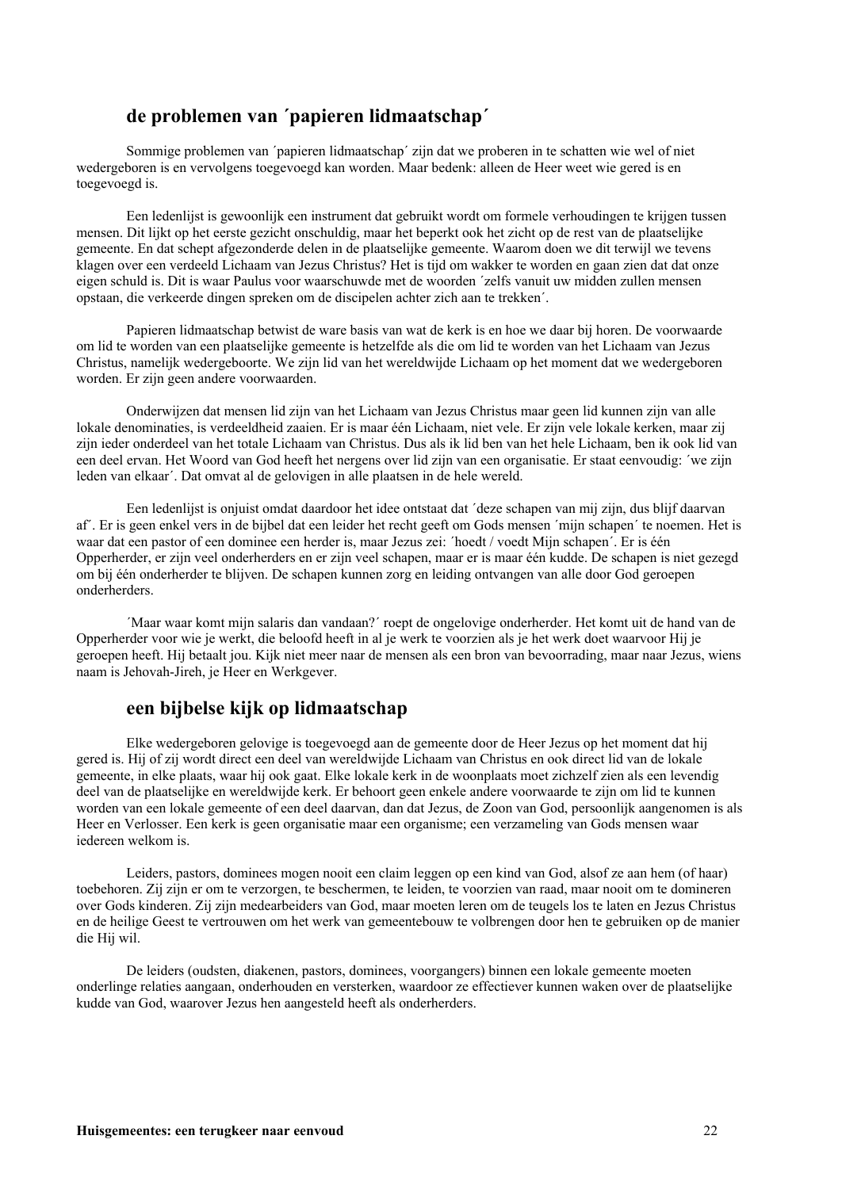## de problemen van ´papieren lidmaatschap´

Sommige problemen van ´papieren lidmaatschap´ zijn dat we proberen in te schatten wie wel of niet wedergeboren is en vervolgens toegevoegd kan worden. Maar bedenk: alleen de Heer weet wie gered is en toegevoegd is.

Een ledenlijst is gewoonlijk een instrument dat gebruikt wordt om formele verhoudingen te krijgen tussen mensen. Dit lijkt op het eerste gezicht onschuldig, maar het beperkt ook het zicht op de rest van de plaatselijke gemeente. En dat schept afgezonderde delen in de plaatselijke gemeente. Waarom doen we dit terwijl we tevens klagen over een verdeeld Lichaam van Jezus Christus? Het is tijd om wakker te worden en gaan zien dat dat onze eigen schuld is. Dit is waar Paulus voor waarschuwde met de woorden ´zelfs vanuit uw midden zullen mensen opstaan, die verkeerde dingen spreken om de discipelen achter zich aan te trekken´.

Papieren lidmaatschap betwist de ware basis van wat de kerk is en hoe we daar bij horen. De voorwaarde om lid te worden van een plaatselijke gemeente is hetzelfde als die om lid te worden van het Lichaam van Jezus Christus, namelijk wedergeboorte. We zijn lid van het wereldwijde Lichaam op het moment dat we wedergeboren worden. Er zijn geen andere voorwaarden.

Onderwijzen dat mensen lid zijn van het Lichaam van Jezus Christus maar geen lid kunnen zijn van alle lokale denominaties, is verdeeldheid zaaien. Er is maar één Lichaam, niet vele. Er zijn vele lokale kerken, maar zij zijn ieder onderdeel van het totale Lichaam van Christus. Dus als ik lid ben van het hele Lichaam, ben ik ook lid van een deel ervan. Het Woord van God heeft het nergens over lid zijn van een organisatie. Er staat eenvoudig: ´we zijn leden van elkaar´. Dat omvat al de gelovigen in alle plaatsen in de hele wereld.

Een ledenlijst is onjuist omdat daardoor het idee ontstaat dat ´deze schapen van mij zijn, dus blijf daarvan af˝. Er is geen enkel vers in de bijbel dat een leider het recht geeft om Gods mensen ´mijn schapen´ te noemen. Het is waar dat een pastor of een dominee een herder is, maar Jezus zei: ´hoedt / voedt Mijn schapen´. Er is één Opperherder, er zijn veel onderherders en er zijn veel schapen, maar er is maar één kudde. De schapen is niet gezegd om bij één onderherder te blijven. De schapen kunnen zorg en leiding ontvangen van alle door God geroepen onderherders.

´Maar waar komt mijn salaris dan vandaan?´ roept de ongelovige onderherder. Het komt uit de hand van de Opperherder voor wie je werkt, die beloofd heeft in al je werk te voorzien als je het werk doet waarvoor Hij je geroepen heeft. Hij betaalt jou. Kijk niet meer naar de mensen als een bron van bevoorrading, maar naar Jezus, wiens naam is Jehovah-Jireh, je Heer en Werkgever.

## een bijbelse kijk op lidmaatschap

Elke wedergeboren gelovige is toegevoegd aan de gemeente door de Heer Jezus op het moment dat hij gered is. Hij of zij wordt direct een deel van wereldwijde Lichaam van Christus en ook direct lid van de lokale gemeente, in elke plaats, waar hij ook gaat. Elke lokale kerk in de woonplaats moet zichzelf zien als een levendig deel van de plaatselijke en wereldwijde kerk. Er behoort geen enkele andere voorwaarde te zijn om lid te kunnen worden van een lokale gemeente of een deel daarvan, dan dat Jezus, de Zoon van God, persoonlijk aangenomen is als Heer en Verlosser. Een kerk is geen organisatie maar een organisme; een verzameling van Gods mensen waar iedereen welkom is.

Leiders, pastors, dominees mogen nooit een claim leggen op een kind van God, alsof ze aan hem (of haar) toebehoren. Zij zijn er om te verzorgen, te beschermen, te leiden, te voorzien van raad, maar nooit om te domineren over Gods kinderen. Zij zijn medearbeiders van God, maar moeten leren om de teugels los te laten en Jezus Christus en de heilige Geest te vertrouwen om het werk van gemeentebouw te volbrengen door hen te gebruiken op de manier die Hij wil.

De leiders (oudsten, diakenen, pastors, dominees, voorgangers) binnen een lokale gemeente moeten onderlinge relaties aangaan, onderhouden en versterken, waardoor ze effectiever kunnen waken over de plaatselijke kudde van God, waarover Jezus hen aangesteld heeft als onderherders.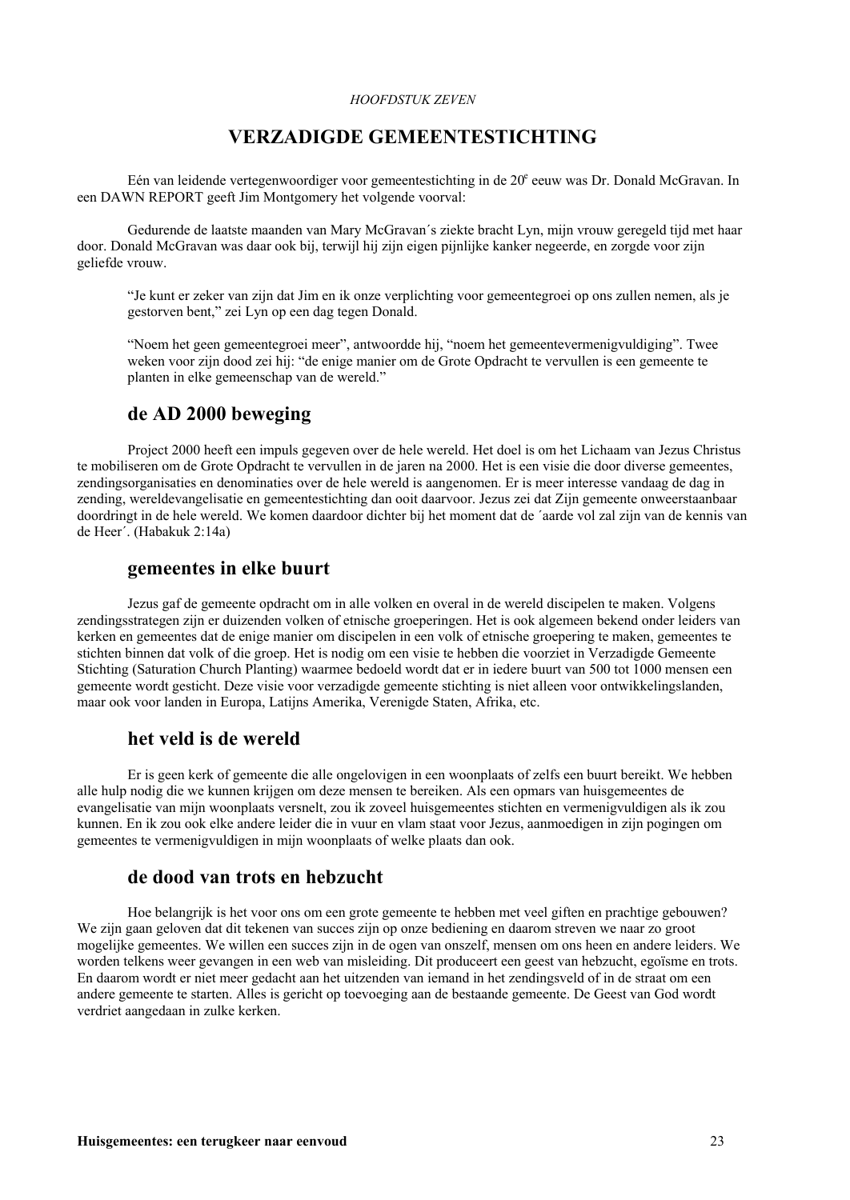*HOOFDSTUK ZEVEN*

# VERZADIGDE GEMEENTESTICHTING

Eén van leidende vertegenwoordiger voor gemeentestichting in de 20e eeuw was Dr. Donald McGravan. In een DAWN REPORT geeft Jim Montgomery het volgende voorval:

> Gedurende de laatste maanden van Mary McGravan´s ziekte bracht Lyn, mijn vrouw geregeld tijd met haar door. Donald McGravan was daar ook bij, terwijl hij zijn eigen pijnlijke kanker negeerde, en zorgde voor zijn geliefde vrouw.
>
> "Je kunt er zeker van zijn dat Jim en ik onze verplichting voor gemeentegroei op ons zullen nemen, als je gestorven bent," zei Lyn op een dag tegen Donald.
>
> "Noem het geen gemeentegroei meer", antwoordde hij, "noem het gemeentevermenigvuldiging". Twee weken voor zijn dood zei hij: "de enige manier om de Grote Opdracht te vervullen is een gemeente te planten in elke gemeenschap van de wereld."

## de AD 2000 beweging

Project 2000 heeft een impuls gegeven over de hele wereld. Het doel is om het Lichaam van Jezus Christus te mobiliseren om de Grote Opdracht te vervullen in de jaren na 2000. Het is een visie die door diverse gemeentes, zendingsorganisaties en denominaties over de hele wereld is aangenomen. Er is meer interesse vandaag de dag in zending, wereldevangelisatie en gemeentestichting dan ooit daarvoor. Jezus zei dat Zijn gemeente onweerstaanbaar doordringt in de hele wereld. We komen daardoor dichter bij het moment dat de ´aarde vol zal zijn van de kennis van de Heer´. (Habakuk 2:14a)

## gemeentes in elke buurt

Jezus gaf de gemeente opdracht om in alle volken en overal in de wereld discipelen te maken. Volgens zendingsstrategen zijn er duizenden volken of etnische groeperingen. Het is ook algemeen bekend onder leiders van kerken en gemeentes dat de enige manier om discipelen in een volk of etnische groepering te maken, gemeentes te stichten binnen dat volk of die groep. Het is nodig om een visie te hebben die voorziet in Verzadigde Gemeente Stichting (Saturation Church Planting) waarmee bedoeld wordt dat er in iedere buurt van 500 tot 1000 mensen een gemeente wordt gesticht. Deze visie voor verzadigde gemeente stichting is niet alleen voor ontwikkelingslanden, maar ook voor landen in Europa, Latijns Amerika, Verenigde Staten, Afrika, etc.

## het veld is de wereld

Er is geen kerk of gemeente die alle ongelovigen in een woonplaats of zelfs een buurt bereikt. We hebben alle hulp nodig die we kunnen krijgen om deze mensen te bereiken. Als een opmars van huisgemeentes de evangelisatie van mijn woonplaats versnelt, zou ik zoveel huisgemeentes stichten en vermenigvuldigen als ik zou kunnen. En ik zou ook elke andere leider die in vuur en vlam staat voor Jezus, aanmoedigen in zijn pogingen om gemeentes te vermenigvuldigen in mijn woonplaats of welke plaats dan ook.

## de dood van trots en hebzucht

Hoe belangrijk is het voor ons om een grote gemeente te hebben met veel giften en prachtige gebouwen? We zijn gaan geloven dat dit tekenen van succes zijn op onze bediening en daarom streven we naar zo groot mogelijke gemeentes. We willen een succes zijn in de ogen van onszelf, mensen om ons heen en andere leiders. We worden telkens weer gevangen in een web van misleiding. Dit produceert een geest van hebzucht, egoïsme en trots. En daarom wordt er niet meer gedacht aan het uitzenden van iemand in het zendingsveld of in de straat om een andere gemeente te starten. Alles is gericht op toevoeging aan de bestaande gemeente. De Geest van God wordt verdriet aangedaan in zulke kerken.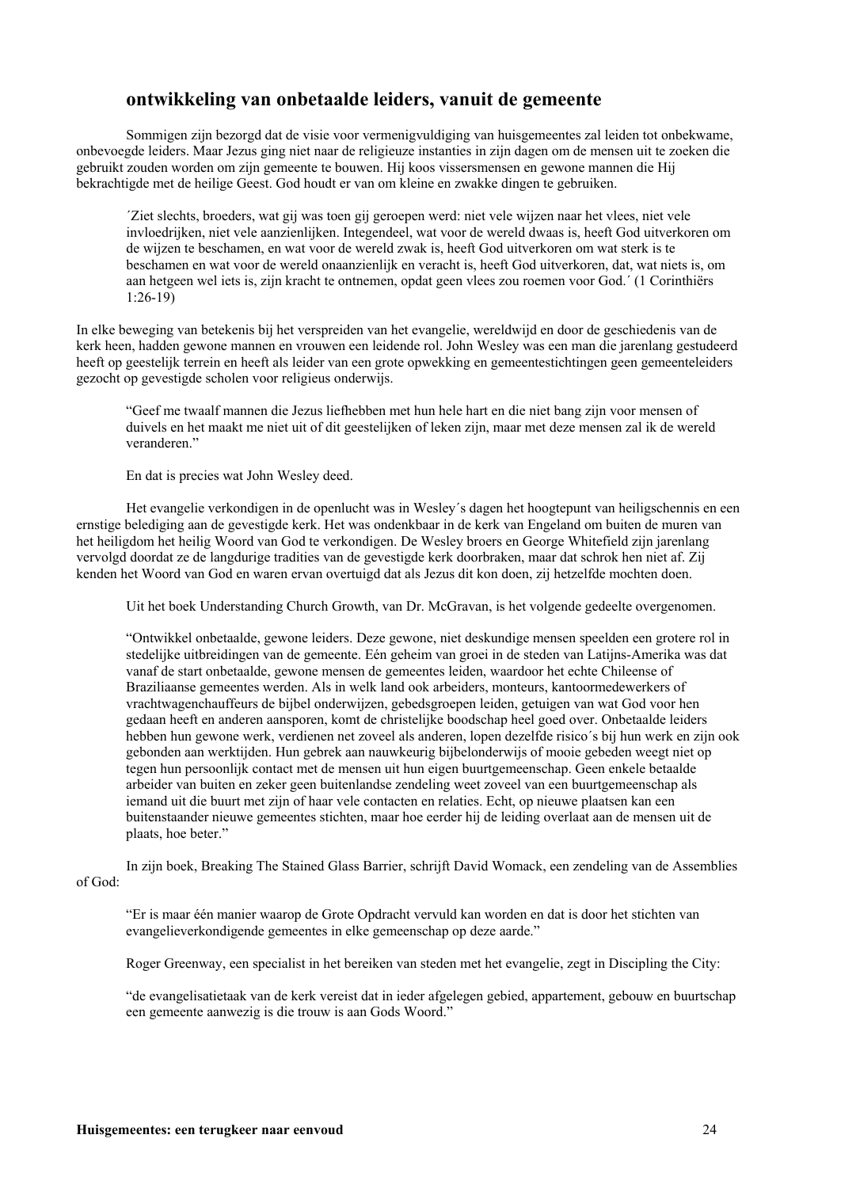## ontwikkeling van onbetaalde leiders, vanuit de gemeente

Sommigen zijn bezorgd dat de visie voor vermenigvuldiging van huisgemeentes zal leiden tot onbekwame, onbevoegde leiders. Maar Jezus ging niet naar de religieuze instanties in zijn dagen om de mensen uit te zoeken die gebruikt zouden worden om zijn gemeente te bouwen. Hij koos vissersmensen en gewone mannen die Hij bekrachtigde met de heilige Geest. God houdt er van om kleine en zwakke dingen te gebruiken.

> ´Ziet slechts, broeders, wat gij was toen gij geroepen werd: niet vele wijzen naar het vlees, niet vele invloedrijken, niet vele aanzienlijken. Integendeel, wat voor de wereld dwaas is, heeft God uitverkoren om de wijzen te beschamen, en wat voor de wereld zwak is, heeft God uitverkoren om wat sterk is te beschamen en wat voor de wereld onaanzienlijk en veracht is, heeft God uitverkoren, dat, wat niets is, om aan hetgeen wel iets is, zijn kracht te ontnemen, opdat geen vlees zou roemen voor God.´ (1 Corinthiërs 1:26-19)

In elke beweging van betekenis bij het verspreiden van het evangelie, wereldwijd en door de geschiedenis van de kerk heen, hadden gewone mannen en vrouwen een leidende rol. John Wesley was een man die jarenlang gestudeerd heeft op geestelijk terrein en heeft als leider van een grote opwekking en gemeentestichtingen geen gemeenteleiders gezocht op gevestigde scholen voor religieus onderwijs.

> "Geef me twaalf mannen die Jezus liefhebben met hun hele hart en die niet bang zijn voor mensen of duivels en het maakt me niet uit of dit geestelijken of leken zijn, maar met deze mensen zal ik de wereld veranderen."

En dat is precies wat John Wesley deed.

Het evangelie verkondigen in de openlucht was in Wesley´s dagen het hoogtepunt van heiligschennis en een ernstige belediging aan de gevestigde kerk. Het was ondenkbaar in de kerk van Engeland om buiten de muren van het heiligdom het heilig Woord van God te verkondigen. De Wesley broers en George Whitefield zijn jarenlang vervolgd doordat ze de langdurige tradities van de gevestigde kerk doorbraken, maar dat schrok hen niet af. Zij kenden het Woord van God en waren ervan overtuigd dat als Jezus dit kon doen, zij hetzelfde mochten doen.

Uit het boek Understanding Church Growth, van Dr. McGravan, is het volgende gedeelte overgenomen.

> "Ontwikkel onbetaalde, gewone leiders. Deze gewone, niet deskundige mensen speelden een grotere rol in stedelijke uitbreidingen van de gemeente. Eén geheim van groei in de steden van Latijns-Amerika was dat vanaf de start onbetaalde, gewone mensen de gemeentes leiden, waardoor het echte Chileense of Braziliaanse gemeentes werden. Als in welk land ook arbeiders, monteurs, kantoormedewerkers of vrachtwagenchauffeurs de bijbel onderwijzen, gebedsgroepen leiden, getuigen van wat God voor hen gedaan heeft en anderen aansporen, komt de christelijke boodschap heel goed over. Onbetaalde leiders hebben hun gewone werk, verdienen net zoveel als anderen, lopen dezelfde risico´s bij hun werk en zijn ook gebonden aan werktijden. Hun gebrek aan nauwkeurig bijbelonderwijs of mooie gebeden weegt niet op tegen hun persoonlijk contact met de mensen uit hun eigen buurtgemeenschap. Geen enkele betaalde arbeider van buiten en zeker geen buitenlandse zendeling weet zoveel van een buurtgemeenschap als iemand uit die buurt met zijn of haar vele contacten en relaties. Echt, op nieuwe plaatsen kan een buitenstaander nieuwe gemeentes stichten, maar hoe eerder hij de leiding overlaat aan de mensen uit de plaats, hoe beter."

In zijn boek, Breaking The Stained Glass Barrier, schrijft David Womack, een zendeling van de Assemblies of God:

> "Er is maar één manier waarop de Grote Opdracht vervuld kan worden en dat is door het stichten van evangelieverkondigende gemeentes in elke gemeenschap op deze aarde."

Roger Greenway, een specialist in het bereiken van steden met het evangelie, zegt in Discipling the City:

> "de evangelisatietaak van de kerk vereist dat in ieder afgelegen gebied, appartement, gebouw en buurtschap een gemeente aanwezig is die trouw is aan Gods Woord."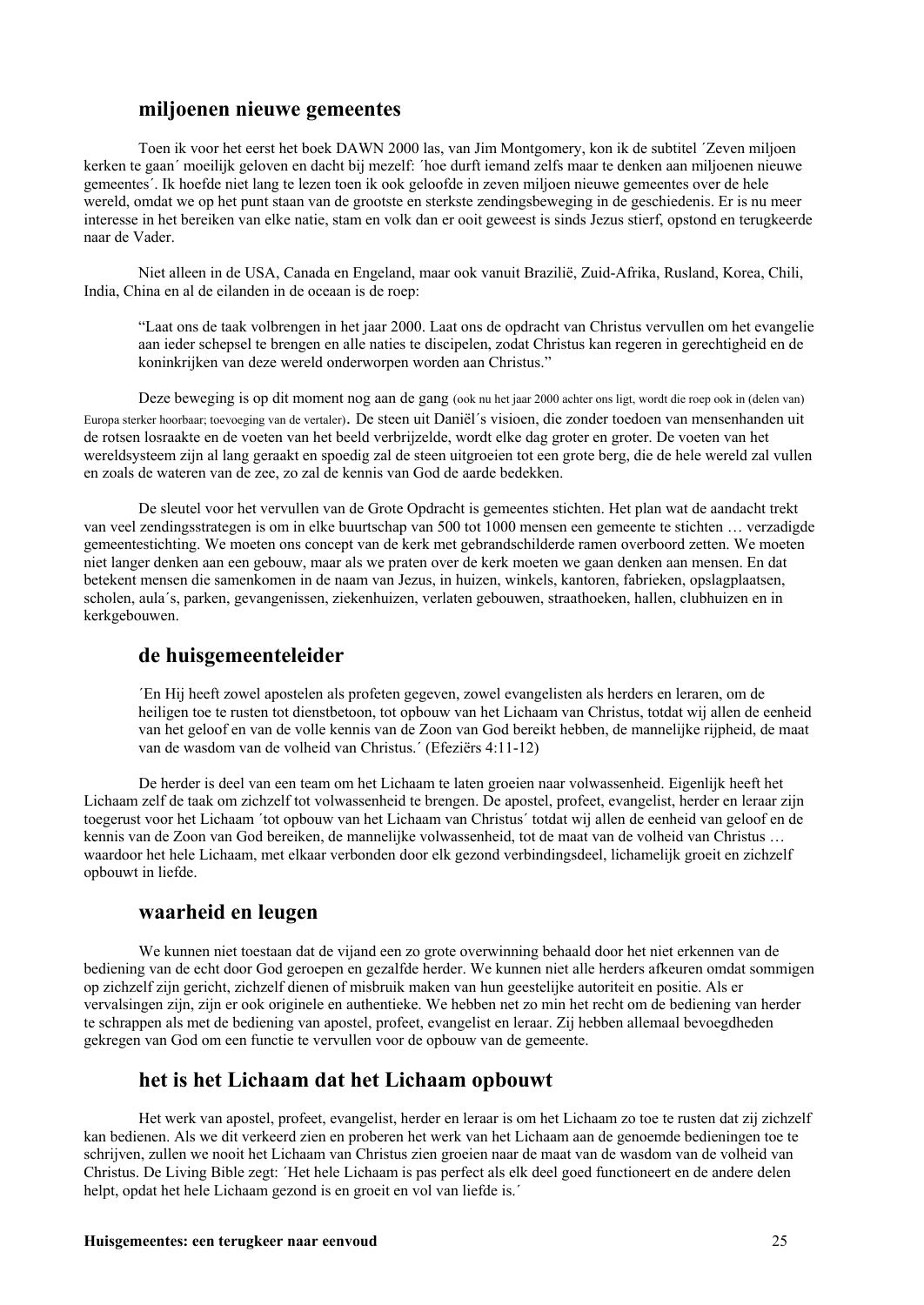## miljoenen nieuwe gemeentes

Toen ik voor het eerst het boek DAWN 2000 las, van Jim Montgomery, kon ik de subtitel ´Zeven miljoen kerken te gaan´ moeilijk geloven en dacht bij mezelf: ´hoe durft iemand zelfs maar te denken aan miljoenen nieuwe gemeentes´. Ik hoefde niet lang te lezen toen ik ook geloofde in zeven miljoen nieuwe gemeentes over de hele wereld, omdat we op het punt staan van de grootste en sterkste zendingsbeweging in de geschiedenis. Er is nu meer interesse in het bereiken van elke natie, stam en volk dan er ooit geweest is sinds Jezus stierf, opstond en terugkeerde naar de Vader.

Niet alleen in de USA, Canada en Engeland, maar ook vanuit Brazilië, Zuid-Afrika, Rusland, Korea, Chili, India, China en al de eilanden in de oceaan is de roep:

> "Laat ons de taak volbrengen in het jaar 2000. Laat ons de opdracht van Christus vervullen om het evangelie aan ieder schepsel te brengen en alle naties te discipelen, zodat Christus kan regeren in gerechtigheid en de koninkrijken van deze wereld onderworpen worden aan Christus."

Deze beweging is op dit moment nog aan de gang (ook nu het jaar 2000 achter ons ligt, wordt die roep ook in (delen van) Europa sterker hoorbaar; toevoeging van de vertaler). De steen uit Daniël´s visioen, die zonder toedoen van mensenhanden uit de rotsen losraakte en de voeten van het beeld verbrijzelde, wordt elke dag groter en groter. De voeten van het wereldsysteem zijn al lang geraakt en spoedig zal de steen uitgroeien tot een grote berg, die de hele wereld zal vullen en zoals de wateren van de zee, zo zal de kennis van God de aarde bedekken.

De sleutel voor het vervullen van de Grote Opdracht is gemeentes stichten. Het plan wat de aandacht trekt van veel zendingsstrategen is om in elke buurtschap van 500 tot 1000 mensen een gemeente te stichten … verzadigde gemeentestichting. We moeten ons concept van de kerk met gebrandschilderde ramen overboord zetten. We moeten niet langer denken aan een gebouw, maar als we praten over de kerk moeten we gaan denken aan mensen. En dat betekent mensen die samenkomen in de naam van Jezus, in huizen, winkels, kantoren, fabrieken, opslagplaatsen, scholen, aula´s, parken, gevangenissen, ziekenhuizen, verlaten gebouwen, straathoeken, hallen, clubhuizen en in kerkgebouwen.

## de huisgemeenteleider

> ´En Hij heeft zowel apostelen als profeten gegeven, zowel evangelisten als herders en leraren, om de heiligen toe te rusten tot dienstbetoon, tot opbouw van het Lichaam van Christus, totdat wij allen de eenheid van het geloof en van de volle kennis van de Zoon van God bereikt hebben, de mannelijke rijpheid, de maat van de wasdom van de volheid van Christus.´ (Efeziërs 4:11-12)

De herder is deel van een team om het Lichaam te laten groeien naar volwassenheid. Eigenlijk heeft het Lichaam zelf de taak om zichzelf tot volwassenheid te brengen. De apostel, profeet, evangelist, herder en leraar zijn toegerust voor het Lichaam ´tot opbouw van het Lichaam van Christus´ totdat wij allen de eenheid van geloof en de kennis van de Zoon van God bereiken, de mannelijke volwassenheid, tot de maat van de volheid van Christus … waardoor het hele Lichaam, met elkaar verbonden door elk gezond verbindingsdeel, lichamelijk groeit en zichzelf opbouwt in liefde.

## waarheid en leugen

We kunnen niet toestaan dat de vijand een zo grote overwinning behaald door het niet erkennen van de bediening van de echt door God geroepen en gezalfde herder. We kunnen niet alle herders afkeuren omdat sommigen op zichzelf zijn gericht, zichzelf dienen of misbruik maken van hun geestelijke autoriteit en positie. Als er vervalsingen zijn, zijn er ook originele en authentieke. We hebben net zo min het recht om de bediening van herder te schrappen als met de bediening van apostel, profeet, evangelist en leraar. Zij hebben allemaal bevoegdheden gekregen van God om een functie te vervullen voor de opbouw van de gemeente.

## het is het Lichaam dat het Lichaam opbouwt

Het werk van apostel, profeet, evangelist, herder en leraar is om het Lichaam zo toe te rusten dat zij zichzelf kan bedienen. Als we dit verkeerd zien en proberen het werk van het Lichaam aan de genoemde bedieningen toe te schrijven, zullen we nooit het Lichaam van Christus zien groeien naar de maat van de wasdom van de volheid van Christus. De Living Bible zegt: ´Het hele Lichaam is pas perfect als elk deel goed functioneert en de andere delen helpt, opdat het hele Lichaam gezond is en groeit en vol van liefde is.´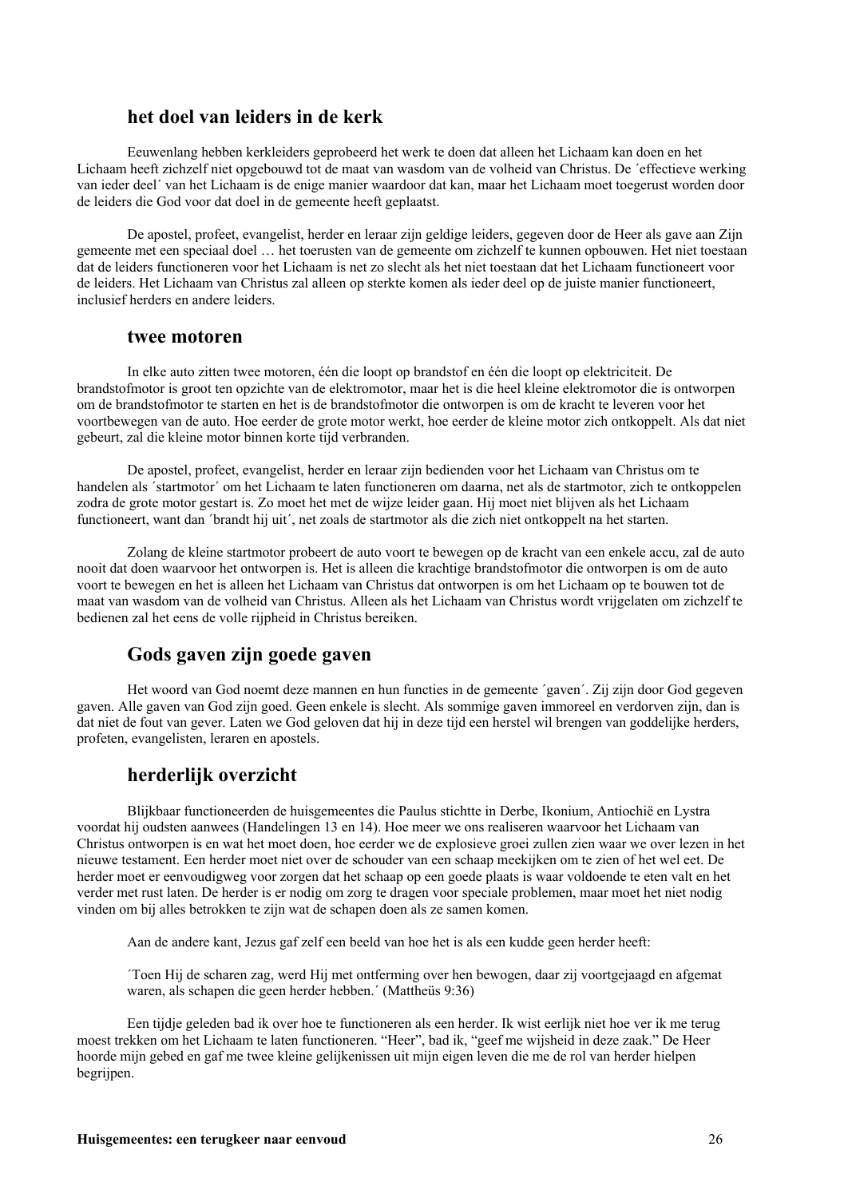## het doel van leiders in de kerk

Eeuwenlang hebben kerkleiders geprobeerd het werk te doen dat alleen het Lichaam kan doen en het Lichaam heeft zichzelf niet opgebouwd tot de maat van wasdom van de volheid van Christus. De ´effectieve werking van ieder deel´ van het Lichaam is de enige manier waardoor dat kan, maar het Lichaam moet toegerust worden door de leiders die God voor dat doel in de gemeente heeft geplaatst.

De apostel, profeet, evangelist, herder en leraar zijn geldige leiders, gegeven door de Heer als gave aan Zijn gemeente met een speciaal doel … het toerusten van de gemeente om zichzelf te kunnen opbouwen. Het niet toestaan dat de leiders functioneren voor het Lichaam is net zo slecht als het niet toestaan dat het Lichaam functioneert voor de leiders. Het Lichaam van Christus zal alleen op sterkte komen als ieder deel op de juiste manier functioneert, inclusief herders en andere leiders.

## twee motoren

In elke auto zitten twee motoren, één die loopt op brandstof en één die loopt op elektriciteit. De brandstofmotor is groot ten opzichte van de elektromotor, maar het is die heel kleine elektromotor die is ontworpen om de brandstofmotor te starten en het is de brandstofmotor die ontworpen is om de kracht te leveren voor het voortbewegen van de auto. Hoe eerder de grote motor werkt, hoe eerder de kleine motor zich ontkoppelt. Als dat niet gebeurt, zal die kleine motor binnen korte tijd verbranden.

De apostel, profeet, evangelist, herder en leraar zijn bedienden voor het Lichaam van Christus om te handelen als ´startmotor´ om het Lichaam te laten functioneren om daarna, net als de startmotor, zich te ontkoppelen zodra de grote motor gestart is. Zo moet het met de wijze leider gaan. Hij moet niet blijven als het Lichaam functioneert, want dan ´brandt hij uit´, net zoals de startmotor als die zich niet ontkoppelt na het starten.

Zolang de kleine startmotor probeert de auto voort te bewegen op de kracht van een enkele accu, zal de auto nooit dat doen waarvoor het ontworpen is. Het is alleen die krachtige brandstofmotor die ontworpen is om de auto voort te bewegen en het is alleen het Lichaam van Christus dat ontworpen is om het Lichaam op te bouwen tot de maat van wasdom van de volheid van Christus. Alleen als het Lichaam van Christus wordt vrijgelaten om zichzelf te bedienen zal het eens de volle rijpheid in Christus bereiken.

## Gods gaven zijn goede gaven

Het woord van God noemt deze mannen en hun functies in de gemeente ´gaven´. Zij zijn door God gegeven gaven. Alle gaven van God zijn goed. Geen enkele is slecht. Als sommige gaven immoreel en verdorven zijn, dan is dat niet de fout van gever. Laten we God geloven dat hij in deze tijd een herstel wil brengen van goddelijke herders, profeten, evangelisten, leraren en apostels.

## herderlijk overzicht

Blijkbaar functioneerden de huisgemeentes die Paulus stichtte in Derbe, Ikonium, Antiochië en Lystra voordat hij oudsten aanwees (Handelingen 13 en 14). Hoe meer we ons realiseren waarvoor het Lichaam van Christus ontworpen is en wat het moet doen, hoe eerder we de explosieve groei zullen zien waar we over lezen in het nieuwe testament. Een herder moet niet over de schouder van een schaap meekijken om te zien of het wel eet. De herder moet er eenvoudigweg voor zorgen dat het schaap op een goede plaats is waar voldoende te eten valt en het verder met rust laten. De herder is er nodig om zorg te dragen voor speciale problemen, maar moet het niet nodig vinden om bij alles betrokken te zijn wat de schapen doen als ze samen komen.

Aan de andere kant, Jezus gaf zelf een beeld van hoe het is als een kudde geen herder heeft:

´Toen Hij de scharen zag, werd Hij met ontferming over hen bewogen, daar zij voortgejaagd en afgemat waren, als schapen die geen herder hebben.´ (Mattheüs 9:36)

Een tijdje geleden bad ik over hoe te functioneren als een herder. Ik wist eerlijk niet hoe ver ik me terug moest trekken om het Lichaam te laten functioneren. "Heer", bad ik, "geef me wijsheid in deze zaak." De Heer hoorde mijn gebed en gaf me twee kleine gelijkenissen uit mijn eigen leven die me de rol van herder hielpen begrijpen.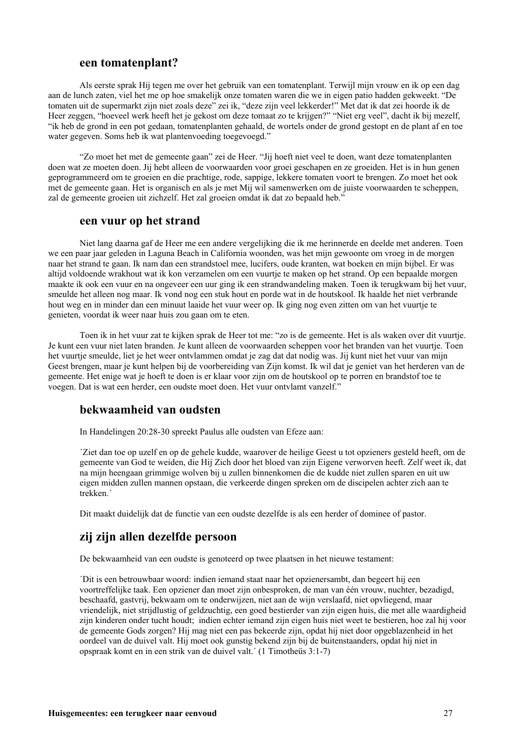## een tomatenplant?

Als eerste sprak Hij tegen me over het gebruik van een tomatenplant. Terwijl mijn vrouw en ik op een dag aan de lunch zaten, viel het me op hoe smakelijk onze tomaten waren die we in eigen patio hadden gekweekt. “De tomaten uit de supermarkt zijn niet zoals deze” zei ik, “deze zijn veel lekkerder!” Met dat ik dat zei hoorde ik de Heer zeggen, “hoeveel werk heeft het je gekost om deze tomaat zo te krijgen?” “Niet erg veel”, dacht ik bij mezelf, “ik heb de grond in een pot gedaan, tomatenplanten gehaald, de wortels onder de grond gestopt en de plant af en toe water gegeven. Soms heb ik wat plantenvoeding toegevoegd.”

“Zo moet het met de gemeente gaan” zei de Heer. “Jij hoeft niet veel te doen, want deze tomatenplanten doen wat ze moeten doen. Jij hebt alleen de voorwaarden voor groei geschapen en ze groeiden. Het is in hun genen geprogrammeerd om te groeien en die prachtige, rode, sappige, lekkere tomaten voort te brengen. Zo moet het ook met de gemeente gaan. Het is organisch en als je met Mij wil samenwerken om de juiste voorwaarden te scheppen, zal de gemeente groeien uit zichzelf. Het zal groeien omdat ik dat zo bepaald heb.”

## een vuur op het strand

Niet lang daarna gaf de Heer me een andere vergelijking die ik me herinnerde en deelde met anderen. Toen we een paar jaar geleden in Laguna Beach in California woonden, was het mijn gewoonte om vroeg in de morgen naar het strand te gaan. Ik nam dan een strandstoel mee, lucifers, oude kranten, wat boeken en mijn bijbel. Er was altijd voldoende wrakhout wat ik kon verzamelen om een vuurtje te maken op het strand. Op een bepaalde morgen maakte ik ook een vuur en na ongeveer een uur ging ik een strandwandeling maken. Toen ik terugkwam bij het vuur, smeulde het alleen nog maar. Ik vond nog een stuk hout en porde wat in de houtskool. Ik haalde het niet verbrande hout weg en in minder dan een minuut laaide het vuur weer op. Ik ging nog even zitten om van het vuurtje te genieten, voordat ik weer naar huis zou gaan om te eten.

Toen ik in het vuur zat te kijken sprak de Heer tot me: “zo is de gemeente. Het is als waken over dit vuurtje. Je kunt een vuur niet laten branden. Je kunt alleen de voorwaarden scheppen voor het branden van het vuurtje. Toen het vuurtje smeulde, liet je het weer ontvlammen omdat je zag dat dat nodig was. Jij kunt niet het vuur van mijn Geest brengen, maar je kunt helpen bij de voorbereiding van Zijn komst. Ik wil dat je geniet van het herderen van de gemeente. Het enige wat je hoeft te doen is er klaar voor zijn om de houtskool op te porren en brandstof toe te voegen. Dat is wat een herder, een oudste moet doen. Het vuur ontvlamt vanzelf.”

## bekwaamheid van oudsten

In Handelingen 20:28-30 spreekt Paulus alle oudsten van Efeze aan:

´Ziet dan toe op uzelf en op de gehele kudde, waarover de heilige Geest u tot opzieners gesteld heeft, om de gemeente van God te weiden, die Hij Zich door het bloed van zijn Eigene verworven heeft. Zelf weet ik, dat na mijn heengaan grimmige wolven bij u zullen binnenkomen die de kudde niet zullen sparen en uit uw eigen midden zullen mannen opstaan, die verkeerde dingen spreken om de discipelen achter zich aan te trekken.´

Dit maakt duidelijk dat de functie van een oudste dezelfde is als een herder of dominee of pastor.

## zij zijn allen dezelfde persoon

De bekwaamheid van een oudste is genoteerd op twee plaatsen in het nieuwe testament:

´Dit is een betrouwbaar woord: indien iemand staat naar het opzienersambt, dan begeert hij een voortreffelijke taak. Een opziener dan moet zijn onbesproken, de man van één vrouw, nuchter, bezadigd, beschaafd, gastvrij, bekwaam om te onderwijzen, niet aan de wijn verslaafd, niet opvliegend, maar vriendelijk, niet strijdlustig of geldzuchtig, een goed bestierder van zijn eigen huis, die met alle waardigheid zijn kinderen onder tucht houdt; indien echter iemand zijn eigen huis niet weet te bestieren, hoe zal hij voor de gemeente Gods zorgen? Hij mag niet een pas bekeerde zijn, opdat hij niet door opgeblazenheid in het oordeel van de duivel valt. Hij moet ook gunstig bekend zijn bij de buitenstaanders, opdat hij niet in opspraak komt en in een strik van de duivel valt.´ (1 Timotheüs 3:1-7)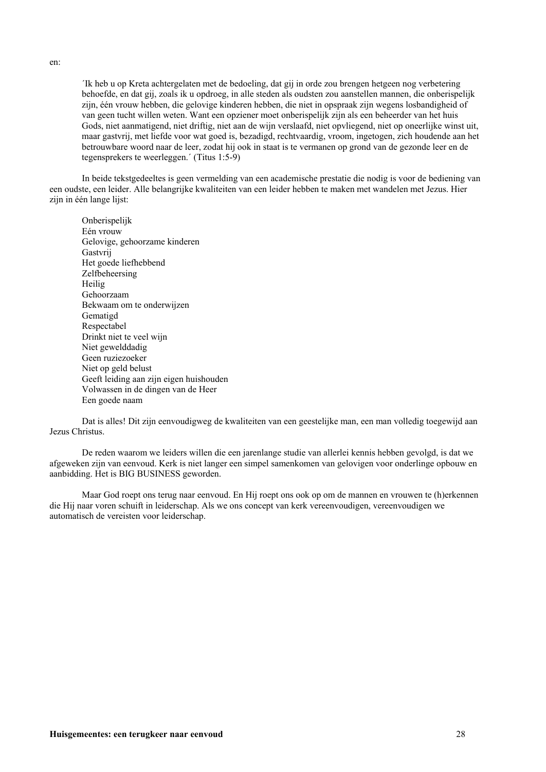en:

> ´Ik heb u op Kreta achtergelaten met de bedoeling, dat gij in orde zou brengen hetgeen nog verbetering behoefde, en dat gij, zoals ik u opdroeg, in alle steden als oudsten zou aanstellen mannen, die onberispelijk zijn, één vrouw hebben, die gelovige kinderen hebben, die niet in opspraak zijn wegens losbandigheid of van geen tucht willen weten. Want een opziener moet onberispelijk zijn als een beheerder van het huis Gods, niet aanmatigend, niet driftig, niet aan de wijn verslaafd, niet opvliegend, niet op oneerlijke winst uit, maar gastvrij, met liefde voor wat goed is, bezadigd, rechtvaardig, vroom, ingetogen, zich houdende aan het betrouwbare woord naar de leer, zodat hij ook in staat is te vermanen op grond van de gezonde leer en de tegensprekers te weerleggen.´ (Titus 1:5-9)

In beide tekstgedeeltes is geen vermelding van een academische prestatie die nodig is voor de bediening van een oudste, een leider. Alle belangrijke kwaliteiten van een leider hebben te maken met wandelen met Jezus. Hier zijn in één lange lijst:

Onberispelijk
Eén vrouw
Gelovige, gehoorzame kinderen
Gastvrij
Het goede liefhebbend
Zelfbeheersing
Heilig
Gehoorzaam
Bekwaam om te onderwijzen
Gematigd
Respectabel
Drinkt niet te veel wijn
Niet gewelddadig
Geen ruziezoeker
Niet op geld belust
Geeft leiding aan zijn eigen huishouden
Volwassen in de dingen van de Heer
Een goede naam

Dat is alles! Dit zijn eenvoudigweg de kwaliteiten van een geestelijke man, een man volledig toegewijd aan Jezus Christus.

De reden waarom we leiders willen die een jarenlange studie van allerlei kennis hebben gevolgd, is dat we afgeweken zijn van eenvoud. Kerk is niet langer een simpel samenkomen van gelovigen voor onderlinge opbouw en aanbidding. Het is BIG BUSINESS geworden.

Maar God roept ons terug naar eenvoud. En Hij roept ons ook op om de mannen en vrouwen te (h)erkennen die Hij naar voren schuift in leiderschap. Als we ons concept van kerk vereenvoudigen, vereenvoudigen we automatisch de vereisten voor leiderschap.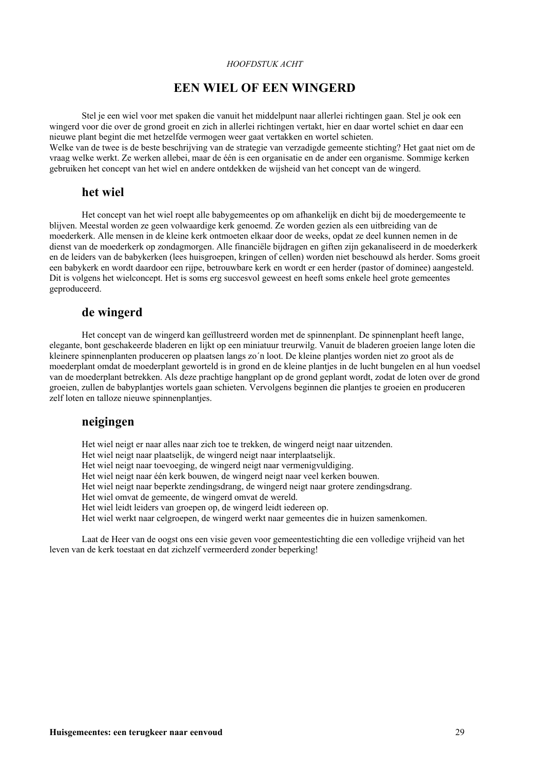*HOOFDSTUK ACHT*

# EEN WIEL OF EEN WINGERD

Stel je een wiel voor met spaken die vanuit het middelpunt naar allerlei richtingen gaan. Stel je ook een wingerd voor die over de grond groeit en zich in allerlei richtingen vertakt, hier en daar wortel schiet en daar een nieuwe plant begint die met hetzelfde vermogen weer gaat vertakken en wortel schieten.
Welke van de twee is de beste beschrijving van de strategie van verzadigde gemeente stichting? Het gaat niet om de vraag welke werkt. Ze werken allebei, maar de één is een organisatie en de ander een organisme. Sommige kerken gebruiken het concept van het wiel en andere ontdekken de wijsheid van het concept van de wingerd.

## het wiel

Het concept van het wiel roept alle babygemeentes op om afhankelijk en dicht bij de moedergemeente te blijven. Meestal worden ze geen volwaardige kerk genoemd. Ze worden gezien als een uitbreiding van de moederkerk. Alle mensen in de kleine kerk ontmoeten elkaar door de weeks, opdat ze deel kunnen nemen in de dienst van de moederkerk op zondagmorgen. Alle financiële bijdragen en giften zijn gekanaliseerd in de moederkerk en de leiders van de babykerken (lees huisgroepen, kringen of cellen) worden niet beschouwd als herder. Soms groeit een babykerk en wordt daardoor een rijpe, betrouwbare kerk en wordt er een herder (pastor of dominee) aangesteld. Dit is volgens het wielconcept. Het is soms erg succesvol geweest en heeft soms enkele heel grote gemeentes geproduceerd.

## de wingerd

Het concept van de wingerd kan geïllustreerd worden met de spinnenplant. De spinnenplant heeft lange, elegante, bont geschakeerde bladeren en lijkt op een miniatuur treurwilg. Vanuit de bladeren groeien lange loten die kleinere spinnenplanten produceren op plaatsen langs zo´n loot. De kleine plantjes worden niet zo groot als de moederplant omdat de moederplant geworteld is in grond en de kleine plantjes in de lucht bungelen en al hun voedsel van de moederplant betrekken. Als deze prachtige hangplant op de grond geplant wordt, zodat de loten over de grond groeien, zullen de babyplantjes wortels gaan schieten. Vervolgens beginnen die plantjes te groeien en produceren zelf loten en talloze nieuwe spinnenplantjes.

## neigingen

Het wiel neigt er naar alles naar zich toe te trekken, de wingerd neigt naar uitzenden.
Het wiel neigt naar plaatselijk, de wingerd neigt naar interplaatselijk.
Het wiel neigt naar toevoeging, de wingerd neigt naar vermenigvuldiging.
Het wiel neigt naar één kerk bouwen, de wingerd neigt naar veel kerken bouwen.
Het wiel neigt naar beperkte zendingsdrang, de wingerd neigt naar grotere zendingsdrang.
Het wiel omvat de gemeente, de wingerd omvat de wereld.
Het wiel leidt leiders van groepen op, de wingerd leidt iedereen op.
Het wiel werkt naar celgroepen, de wingerd werkt naar gemeentes die in huizen samenkomen.

Laat de Heer van de oogst ons een visie geven voor gemeentestichting die een volledige vrijheid van het leven van de kerk toestaat en dat zichzelf vermeerderd zonder beperking!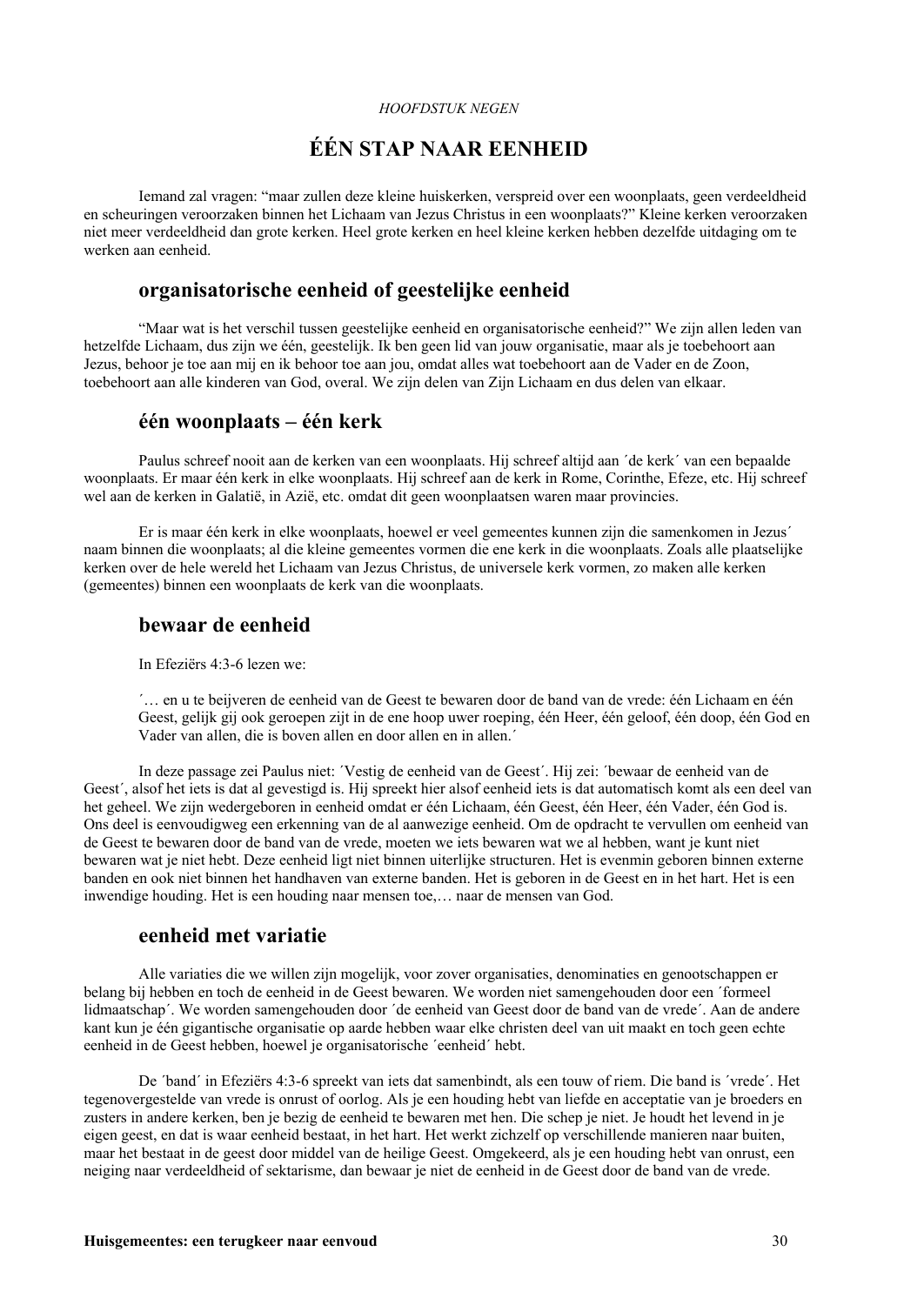*HOOFDSTUK NEGEN*

# ÉÉN STAP NAAR EENHEID

Iemand zal vragen: "maar zullen deze kleine huiskerken, verspreid over een woonplaats, geen verdeeldheid en scheuringen veroorzaken binnen het Lichaam van Jezus Christus in een woonplaats?" Kleine kerken veroorzaken niet meer verdeeldheid dan grote kerken. Heel grote kerken en heel kleine kerken hebben dezelfde uitdaging om te werken aan eenheid.

## organisatorische eenheid of geestelijke eenheid

"Maar wat is het verschil tussen geestelijke eenheid en organisatorische eenheid?" We zijn allen leden van hetzelfde Lichaam, dus zijn we één, geestelijk. Ik ben geen lid van jouw organisatie, maar als je toebehoort aan Jezus, behoor je toe aan mij en ik behoor toe aan jou, omdat alles wat toebehoort aan de Vader en de Zoon, toebehoort aan alle kinderen van God, overal. We zijn delen van Zijn Lichaam en dus delen van elkaar.

## één woonplaats – één kerk

Paulus schreef nooit aan de kerken van een woonplaats. Hij schreef altijd aan ´de kerk´ van een bepaalde woonplaats. Er maar één kerk in elke woonplaats. Hij schreef aan de kerk in Rome, Corinthe, Efeze, etc. Hij schreef wel aan de kerken in Galatië, in Azië, etc. omdat dit geen woonplaatsen waren maar provincies.

Er is maar één kerk in elke woonplaats, hoewel er veel gemeentes kunnen zijn die samenkomen in Jezus´ naam binnen die woonplaats; al die kleine gemeentes vormen die ene kerk in die woonplaats. Zoals alle plaatselijke kerken over de hele wereld het Lichaam van Jezus Christus, de universele kerk vormen, zo maken alle kerken (gemeentes) binnen een woonplaats de kerk van die woonplaats.

## bewaar de eenheid

In Efeziërs 4:3-6 lezen we:

> ´… en u te beijveren de eenheid van de Geest te bewaren door de band van de vrede: één Lichaam en één Geest, gelijk gij ook geroepen zijt in de ene hoop uwer roeping, één Heer, één geloof, één doop, één God en Vader van allen, die is boven allen en door allen en in allen.´

In deze passage zei Paulus niet: ´Vestig de eenheid van de Geest´. Hij zei: ´bewaar de eenheid van de Geest´, alsof het iets is dat al gevestigd is. Hij spreekt hier alsof eenheid iets is dat automatisch komt als een deel van het geheel. We zijn wedergeboren in eenheid omdat er één Lichaam, één Geest, één Heer, één Vader, één God is. Ons deel is eenvoudigweg een erkenning van de al aanwezige eenheid. Om de opdracht te vervullen om eenheid van de Geest te bewaren door de band van de vrede, moeten we iets bewaren wat we al hebben, want je kunt niet bewaren wat je niet hebt. Deze eenheid ligt niet binnen uiterlijke structuren. Het is evenmin geboren binnen externe banden en ook niet binnen het handhaven van externe banden. Het is geboren in de Geest en in het hart. Het is een inwendige houding. Het is een houding naar mensen toe,… naar de mensen van God.

## eenheid met variatie

Alle variaties die we willen zijn mogelijk, voor zover organisaties, denominaties en genootschappen er belang bij hebben en toch de eenheid in de Geest bewaren. We worden niet samengehouden door een ´formeel lidmaatschap´. We worden samengehouden door ´de eenheid van Geest door de band van de vrede´. Aan de andere kant kun je één gigantische organisatie op aarde hebben waar elke christen deel van uit maakt en toch geen echte eenheid in de Geest hebben, hoewel je organisatorische ´eenheid´ hebt.

De ´band´ in Efeziërs 4:3-6 spreekt van iets dat samenbindt, als een touw of riem. Die band is ´vrede´. Het tegenovergestelde van vrede is onrust of oorlog. Als je een houding hebt van liefde en acceptatie van je broeders en zusters in andere kerken, ben je bezig de eenheid te bewaren met hen. Die schep je niet. Je houdt het levend in je eigen geest, en dat is waar eenheid bestaat, in het hart. Het werkt zichzelf op verschillende manieren naar buiten, maar het bestaat in de geest door middel van de heilige Geest. Omgekeerd, als je een houding hebt van onrust, een neiging naar verdeeldheid of sektarisme, dan bewaar je niet de eenheid in de Geest door de band van de vrede.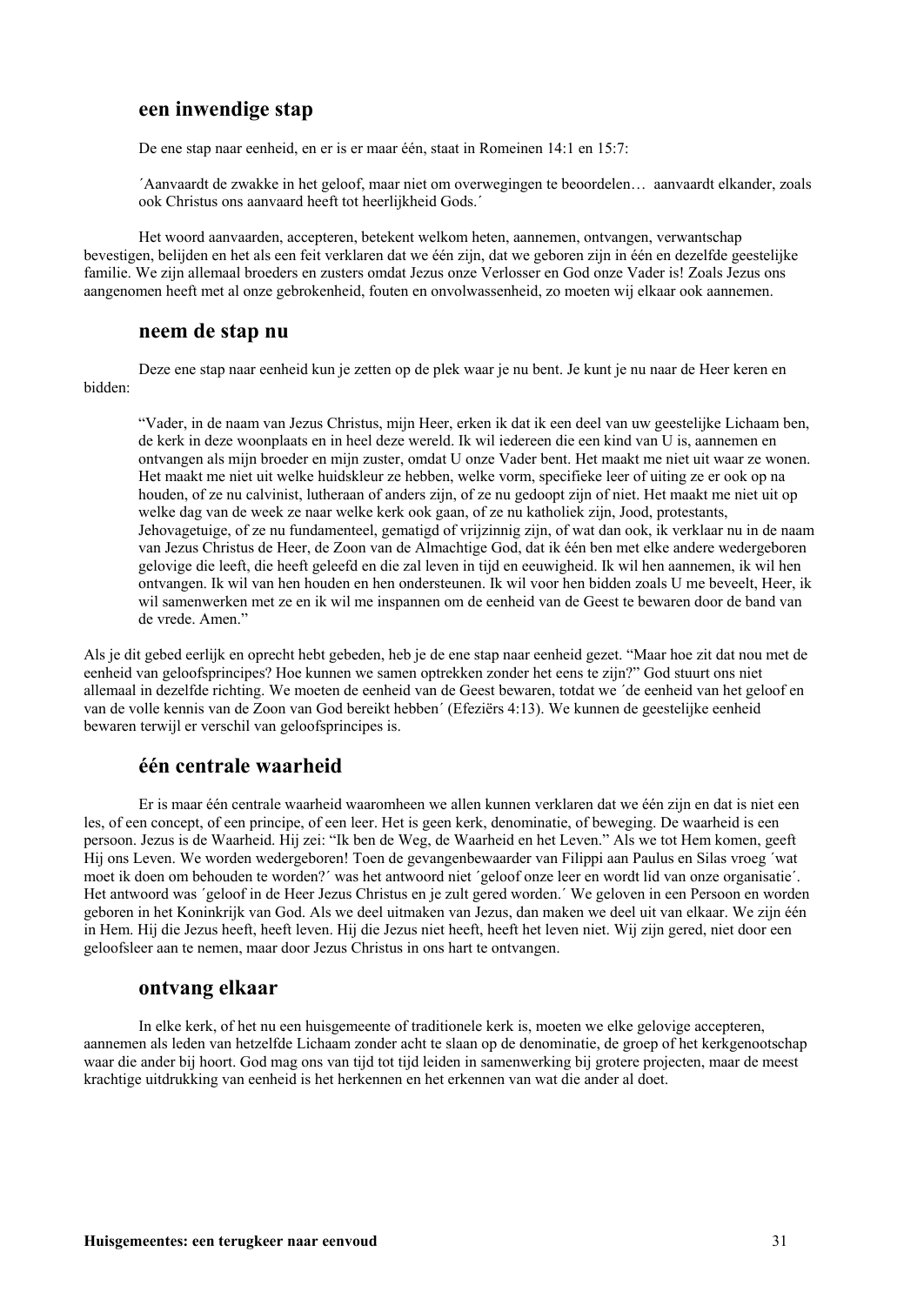## een inwendige stap

De ene stap naar eenheid, en er is er maar één, staat in Romeinen 14:1 en 15:7:

> ´Aanvaardt de zwakke in het geloof, maar niet om overwegingen te beoordelen… aanvaardt elkander, zoals ook Christus ons aanvaard heeft tot heerlijkheid Gods.´

Het woord aanvaarden, accepteren, betekent welkom heten, aannemen, ontvangen, verwantschap bevestigen, belijden en het als een feit verklaren dat we één zijn, dat we geboren zijn in één en dezelfde geestelijke familie. We zijn allemaal broeders en zusters omdat Jezus onze Verlosser en God onze Vader is! Zoals Jezus ons aangenomen heeft met al onze gebrokenheid, fouten en onvolwassenheid, zo moeten wij elkaar ook aannemen.

## neem de stap nu

Deze ene stap naar eenheid kun je zetten op de plek waar je nu bent. Je kunt je nu naar de Heer keren en bidden:

> "Vader, in de naam van Jezus Christus, mijn Heer, erken ik dat ik een deel van uw geestelijke Lichaam ben, de kerk in deze woonplaats en in heel deze wereld. Ik wil iedereen die een kind van U is, aannemen en ontvangen als mijn broeder en mijn zuster, omdat U onze Vader bent. Het maakt me niet uit waar ze wonen. Het maakt me niet uit welke huidskleur ze hebben, welke vorm, specifieke leer of uiting ze er ook op na houden, of ze nu calvinist, lutheraan of anders zijn, of ze nu gedoopt zijn of niet. Het maakt me niet uit op welke dag van de week ze naar welke kerk ook gaan, of ze nu katholiek zijn, Jood, protestants, Jehovagetuige, of ze nu fundamenteel, gematigd of vrijzinnig zijn, of wat dan ook, ik verklaar nu in de naam van Jezus Christus de Heer, de Zoon van de Almachtige God, dat ik één ben met elke andere wedergeboren gelovige die leeft, die heeft geleefd en die zal leven in tijd en eeuwigheid. Ik wil hen aannemen, ik wil hen ontvangen. Ik wil van hen houden en hen ondersteunen. Ik wil voor hen bidden zoals U me beveelt, Heer, ik wil samenwerken met ze en ik wil me inspannen om de eenheid van de Geest te bewaren door de band van de vrede. Amen."

Als je dit gebed eerlijk en oprecht hebt gebeden, heb je de ene stap naar eenheid gezet. "Maar hoe zit dat nou met de eenheid van geloofsprincipes? Hoe kunnen we samen optrekken zonder het eens te zijn?" God stuurt ons niet allemaal in dezelfde richting. We moeten de eenheid van de Geest bewaren, totdat we ´de eenheid van het geloof en van de volle kennis van de Zoon van God bereikt hebben´ (Efeziërs 4:13). We kunnen de geestelijke eenheid bewaren terwijl er verschil van geloofsprincipes is.

## één centrale waarheid

Er is maar één centrale waarheid waaromheen we allen kunnen verklaren dat we één zijn en dat is niet een les, of een concept, of een principe, of een leer. Het is geen kerk, denominatie, of beweging. De waarheid is een persoon. Jezus is de Waarheid. Hij zei: "Ik ben de Weg, de Waarheid en het Leven." Als we tot Hem komen, geeft Hij ons Leven. We worden wedergeboren! Toen de gevangenbewaarder van Filippi aan Paulus en Silas vroeg ´wat moet ik doen om behouden te worden?´ was het antwoord niet ´geloof onze leer en wordt lid van onze organisatie´. Het antwoord was ´geloof in de Heer Jezus Christus en je zult gered worden.´ We geloven in een Persoon en worden geboren in het Koninkrijk van God. Als we deel uitmaken van Jezus, dan maken we deel uit van elkaar. We zijn één in Hem. Hij die Jezus heeft, heeft leven. Hij die Jezus niet heeft, heeft het leven niet. Wij zijn gered, niet door een geloofsleer aan te nemen, maar door Jezus Christus in ons hart te ontvangen.

## ontvang elkaar

In elke kerk, of het nu een huisgemeente of traditionele kerk is, moeten we elke gelovige accepteren, aannemen als leden van hetzelfde Lichaam zonder acht te slaan op de denominatie, de groep of het kerkgenootschap waar die ander bij hoort. God mag ons van tijd tot tijd leiden in samenwerking bij grotere projecten, maar de meest krachtige uitdrukking van eenheid is het herkennen en het erkennen van wat die ander al doet.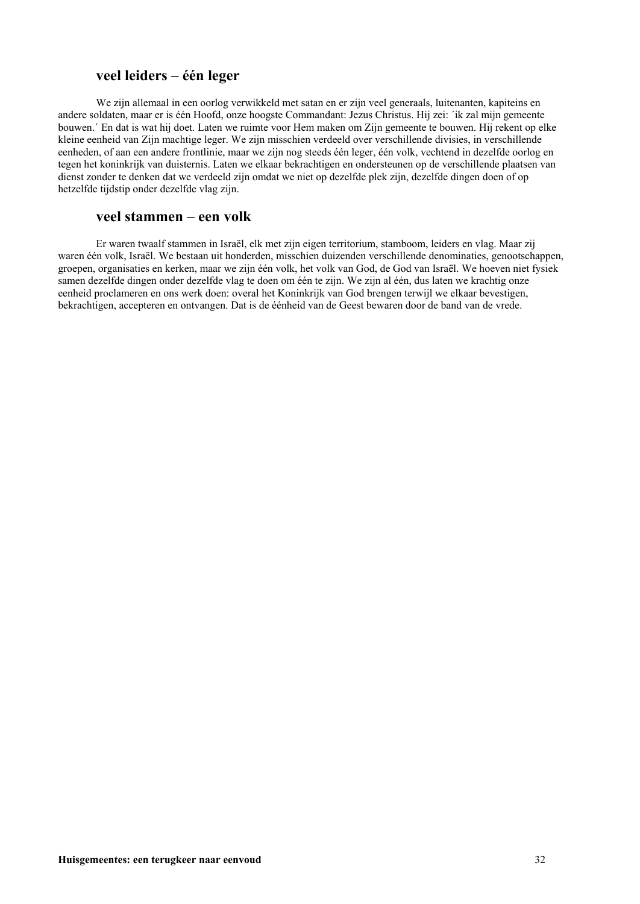## veel leiders – één leger

We zijn allemaal in een oorlog verwikkeld met satan en er zijn veel generaals, luitenanten, kapiteins en andere soldaten, maar er is één Hoofd, onze hoogste Commandant: Jezus Christus. Hij zei: ´ik zal mijn gemeente bouwen.´ En dat is wat hij doet. Laten we ruimte voor Hem maken om Zijn gemeente te bouwen. Hij rekent op elke kleine eenheid van Zijn machtige leger. We zijn misschien verdeeld over verschillende divisies, in verschillende eenheden, of aan een andere frontlinie, maar we zijn nog steeds één leger, één volk, vechtend in dezelfde oorlog en tegen het koninkrijk van duisternis. Laten we elkaar bekrachtigen en ondersteunen op de verschillende plaatsen van dienst zonder te denken dat we verdeeld zijn omdat we niet op dezelfde plek zijn, dezelfde dingen doen of op hetzelfde tijdstip onder dezelfde vlag zijn.

## veel stammen – een volk

Er waren twaalf stammen in Israël, elk met zijn eigen territorium, stamboom, leiders en vlag. Maar zij waren één volk, Israël. We bestaan uit honderden, misschien duizenden verschillende denominaties, genootschappen, groepen, organisaties en kerken, maar we zijn één volk, het volk van God, de God van Israël. We hoeven niet fysiek samen dezelfde dingen onder dezelfde vlag te doen om één te zijn. We zijn al één, dus laten we krachtig onze eenheid proclameren en ons werk doen: overal het Koninkrijk van God brengen terwijl we elkaar bevestigen, bekrachtigen, accepteren en ontvangen. Dat is de éénheid van de Geest bewaren door de band van de vrede.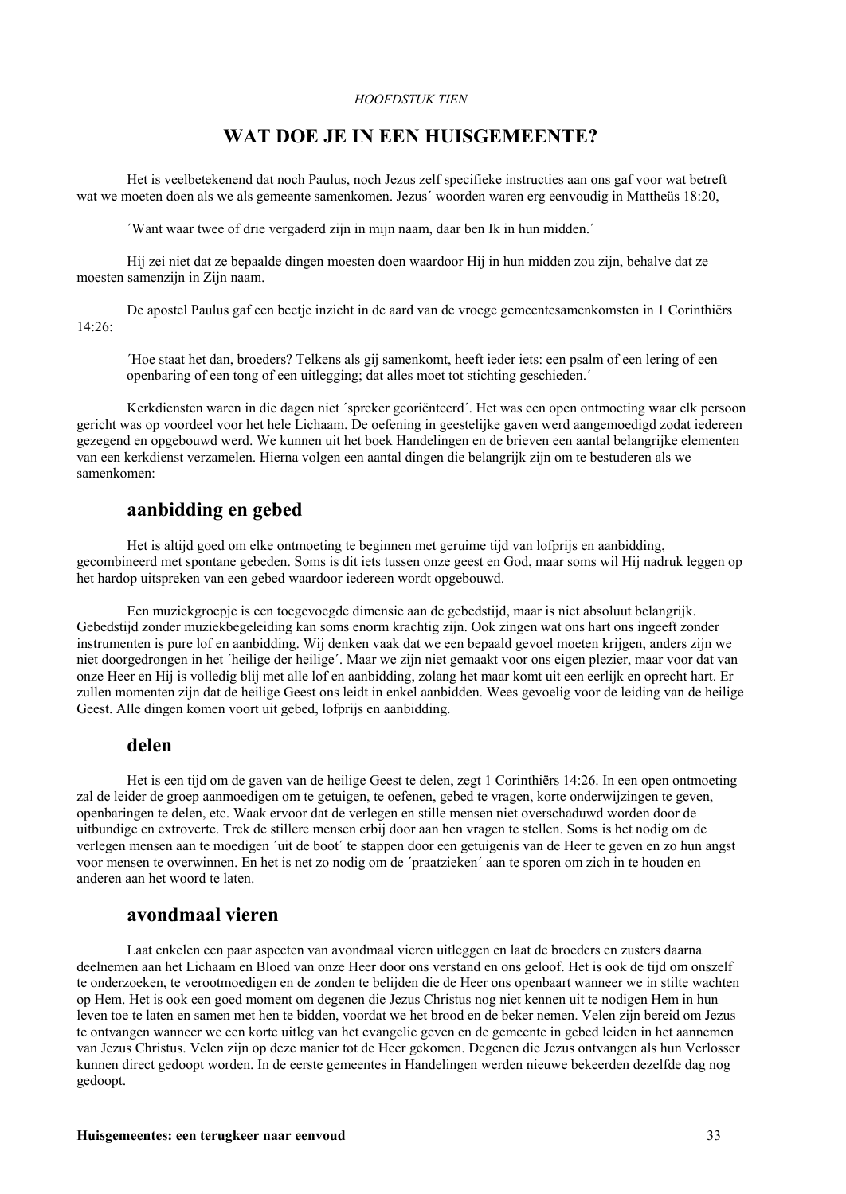*HOOFDSTUK TIEN*

# WAT DOE JE IN EEN HUISGEMEENTE?

Het is veelbetekenend dat noch Paulus, noch Jezus zelf specifieke instructies aan ons gaf voor wat betreft wat we moeten doen als we als gemeente samenkomen. Jezus´ woorden waren erg eenvoudig in Mattheüs 18:20,

´Want waar twee of drie vergaderd zijn in mijn naam, daar ben Ik in hun midden.´

Hij zei niet dat ze bepaalde dingen moesten doen waardoor Hij in hun midden zou zijn, behalve dat ze moesten samenzijn in Zijn naam.

De apostel Paulus gaf een beetje inzicht in de aard van de vroege gemeentesamenkomsten in 1 Corinthiërs 14:26:

> ´Hoe staat het dan, broeders? Telkens als gij samenkomt, heeft ieder iets: een psalm of een lering of een openbaring of een tong of een uitlegging; dat alles moet tot stichting geschieden.´

Kerkdiensten waren in die dagen niet ´spreker georiënteerd´. Het was een open ontmoeting waar elk persoon gericht was op voordeel voor het hele Lichaam. De oefening in geestelijke gaven werd aangemoedigd zodat iedereen gezegend en opgebouwd werd. We kunnen uit het boek Handelingen en de brieven een aantal belangrijke elementen van een kerkdienst verzamelen. Hierna volgen een aantal dingen die belangrijk zijn om te bestuderen als we samenkomen:

## aanbidding en gebed

Het is altijd goed om elke ontmoeting te beginnen met geruime tijd van lofprijs en aanbidding, gecombineerd met spontane gebeden. Soms is dit iets tussen onze geest en God, maar soms wil Hij nadruk leggen op het hardop uitspreken van een gebed waardoor iedereen wordt opgebouwd.

Een muziekgroepje is een toegevoegde dimensie aan de gebedstijd, maar is niet absoluut belangrijk. Gebedstijd zonder muziekbegeleiding kan soms enorm krachtig zijn. Ook zingen wat ons hart ons ingeeft zonder instrumenten is pure lof en aanbidding. Wij denken vaak dat we een bepaald gevoel moeten krijgen, anders zijn we niet doorgedrongen in het ´heilige der heilige´. Maar we zijn niet gemaakt voor ons eigen plezier, maar voor dat van onze Heer en Hij is volledig blij met alle lof en aanbidding, zolang het maar komt uit een eerlijk en oprecht hart. Er zullen momenten zijn dat de heilige Geest ons leidt in enkel aanbidden. Wees gevoelig voor de leiding van de heilige Geest. Alle dingen komen voort uit gebed, lofprijs en aanbidding.

## delen

Het is een tijd om de gaven van de heilige Geest te delen, zegt 1 Corinthiërs 14:26. In een open ontmoeting zal de leider de groep aanmoedigen om te getuigen, te oefenen, gebed te vragen, korte onderwijzingen te geven, openbaringen te delen, etc. Waak ervoor dat de verlegen en stille mensen niet overschaduwd worden door de uitbundige en extroverte. Trek de stillere mensen erbij door aan hen vragen te stellen. Soms is het nodig om de verlegen mensen aan te moedigen ´uit de boot´ te stappen door een getuigenis van de Heer te geven en zo hun angst voor mensen te overwinnen. En het is net zo nodig om de ´praatzieken´ aan te sporen om zich in te houden en anderen aan het woord te laten.

## avondmaal vieren

Laat enkelen een paar aspecten van avondmaal vieren uitleggen en laat de broeders en zusters daarna deelnemen aan het Lichaam en Bloed van onze Heer door ons verstand en ons geloof. Het is ook de tijd om onszelf te onderzoeken, te verootmoedigen en de zonden te belijden die de Heer ons openbaart wanneer we in stilte wachten op Hem. Het is ook een goed moment om degenen die Jezus Christus nog niet kennen uit te nodigen Hem in hun leven toe te laten en samen met hen te bidden, voordat we het brood en de beker nemen. Velen zijn bereid om Jezus te ontvangen wanneer we een korte uitleg van het evangelie geven en de gemeente in gebed leiden in het aannemen van Jezus Christus. Velen zijn op deze manier tot de Heer gekomen. Degenen die Jezus ontvangen als hun Verlosser kunnen direct gedoopt worden. In de eerste gemeentes in Handelingen werden nieuwe bekeerden dezelfde dag nog gedoopt.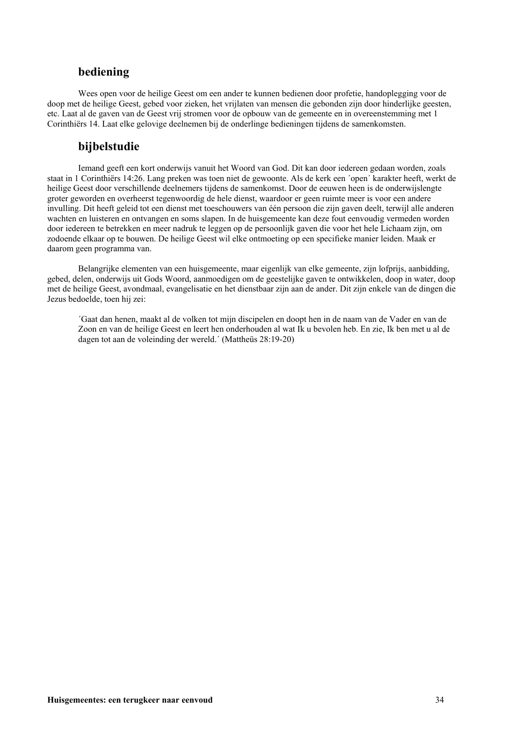## bediening

Wees open voor de heilige Geest om een ander te kunnen bedienen door profetie, handoplegging voor de doop met de heilige Geest, gebed voor zieken, het vrijlaten van mensen die gebonden zijn door hinderlijke geesten, etc. Laat al de gaven van de Geest vrij stromen voor de opbouw van de gemeente en in overeenstemming met 1 Corinthiërs 14. Laat elke gelovige deelnemen bij de onderlinge bedieningen tijdens de samenkomsten.

## bijbelstudie

Iemand geeft een kort onderwijs vanuit het Woord van God. Dit kan door iedereen gedaan worden, zoals staat in 1 Corinthiërs 14:26. Lang preken was toen niet de gewoonte. Als de kerk een ´open´ karakter heeft, werkt de heilige Geest door verschillende deelnemers tijdens de samenkomst. Door de eeuwen heen is de onderwijslengte groter geworden en overheerst tegenwoordig de hele dienst, waardoor er geen ruimte meer is voor een andere invulling. Dit heeft geleid tot een dienst met toeschouwers van één persoon die zijn gaven deelt, terwijl alle anderen wachten en luisteren en ontvangen en soms slapen. In de huisgemeente kan deze fout eenvoudig vermeden worden door iedereen te betrekken en meer nadruk te leggen op de persoonlijk gaven die voor het hele Lichaam zijn, om zodoende elkaar op te bouwen. De heilige Geest wil elke ontmoeting op een specifieke manier leiden. Maak er daarom geen programma van.

Belangrijke elementen van een huisgemeente, maar eigenlijk van elke gemeente, zijn lofprijs, aanbidding, gebed, delen, onderwijs uit Gods Woord, aanmoedigen om de geestelijke gaven te ontwikkelen, doop in water, doop met de heilige Geest, avondmaal, evangelisatie en het dienstbaar zijn aan de ander. Dit zijn enkele van de dingen die Jezus bedoelde, toen hij zei:

> ´Gaat dan henen, maakt al de volken tot mijn discipelen en doopt hen in de naam van de Vader en van de Zoon en van de heilige Geest en leert hen onderhouden al wat Ik u bevolen heb. En zie, Ik ben met u al de dagen tot aan de voleinding der wereld.´ (Mattheüs 28:19-20)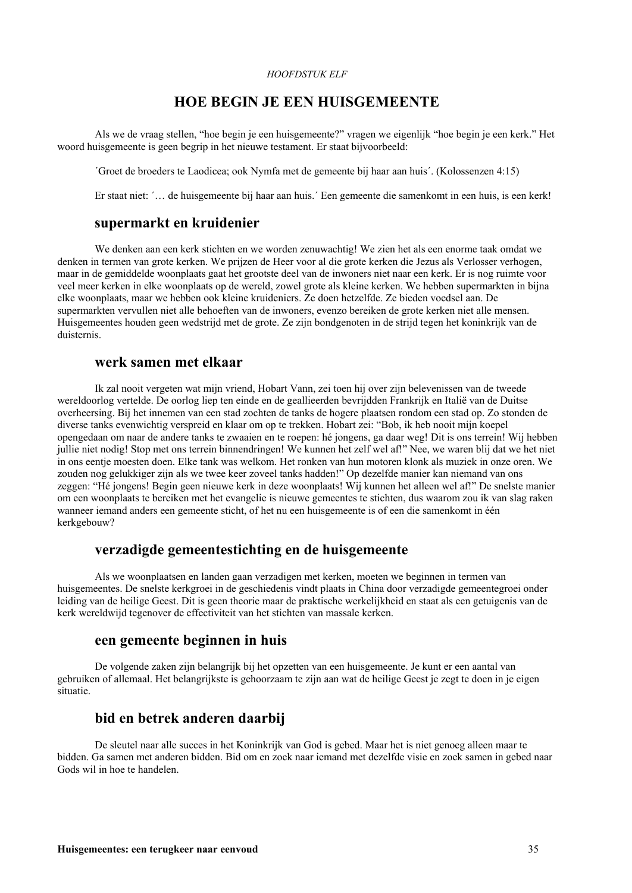*HOOFDSTUK ELF*

# HOE BEGIN JE EEN HUISGEMEENTE

Als we de vraag stellen, “hoe begin je een huisgemeente?” vragen we eigenlijk “hoe begin je een kerk.” Het woord huisgemeente is geen begrip in het nieuwe testament. Er staat bijvoorbeeld:

´Groet de broeders te Laodicea; ook Nymfa met de gemeente bij haar aan huis´. (Kolossenzen 4:15)

Er staat niet: ´… de huisgemeente bij haar aan huis.´ Een gemeente die samenkomt in een huis, is een kerk!

## supermarkt en kruidenier

We denken aan een kerk stichten en we worden zenuwachtig! We zien het als een enorme taak omdat we denken in termen van grote kerken. We prijzen de Heer voor al die grote kerken die Jezus als Verlosser verhogen, maar in de gemiddelde woonplaats gaat het grootste deel van de inwoners niet naar een kerk. Er is nog ruimte voor veel meer kerken in elke woonplaats op de wereld, zowel grote als kleine kerken. We hebben supermarkten in bijna elke woonplaats, maar we hebben ook kleine kruideniers. Ze doen hetzelfde. Ze bieden voedsel aan. De supermarkten vervullen niet alle behoeften van de inwoners, evenzo bereiken de grote kerken niet alle mensen. Huisgemeentes houden geen wedstrijd met de grote. Ze zijn bondgenoten in de strijd tegen het koninkrijk van de duisternis.

## werk samen met elkaar

Ik zal nooit vergeten wat mijn vriend, Hobart Vann, zei toen hij over zijn belevenissen van de tweede wereldoorlog vertelde. De oorlog liep ten einde en de geallieerden bevrijdden Frankrijk en Italië van de Duitse overheersing. Bij het innemen van een stad zochten de tanks de hogere plaatsen rondom een stad op. Zo stonden de diverse tanks evenwichtig verspreid en klaar om op te trekken. Hobart zei: “Bob, ik heb nooit mijn koepel opengedaan om naar de andere tanks te zwaaien en te roepen: hé jongens, ga daar weg! Dit is ons terrein! Wij hebben jullie niet nodig! Stop met ons terrein binnendringen! We kunnen het zelf wel af!” Nee, we waren blij dat we het niet in ons eentje moesten doen. Elke tank was welkom. Het ronken van hun motoren klonk als muziek in onze oren. We zouden nog gelukkiger zijn als we twee keer zoveel tanks hadden!” Op dezelfde manier kan niemand van ons zeggen: “Hé jongens! Begin geen nieuwe kerk in deze woonplaats! Wij kunnen het alleen wel af!” De snelste manier om een woonplaats te bereiken met het evangelie is nieuwe gemeentes te stichten, dus waarom zou ik van slag raken wanneer iemand anders een gemeente sticht, of het nu een huisgemeente is of een die samenkomt in één kerkgebouw?

## verzadigde gemeentestichting en de huisgemeente

Als we woonplaatsen en landen gaan verzadigen met kerken, moeten we beginnen in termen van huisgemeentes. De snelste kerkgroei in de geschiedenis vindt plaats in China door verzadigde gemeentegroei onder leiding van de heilige Geest. Dit is geen theorie maar de praktische werkelijkheid en staat als een getuigenis van de kerk wereldwijd tegenover de effectiviteit van het stichten van massale kerken.

## een gemeente beginnen in huis

De volgende zaken zijn belangrijk bij het opzetten van een huisgemeente. Je kunt er een aantal van gebruiken of allemaal. Het belangrijkste is gehoorzaam te zijn aan wat de heilige Geest je zegt te doen in je eigen situatie.

## bid en betrek anderen daarbij

De sleutel naar alle succes in het Koninkrijk van God is gebed. Maar het is niet genoeg alleen maar te bidden. Ga samen met anderen bidden. Bid om en zoek naar iemand met dezelfde visie en zoek samen in gebed naar Gods wil in hoe te handelen.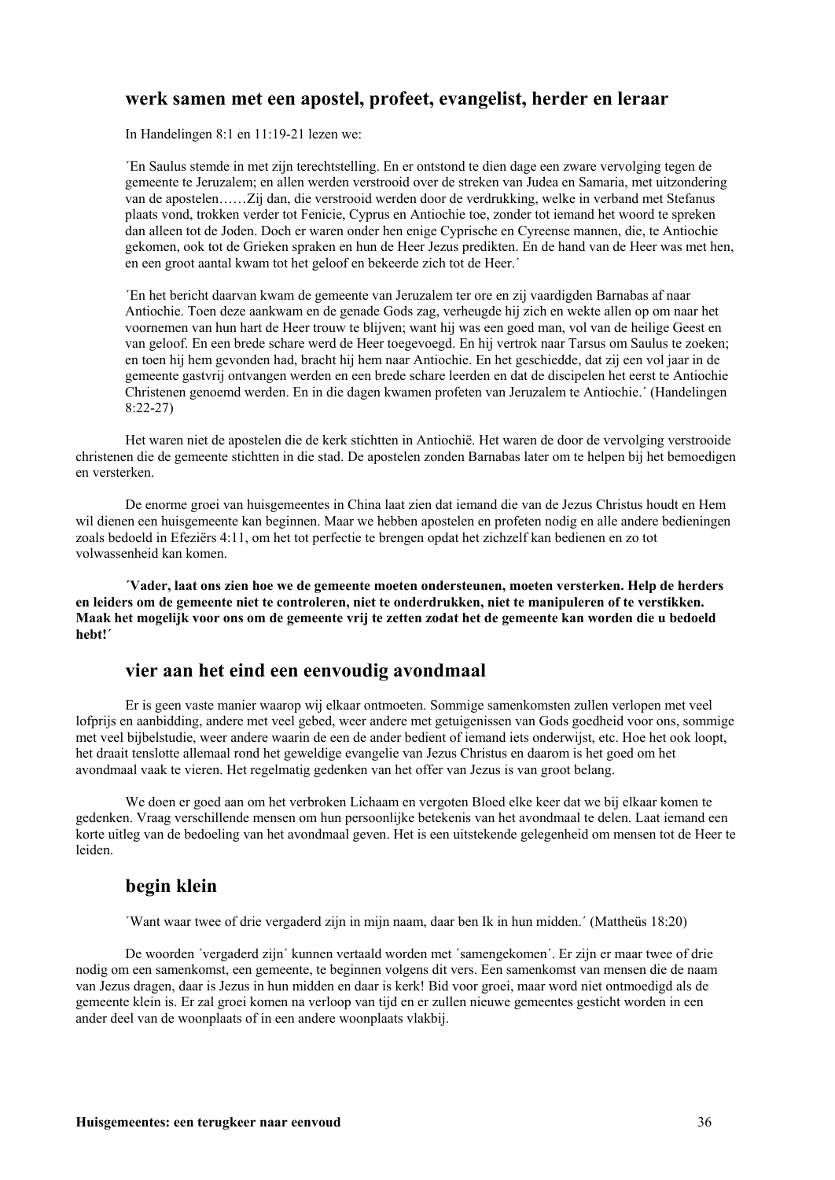## werk samen met een apostel, profeet, evangelist, herder en leraar

In Handelingen 8:1 en 11:19-21 lezen we:

> ´En Saulus stemde in met zijn terechtstelling. En er ontstond te dien dage een zware vervolging tegen de gemeente te Jeruzalem; en allen werden verstrooid over de streken van Judea en Samaria, met uitzondering van de apostelen……Zij dan, die verstrooid werden door de verdrukking, welke in verband met Stefanus plaats vond, trokken verder tot Fenicie, Cyprus en Antiochie toe, zonder tot iemand het woord te spreken dan alleen tot de Joden. Doch er waren onder hen enige Cyprische en Cyreense mannen, die, te Antiochie gekomen, ook tot de Grieken spraken en hun de Heer Jezus predikten. En de hand van de Heer was met hen, en een groot aantal kwam tot het geloof en bekeerde zich tot de Heer.´

> ´En het bericht daarvan kwam de gemeente van Jeruzalem ter ore en zij vaardigden Barnabas af naar Antiochie. Toen deze aankwam en de genade Gods zag, verheugde hij zich en wekte allen op om naar het voornemen van hun hart de Heer trouw te blijven; want hij was een goed man, vol van de heilige Geest en van geloof. En een brede schare werd de Heer toegevoegd. En hij vertrok naar Tarsus om Saulus te zoeken; en toen hij hem gevonden had, bracht hij hem naar Antiochie. En het geschiedde, dat zij een vol jaar in de gemeente gastvrij ontvangen werden en een brede schare leerden en dat de discipelen het eerst te Antiochie Christenen genoemd werden. En in die dagen kwamen profeten van Jeruzalem te Antiochie.´ (Handelingen 8:22-27)

Het waren niet de apostelen die de kerk stichtten in Antiochië. Het waren de door de vervolging verstrooide christenen die de gemeente stichtten in die stad. De apostelen zonden Barnabas later om te helpen bij het bemoedigen en versterken.

De enorme groei van huisgemeentes in China laat zien dat iemand die van de Jezus Christus houdt en Hem wil dienen een huisgemeente kan beginnen. Maar we hebben apostelen en profeten nodig en alle andere bedieningen zoals bedoeld in Efeziërs 4:11, om het tot perfectie te brengen opdat het zichzelf kan bedienen en zo tot volwassenheid kan komen.

**´Vader, laat ons zien hoe we de gemeente moeten ondersteunen, moeten versterken. Help de herders en leiders om de gemeente niet te controleren, niet te onderdrukken, niet te manipuleren of te verstikken. Maak het mogelijk voor ons om de gemeente vrij te zetten zodat het de gemeente kan worden die u bedoeld hebt!´**

## vier aan het eind een eenvoudig avondmaal

Er is geen vaste manier waarop wij elkaar ontmoeten. Sommige samenkomsten zullen verlopen met veel lofprijs en aanbidding, andere met veel gebed, weer andere met getuigenissen van Gods goedheid voor ons, sommige met veel bijbelstudie, weer andere waarin de een de ander bedient of iemand iets onderwijst, etc. Hoe het ook loopt, het draait tenslotte allemaal rond het geweldige evangelie van Jezus Christus en daarom is het goed om het avondmaal vaak te vieren. Het regelmatig gedenken van het offer van Jezus is van groot belang.

We doen er goed aan om het verbroken Lichaam en vergoten Bloed elke keer dat we bij elkaar komen te gedenken. Vraag verschillende mensen om hun persoonlijke betekenis van het avondmaal te delen. Laat iemand een korte uitleg van de bedoeling van het avondmaal geven. Het is een uitstekende gelegenheid om mensen tot de Heer te leiden.

## begin klein

´Want waar twee of drie vergaderd zijn in mijn naam, daar ben Ik in hun midden.´ (Mattheüs 18:20)

De woorden ´vergaderd zijn´ kunnen vertaald worden met ´samengekomen´. Er zijn er maar twee of drie nodig om een samenkomst, een gemeente, te beginnen volgens dit vers. Een samenkomst van mensen die de naam van Jezus dragen, daar is Jezus in hun midden en daar is kerk! Bid voor groei, maar word niet ontmoedigd als de gemeente klein is. Er zal groei komen na verloop van tijd en er zullen nieuwe gemeentes gesticht worden in een ander deel van de woonplaats of in een andere woonplaats vlakbij.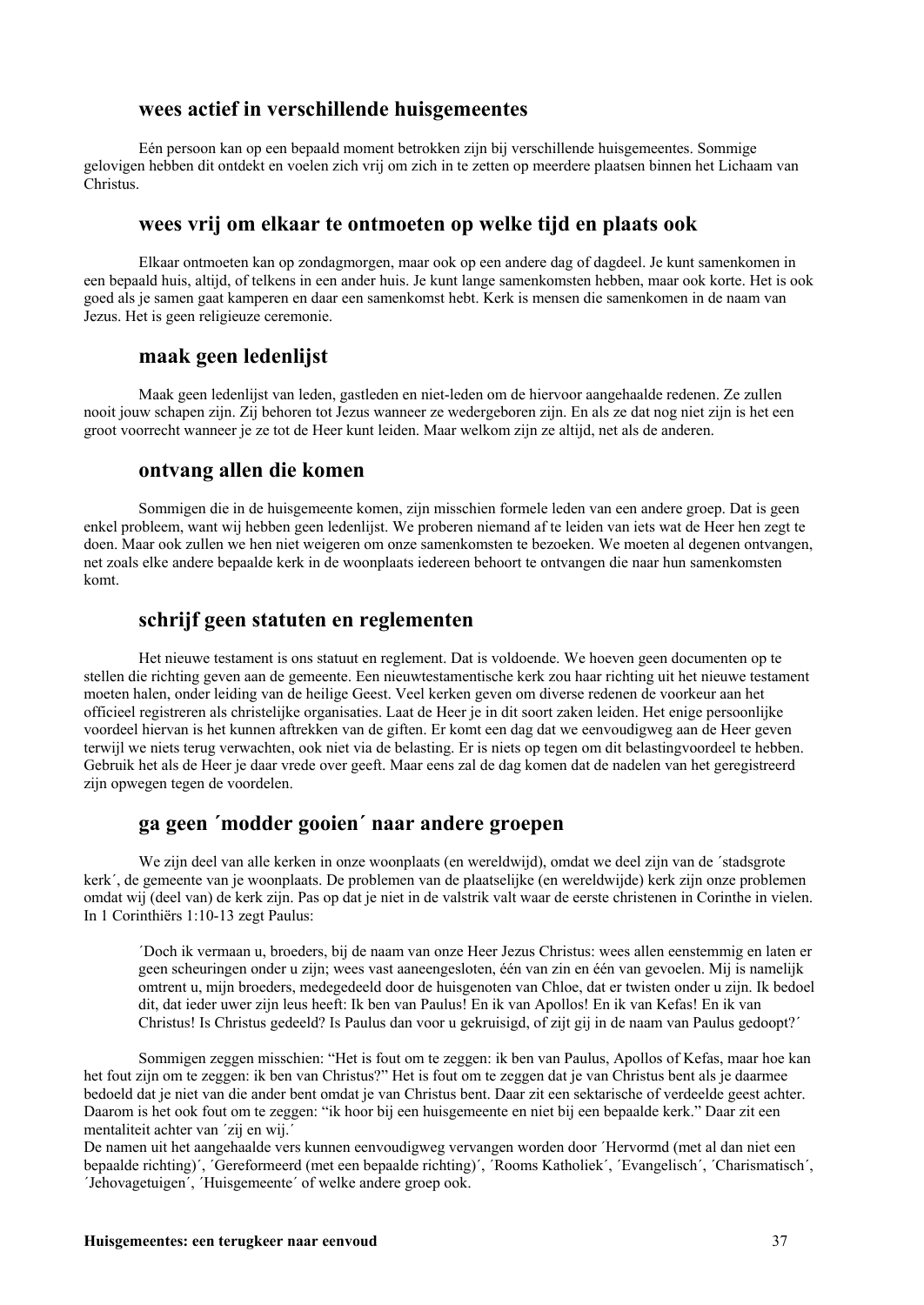### wees actief in verschillende huisgemeentes

Eén persoon kan op een bepaald moment betrokken zijn bij verschillende huisgemeentes. Sommige gelovigen hebben dit ontdekt en voelen zich vrij om zich in te zetten op meerdere plaatsen binnen het Lichaam van Christus.

### wees vrij om elkaar te ontmoeten op welke tijd en plaats ook

Elkaar ontmoeten kan op zondagmorgen, maar ook op een andere dag of dagdeel. Je kunt samenkomen in een bepaald huis, altijd, of telkens in een ander huis. Je kunt lange samenkomsten hebben, maar ook korte. Het is ook goed als je samen gaat kamperen en daar een samenkomst hebt. Kerk is mensen die samenkomen in de naam van Jezus. Het is geen religieuze ceremonie.

### maak geen ledenlijst

Maak geen ledenlijst van leden, gastleden en niet-leden om de hiervoor aangehaalde redenen. Ze zullen nooit jouw schapen zijn. Zij behoren tot Jezus wanneer ze wedergeboren zijn. En als ze dat nog niet zijn is het een groot voorrecht wanneer je ze tot de Heer kunt leiden. Maar welkom zijn ze altijd, net als de anderen.

### ontvang allen die komen

Sommigen die in de huisgemeente komen, zijn misschien formele leden van een andere groep. Dat is geen enkel probleem, want wij hebben geen ledenlijst. We proberen niemand af te leiden van iets wat de Heer hen zegt te doen. Maar ook zullen we hen niet weigeren om onze samenkomsten te bezoeken. We moeten al degenen ontvangen, net zoals elke andere bepaalde kerk in de woonplaats iedereen behoort te ontvangen die naar hun samenkomsten komt.

### schrijf geen statuten en reglementen

Het nieuwe testament is ons statuut en reglement. Dat is voldoende. We hoeven geen documenten op te stellen die richting geven aan de gemeente. Een nieuwtestamentische kerk zou haar richting uit het nieuwe testament moeten halen, onder leiding van de heilige Geest. Veel kerken geven om diverse redenen de voorkeur aan het officieel registreren als christelijke organisaties. Laat de Heer je in dit soort zaken leiden. Het enige persoonlijke voordeel hiervan is het kunnen aftrekken van de giften. Er komt een dag dat we eenvoudigweg aan de Heer geven terwijl we niets terug verwachten, ook niet via de belasting. Er is niets op tegen om dit belastingvoordeel te hebben. Gebruik het als de Heer je daar vrede over geeft. Maar eens zal de dag komen dat de nadelen van het geregistreerd zijn opwegen tegen de voordelen.

### ga geen ´modder gooien´ naar andere groepen

We zijn deel van alle kerken in onze woonplaats (en wereldwijd), omdat we deel zijn van de ´stadsgrote kerk´, de gemeente van je woonplaats. De problemen van de plaatselijke (en wereldwijde) kerk zijn onze problemen omdat wij (deel van) de kerk zijn. Pas op dat je niet in de valstrik valt waar de eerste christenen in Corinthe in vielen. In 1 Corinthiërs 1:10-13 zegt Paulus:

> ´Doch ik vermaan u, broeders, bij de naam van onze Heer Jezus Christus: wees allen eenstemmig en laten er geen scheuringen onder u zijn; wees vast aaneengesloten, één van zin en één van gevoelen. Mij is namelijk omtrent u, mijn broeders, medegedeeld door de huisgenoten van Chloe, dat er twisten onder u zijn. Ik bedoel dit, dat ieder uwer zijn leus heeft: Ik ben van Paulus! En ik van Apollos! En ik van Kefas! En ik van Christus! Is Christus gedeeld? Is Paulus dan voor u gekruisigd, of zijt gij in de naam van Paulus gedoopt?´

Sommigen zeggen misschien: "Het is fout om te zeggen: ik ben van Paulus, Apollos of Kefas, maar hoe kan het fout zijn om te zeggen: ik ben van Christus?" Het is fout om te zeggen dat je van Christus bent als je daarmee bedoeld dat je niet van die ander bent omdat je van Christus bent. Daar zit een sektarische of verdeelde geest achter. Daarom is het ook fout om te zeggen: "ik hoor bij een huisgemeente en niet bij een bepaalde kerk." Daar zit een mentaliteit achter van ´zij en wij.´
De namen uit het aangehaalde vers kunnen eenvoudigweg vervangen worden door ´Hervormd (met al dan niet een bepaalde richting)´, ´Gereformeerd (met een bepaalde richting)´, ´Rooms Katholiek´, ´Evangelisch´, ´Charismatisch´, ´Jehovagetuigen´, ´Huisgemeente´ of welke andere groep ook.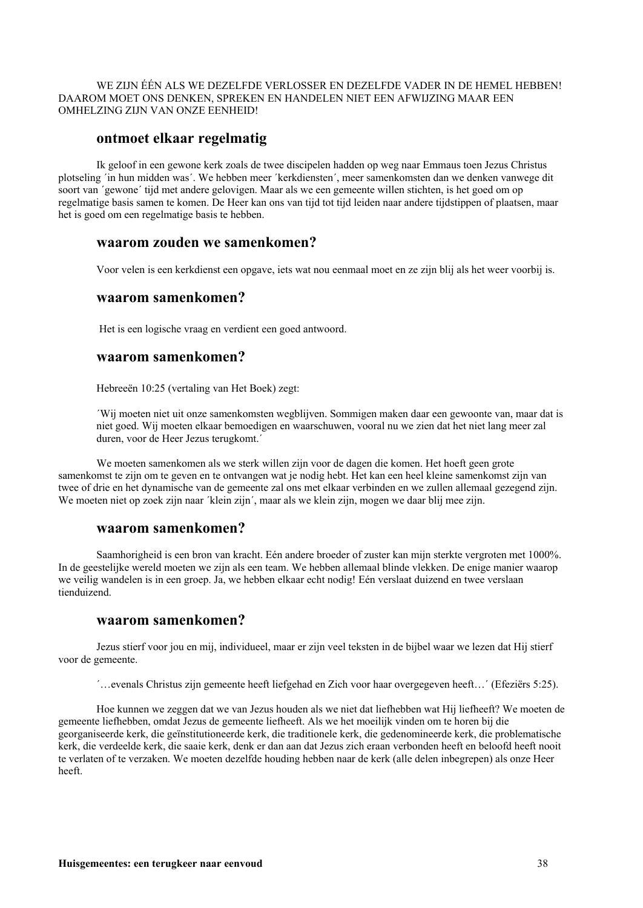WE ZIJN ÉÉN ALS WE DEZELFDE VERLOSSER EN DEZELFDE VADER IN DE HEMEL HEBBEN! DAAROM MOET ONS DENKEN, SPREKEN EN HANDELEN NIET EEN AFWIJZING MAAR EEN OMHELZING ZIJN VAN ONZE EENHEID!

## ontmoet elkaar regelmatig

Ik geloof in een gewone kerk zoals de twee discipelen hadden op weg naar Emmaus toen Jezus Christus plotseling ´in hun midden was´. We hebben meer ´kerkdiensten´, meer samenkomsten dan we denken vanwege dit soort van ´gewone´ tijd met andere gelovigen. Maar als we een gemeente willen stichten, is het goed om op regelmatige basis samen te komen. De Heer kan ons van tijd tot tijd leiden naar andere tijdstippen of plaatsen, maar het is goed om een regelmatige basis te hebben.

## waarom zouden we samenkomen?

Voor velen is een kerkdienst een opgave, iets wat nou eenmaal moet en ze zijn blij als het weer voorbij is.

## waarom samenkomen?

Het is een logische vraag en verdient een goed antwoord.

## waarom samenkomen?

Hebreeën 10:25 (vertaling van Het Boek) zegt:

´Wij moeten niet uit onze samenkomsten wegblijven. Sommigen maken daar een gewoonte van, maar dat is niet goed. Wij moeten elkaar bemoedigen en waarschuwen, vooral nu we zien dat het niet lang meer zal duren, voor de Heer Jezus terugkomt.´

We moeten samenkomen als we sterk willen zijn voor de dagen die komen. Het hoeft geen grote samenkomst te zijn om te geven en te ontvangen wat je nodig hebt. Het kan een heel kleine samenkomst zijn van twee of drie en het dynamische van de gemeente zal ons met elkaar verbinden en we zullen allemaal gezegend zijn. We moeten niet op zoek zijn naar ´klein zijn´, maar als we klein zijn, mogen we daar blij mee zijn.

## waarom samenkomen?

Saamhorigheid is een bron van kracht. Eén andere broeder of zuster kan mijn sterkte vergroten met 1000%. In de geestelijke wereld moeten we zijn als een team. We hebben allemaal blinde vlekken. De enige manier waarop we veilig wandelen is in een groep. Ja, we hebben elkaar echt nodig! Eén verslaat duizend en twee verslaan tienduizend.

## waarom samenkomen?

Jezus stierf voor jou en mij, individueel, maar er zijn veel teksten in de bijbel waar we lezen dat Hij stierf voor de gemeente.

´…evenals Christus zijn gemeente heeft liefgehad en Zich voor haar overgegeven heeft…´ (Efeziërs 5:25).

Hoe kunnen we zeggen dat we van Jezus houden als we niet dat liefhebben wat Hij liefheeft? We moeten de gemeente liefhebben, omdat Jezus de gemeente liefheeft. Als we het moeilijk vinden om te horen bij die georganiseerde kerk, die geïnstitutioneerde kerk, die traditionele kerk, die gedenomineerde kerk, die problematische kerk, die verdeelde kerk, die saaie kerk, denk er dan aan dat Jezus zich eraan verbonden heeft en beloofd heeft nooit te verlaten of te verzaken. We moeten dezelfde houding hebben naar de kerk (alle delen inbegrepen) als onze Heer heeft.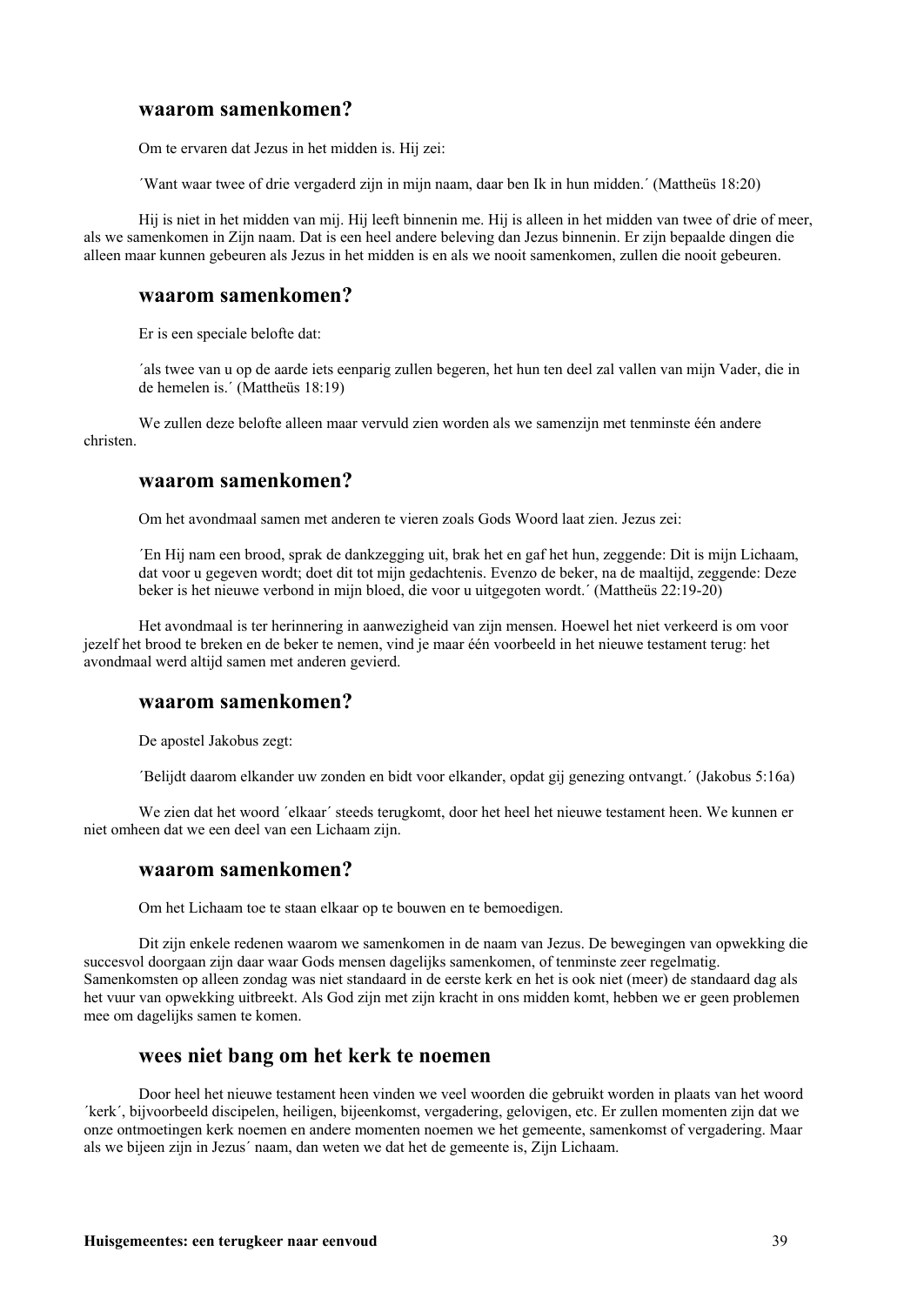## waarom samenkomen?

Om te ervaren dat Jezus in het midden is. Hij zei:

´Want waar twee of drie vergaderd zijn in mijn naam, daar ben Ik in hun midden.´ (Mattheüs 18:20)

Hij is niet in het midden van mij. Hij leeft binnenin me. Hij is alleen in het midden van twee of drie of meer, als we samenkomen in Zijn naam. Dat is een heel andere beleving dan Jezus binnenin. Er zijn bepaalde dingen die alleen maar kunnen gebeuren als Jezus in het midden is en als we nooit samenkomen, zullen die nooit gebeuren.

## waarom samenkomen?

Er is een speciale belofte dat:

´als twee van u op de aarde iets eenparig zullen begeren, het hun ten deel zal vallen van mijn Vader, die in de hemelen is.´ (Mattheüs 18:19)

We zullen deze belofte alleen maar vervuld zien worden als we samenzijn met tenminste één andere christen.

## waarom samenkomen?

Om het avondmaal samen met anderen te vieren zoals Gods Woord laat zien. Jezus zei:

´En Hij nam een brood, sprak de dankzegging uit, brak het en gaf het hun, zeggende: Dit is mijn Lichaam, dat voor u gegeven wordt; doet dit tot mijn gedachtenis. Evenzo de beker, na de maaltijd, zeggende: Deze beker is het nieuwe verbond in mijn bloed, die voor u uitgegoten wordt.´ (Mattheüs 22:19-20)

Het avondmaal is ter herinnering in aanwezigheid van zijn mensen. Hoewel het niet verkeerd is om voor jezelf het brood te breken en de beker te nemen, vind je maar één voorbeeld in het nieuwe testament terug: het avondmaal werd altijd samen met anderen gevierd.

## waarom samenkomen?

De apostel Jakobus zegt:

´Belijdt daarom elkander uw zonden en bidt voor elkander, opdat gij genezing ontvangt.´ (Jakobus 5:16a)

We zien dat het woord ´elkaar´ steeds terugkomt, door het heel het nieuwe testament heen. We kunnen er niet omheen dat we een deel van een Lichaam zijn.

## waarom samenkomen?

Om het Lichaam toe te staan elkaar op te bouwen en te bemoedigen.

Dit zijn enkele redenen waarom we samenkomen in de naam van Jezus. De bewegingen van opwekking die succesvol doorgaan zijn daar waar Gods mensen dagelijks samenkomen, of tenminste zeer regelmatig. Samenkomsten op alleen zondag was niet standaard in de eerste kerk en het is ook niet (meer) de standaard dag als het vuur van opwekking uitbreekt. Als God zijn met zijn kracht in ons midden komt, hebben we er geen problemen mee om dagelijks samen te komen.

## wees niet bang om het kerk te noemen

Door heel het nieuwe testament heen vinden we veel woorden die gebruikt worden in plaats van het woord ´kerk´, bijvoorbeeld discipelen, heiligen, bijeenkomst, vergadering, gelovigen, etc. Er zullen momenten zijn dat we onze ontmoetingen kerk noemen en andere momenten noemen we het gemeente, samenkomst of vergadering. Maar als we bijeen zijn in Jezus´ naam, dan weten we dat het de gemeente is, Zijn Lichaam.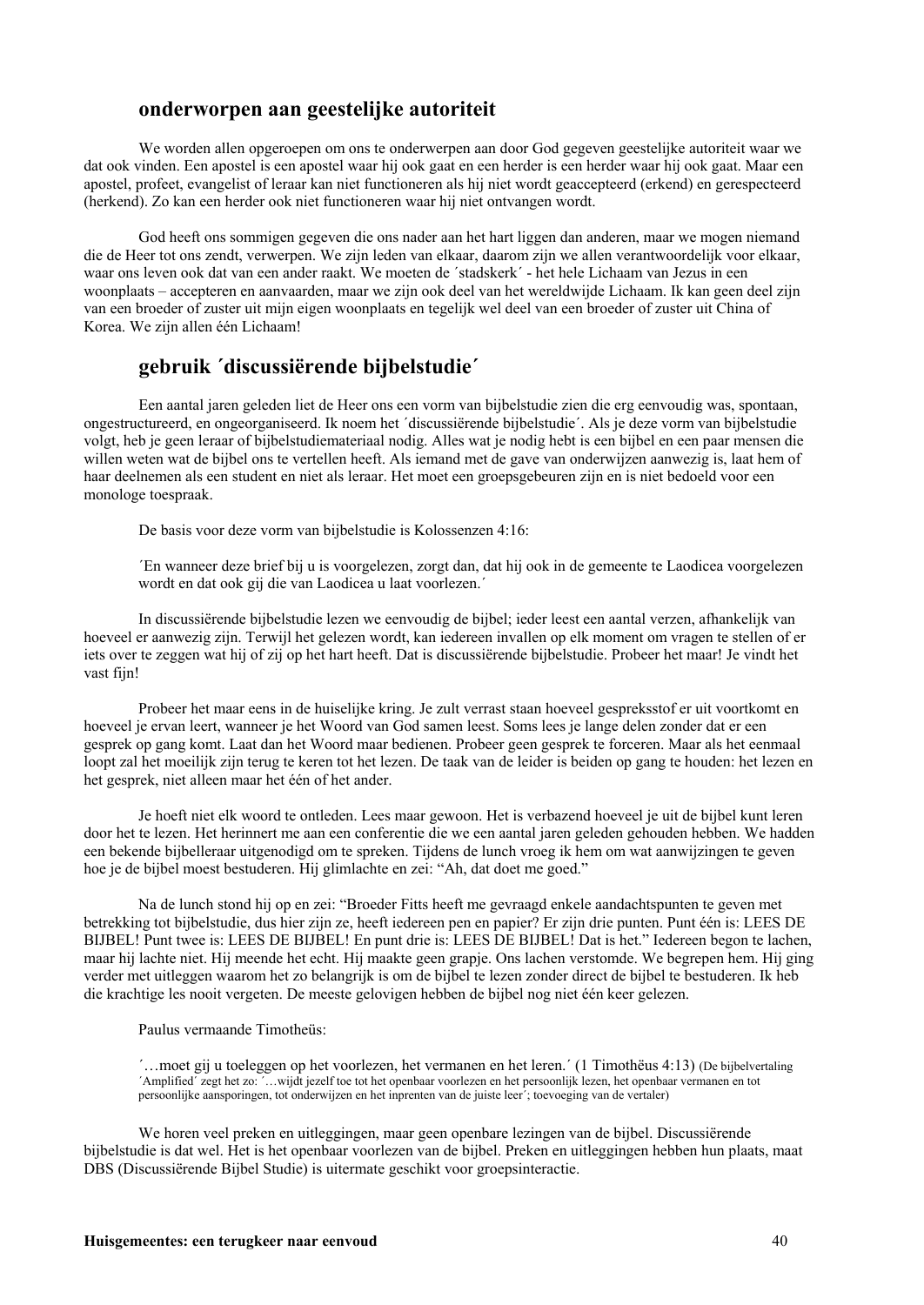## onderworpen aan geestelijke autoriteit

We worden allen opgeroepen om ons te onderwerpen aan door God gegeven geestelijke autoriteit waar we dat ook vinden. Een apostel is een apostel waar hij ook gaat en een herder is een herder waar hij ook gaat. Maar een apostel, profeet, evangelist of leraar kan niet functioneren als hij niet wordt geaccepteerd (erkend) en gerespecteerd (herkend). Zo kan een herder ook niet functioneren waar hij niet ontvangen wordt.

God heeft ons sommigen gegeven die ons nader aan het hart liggen dan anderen, maar we mogen niemand die de Heer tot ons zendt, verwerpen. We zijn leden van elkaar, daarom zijn we allen verantwoordelijk voor elkaar, waar ons leven ook dat van een ander raakt. We moeten de ´stadskerk´ - het hele Lichaam van Jezus in een woonplaats – accepteren en aanvaarden, maar we zijn ook deel van het wereldwijde Lichaam. Ik kan geen deel zijn van een broeder of zuster uit mijn eigen woonplaats en tegelijk wel deel van een broeder of zuster uit China of Korea. We zijn allen één Lichaam!

## gebruik ´discussiërende bijbelstudie´

Een aantal jaren geleden liet de Heer ons een vorm van bijbelstudie zien die erg eenvoudig was, spontaan, ongestructureerd, en ongeorganiseerd. Ik noem het ´discussiërende bijbelstudie´. Als je deze vorm van bijbelstudie volgt, heb je geen leraar of bijbelstudiemateriaal nodig. Alles wat je nodig hebt is een bijbel en een paar mensen die willen weten wat de bijbel ons te vertellen heeft. Als iemand met de gave van onderwijzen aanwezig is, laat hem of haar deelnemen als een student en niet als leraar. Het moet een groepsgebeuren zijn en is niet bedoeld voor een monologe toespraak.

De basis voor deze vorm van bijbelstudie is Kolossenzen 4:16:

> ´En wanneer deze brief bij u is voorgelezen, zorgt dan, dat hij ook in de gemeente te Laodicea voorgelezen wordt en dat ook gij die van Laodicea u laat voorlezen.´

In discussiërende bijbelstudie lezen we eenvoudig de bijbel; ieder leest een aantal verzen, afhankelijk van hoeveel er aanwezig zijn. Terwijl het gelezen wordt, kan iedereen invallen op elk moment om vragen te stellen of er iets over te zeggen wat hij of zij op het hart heeft. Dat is discussiërende bijbelstudie. Probeer het maar! Je vindt het vast fijn!

Probeer het maar eens in de huiselijke kring. Je zult verrast staan hoeveel gespreksstof er uit voortkomt en hoeveel je ervan leert, wanneer je het Woord van God samen leest. Soms lees je lange delen zonder dat er een gesprek op gang komt. Laat dan het Woord maar bedienen. Probeer geen gesprek te forceren. Maar als het eenmaal loopt zal het moeilijk zijn terug te keren tot het lezen. De taak van de leider is beiden op gang te houden: het lezen en het gesprek, niet alleen maar het één of het ander.

Je hoeft niet elk woord te ontleden. Lees maar gewoon. Het is verbazend hoeveel je uit de bijbel kunt leren door het te lezen. Het herinnert me aan een conferentie die we een aantal jaren geleden gehouden hebben. We hadden een bekende bijbelleraar uitgenodigd om te spreken. Tijdens de lunch vroeg ik hem om wat aanwijzingen te geven hoe je de bijbel moest bestuderen. Hij glimlachte en zei: "Ah, dat doet me goed."

Na de lunch stond hij op en zei: "Broeder Fitts heeft me gevraagd enkele aandachtspunten te geven met betrekking tot bijbelstudie, dus hier zijn ze, heeft iedereen pen en papier? Er zijn drie punten. Punt één is: LEES DE BIJBEL! Punt twee is: LEES DE BIJBEL! En punt drie is: LEES DE BIJBEL! Dat is het." Iedereen begon te lachen, maar hij lachte niet. Hij meende het echt. Hij maakte geen grapje. Ons lachen verstomde. We begrepen hem. Hij ging verder met uitleggen waarom het zo belangrijk is om de bijbel te lezen zonder direct de bijbel te bestuderen. Ik heb die krachtige les nooit vergeten. De meeste gelovigen hebben de bijbel nog niet één keer gelezen.

Paulus vermaande Timotheüs:

> ´…moet gij u toeleggen op het voorlezen, het vermanen en het leren.´ (1 Timotheüs 4:13) (De bijbelvertaling ´Amplified´ zegt het zo: ´…wijdt jezelf toe tot het openbaar voorlezen en het persoonlijk lezen, het openbaar vermanen en tot persoonlijke aansporingen, tot onderwijzen en het inprenten van de juiste leer´; toevoeging van de vertaler)

We horen veel preken en uitleggingen, maar geen openbare lezingen van de bijbel. Discussiërende bijbelstudie is dat wel. Het is het openbaar voorlezen van de bijbel. Preken en uitleggingen hebben hun plaats, maat DBS (Discussiërende Bijbel Studie) is uitermate geschikt voor groepsinteractie.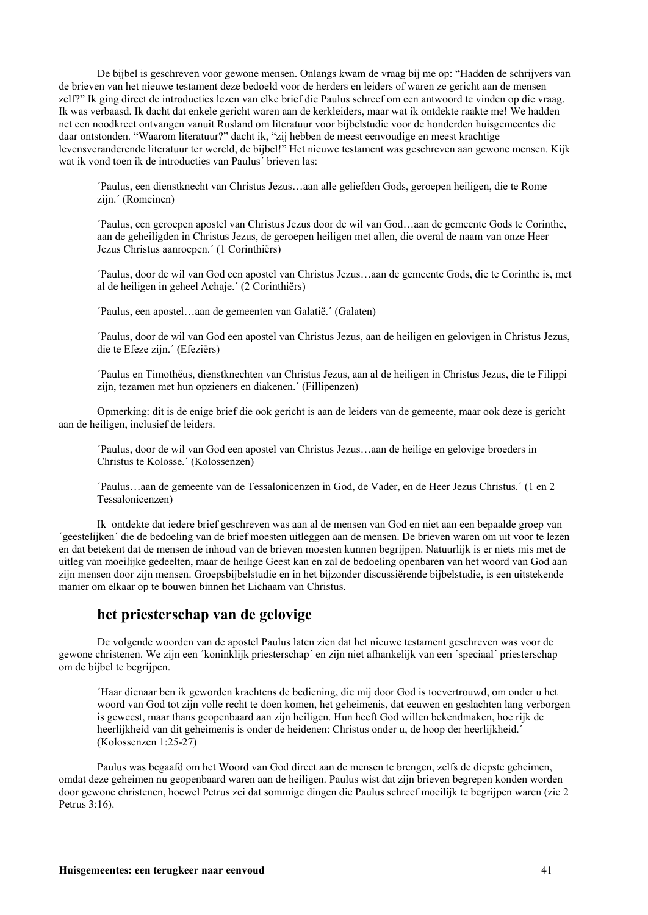De bijbel is geschreven voor gewone mensen. Onlangs kwam de vraag bij me op: “Hadden de schrijvers van de brieven van het nieuwe testament deze bedoeld voor de herders en leiders of waren ze gericht aan de mensen zelf?” Ik ging direct de introducties lezen van elke brief die Paulus schreef om een antwoord te vinden op die vraag. Ik was verbaasd. Ik dacht dat enkele gericht waren aan de kerkleiders, maar wat ik ontdekte raakte me! We hadden net een noodkreet ontvangen vanuit Rusland om literatuur voor bijbelstudie voor de honderden huisgemeentes die daar ontstonden. “Waarom literatuur?” dacht ik, “zij hebben de meest eenvoudige en meest krachtige levensveranderende literatuur ter wereld, de bijbel!” Het nieuwe testament was geschreven aan gewone mensen. Kijk wat ik vond toen ik de introducties van Paulus´ brieven las:

> ´Paulus, een dienstknecht van Christus Jezus…aan alle geliefden Gods, geroepen heiligen, die te Rome zijn.´ (Romeinen)
>
> ´Paulus, een geroepen apostel van Christus Jezus door de wil van God…aan de gemeente Gods te Corinthe, aan de geheiligden in Christus Jezus, de geroepen heiligen met allen, die overal de naam van onze Heer Jezus Christus aanroepen.´ (1 Corinthiërs)
>
> ´Paulus, door de wil van God een apostel van Christus Jezus…aan de gemeente Gods, die te Corinthe is, met al de heiligen in geheel Achaje.´ (2 Corinthiërs)
>
> ´Paulus, een apostel…aan de gemeenten van Galatië.´ (Galaten)
>
> ´Paulus, door de wil van God een apostel van Christus Jezus, aan de heiligen en gelovigen in Christus Jezus, die te Efeze zijn.´ (Efeziërs)
>
> ´Paulus en Timothëus, dienstknechten van Christus Jezus, aan al de heiligen in Christus Jezus, die te Filippi zijn, tezamen met hun opzieners en diakenen.´ (Fillipenzen)

Opmerking: dit is de enige brief die ook gericht is aan de leiders van de gemeente, maar ook deze is gericht aan de heiligen, inclusief de leiders.

> ´Paulus, door de wil van God een apostel van Christus Jezus…aan de heilige en gelovige broeders in Christus te Kolosse.´ (Kolossenzen)
>
> ´Paulus…aan de gemeente van de Tessalonicenzen in God, de Vader, en de Heer Jezus Christus.´ (1 en 2 Tessalonicenzen)

Ik ontdekte dat iedere brief geschreven was aan al de mensen van God en niet aan een bepaalde groep van ´geestelijken´ die de bedoeling van de brief moesten uitleggen aan de mensen. De brieven waren om uit voor te lezen en dat betekent dat de mensen de inhoud van de brieven moesten kunnen begrijpen. Natuurlijk is er niets mis met de uitleg van moeilijke gedeelten, maar de heilige Geest kan en zal de bedoeling openbaren van het woord van God aan zijn mensen door zijn mensen. Groepsbijbelstudie en in het bijzonder discussiërende bijbelstudie, is een uitstekende manier om elkaar op te bouwen binnen het Lichaam van Christus.

## het priesterschap van de gelovige

De volgende woorden van de apostel Paulus laten zien dat het nieuwe testament geschreven was voor de gewone christenen. We zijn een ´koninklijk priesterschap´ en zijn niet afhankelijk van een ´speciaal´ priesterschap om de bijbel te begrijpen.

> ´Haar dienaar ben ik geworden krachtens de bediening, die mij door God is toevertrouwd, om onder u het woord van God tot zijn volle recht te doen komen, het geheimenis, dat eeuwen en geslachten lang verborgen is geweest, maar thans geopenbaard aan zijn heiligen. Hun heeft God willen bekendmaken, hoe rijk de heerlijkheid van dit geheimenis is onder de heidenen: Christus onder u, de hoop der heerlijkheid.´ (Kolossenzen 1:25-27)

Paulus was begaafd om het Woord van God direct aan de mensen te brengen, zelfs de diepste geheimen, omdat deze geheimen nu geopenbaard waren aan de heiligen. Paulus wist dat zijn brieven begrepen konden worden door gewone christenen, hoewel Petrus zei dat sommige dingen die Paulus schreef moeilijk te begrijpen waren (zie 2 Petrus 3:16).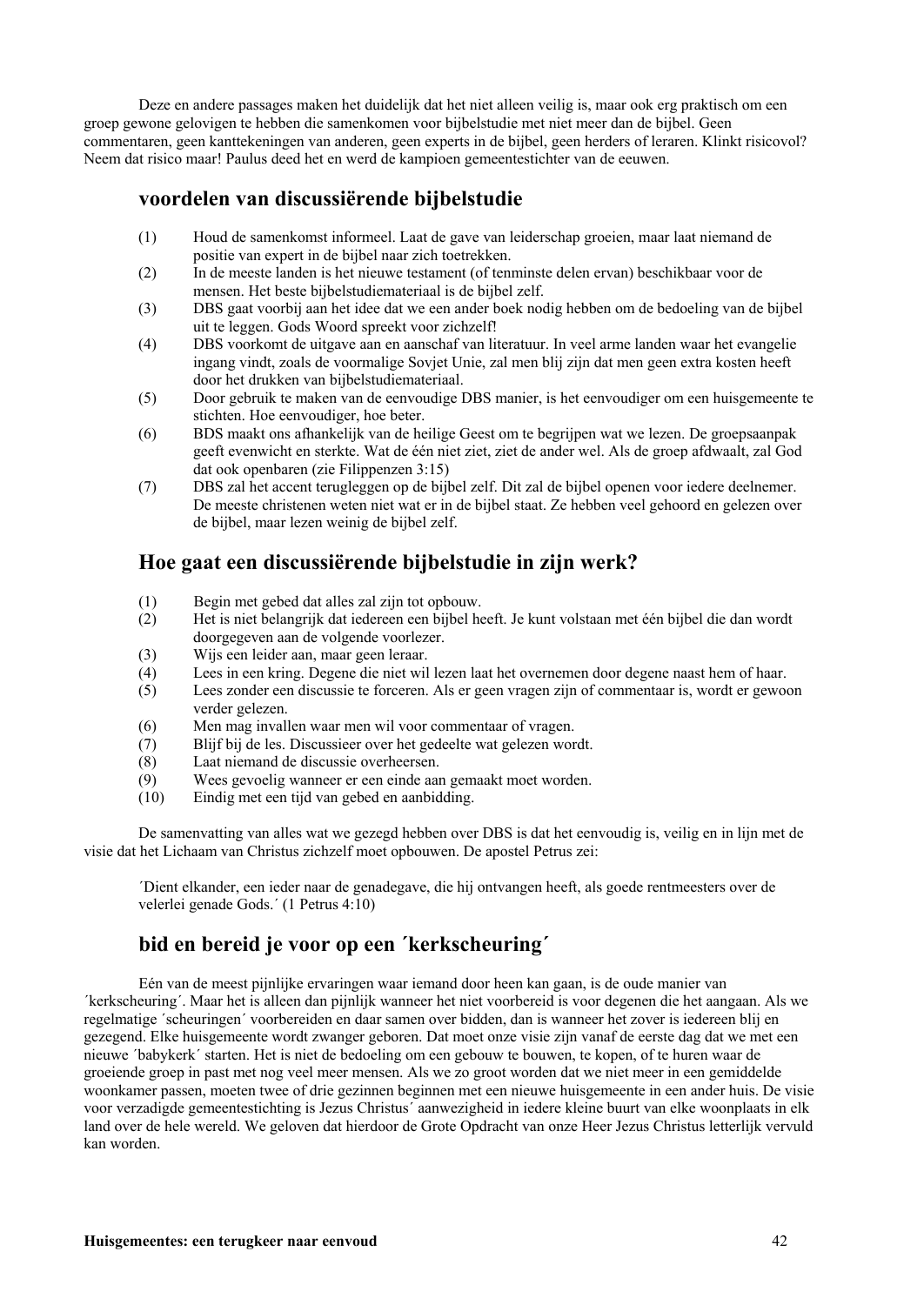Deze en andere passages maken het duidelijk dat het niet alleen veilig is, maar ook erg praktisch om een groep gewone gelovigen te hebben die samenkomen voor bijbelstudie met niet meer dan de bijbel. Geen commentaren, geen kanttekeningen van anderen, geen experts in de bijbel, geen herders of leraren. Klinkt risicovol? Neem dat risico maar! Paulus deed het en werd de kampioen gemeentestichter van de eeuwen.

## voordelen van discussiërende bijbelstudie

(1) Houd de samenkomst informeel. Laat de gave van leiderschap groeien, maar laat niemand de positie van expert in de bijbel naar zich toetrekken.
(2) In de meeste landen is het nieuwe testament (of tenminste delen ervan) beschikbaar voor de mensen. Het beste bijbelstudiemateriaal is de bijbel zelf.
(3) DBS gaat voorbij aan het idee dat we een ander boek nodig hebben om de bedoeling van de bijbel uit te leggen. Gods Woord spreekt voor zichzelf!
(4) DBS voorkomt de uitgave aan en aanschaf van literatuur. In veel arme landen waar het evangelie ingang vindt, zoals de voormalige Sovjet Unie, zal men blij zijn dat men geen extra kosten heeft door het drukken van bijbelstudiemateriaal.
(5) Door gebruik te maken van de eenvoudige DBS manier, is het eenvoudiger om een huisgemeente te stichten. Hoe eenvoudiger, hoe beter.
(6) BDS maakt ons afhankelijk van de heilige Geest om te begrijpen wat we lezen. De groepsaanpak geeft evenwicht en sterkte. Wat de één niet ziet, ziet de ander wel. Als de groep afdwaalt, zal God dat ook openbaren (zie Filippenzen 3:15)
(7) DBS zal het accent terugleggen op de bijbel zelf. Dit zal de bijbel openen voor iedere deelnemer. De meeste christenen weten niet wat er in de bijbel staat. Ze hebben veel gehoord en gelezen over de bijbel, maar lezen weinig de bijbel zelf.

## Hoe gaat een discussiërende bijbelstudie in zijn werk?

(1) Begin met gebed dat alles zal zijn tot opbouw.
(2) Het is niet belangrijk dat iedereen een bijbel heeft. Je kunt volstaan met één bijbel die dan wordt doorgegeven aan de volgende voorlezer.
(3) Wijs een leider aan, maar geen leraar.
(4) Lees in een kring. Degene die niet wil lezen laat het overnemen door degene naast hem of haar.
(5) Lees zonder een discussie te forceren. Als er geen vragen zijn of commentaar is, wordt er gewoon verder gelezen.
(6) Men mag invallen waar men wil voor commentaar of vragen.
(7) Blijf bij de les. Discussieer over het gedeelte wat gelezen wordt.
(8) Laat niemand de discussie overheersen.
(9) Wees gevoelig wanneer er een einde aan gemaakt moet worden.
(10) Eindig met een tijd van gebed en aanbidding.

De samenvatting van alles wat we gezegd hebben over DBS is dat het eenvoudig is, veilig en in lijn met de visie dat het Lichaam van Christus zichzelf moet opbouwen. De apostel Petrus zei:

> ´Dient elkander, een ieder naar de genadegave, die hij ontvangen heeft, als goede rentmeesters over de velerlei genade Gods.´ (1 Petrus 4:10)

## bid en bereid je voor op een ´kerkscheuring´

Eén van de meest pijnlijke ervaringen waar iemand door heen kan gaan, is de oude manier van ´kerkscheuring´. Maar het is alleen dan pijnlijk wanneer het niet voorbereid is voor degenen die het aangaan. Als we regelmatige ´scheuringen´ voorbereiden en daar samen over bidden, dan is wanneer het zover is iedereen blij en gezegend. Elke huisgemeente wordt zwanger geboren. Dat moet onze visie zijn vanaf de eerste dag dat we met een nieuwe ´babykerk´ starten. Het is niet de bedoeling om een gebouw te bouwen, te kopen, of te huren waar de groeiende groep in past met nog veel meer mensen. Als we zo groot worden dat we niet meer in een gemiddelde woonkamer passen, moeten twee of drie gezinnen beginnen met een nieuwe huisgemeente in een ander huis. De visie voor verzadigde gemeentestichting is Jezus Christus´ aanwezigheid in iedere kleine buurt van elke woonplaats in elk land over de hele wereld. We geloven dat hierdoor de Grote Opdracht van onze Heer Jezus Christus letterlijk vervuld kan worden.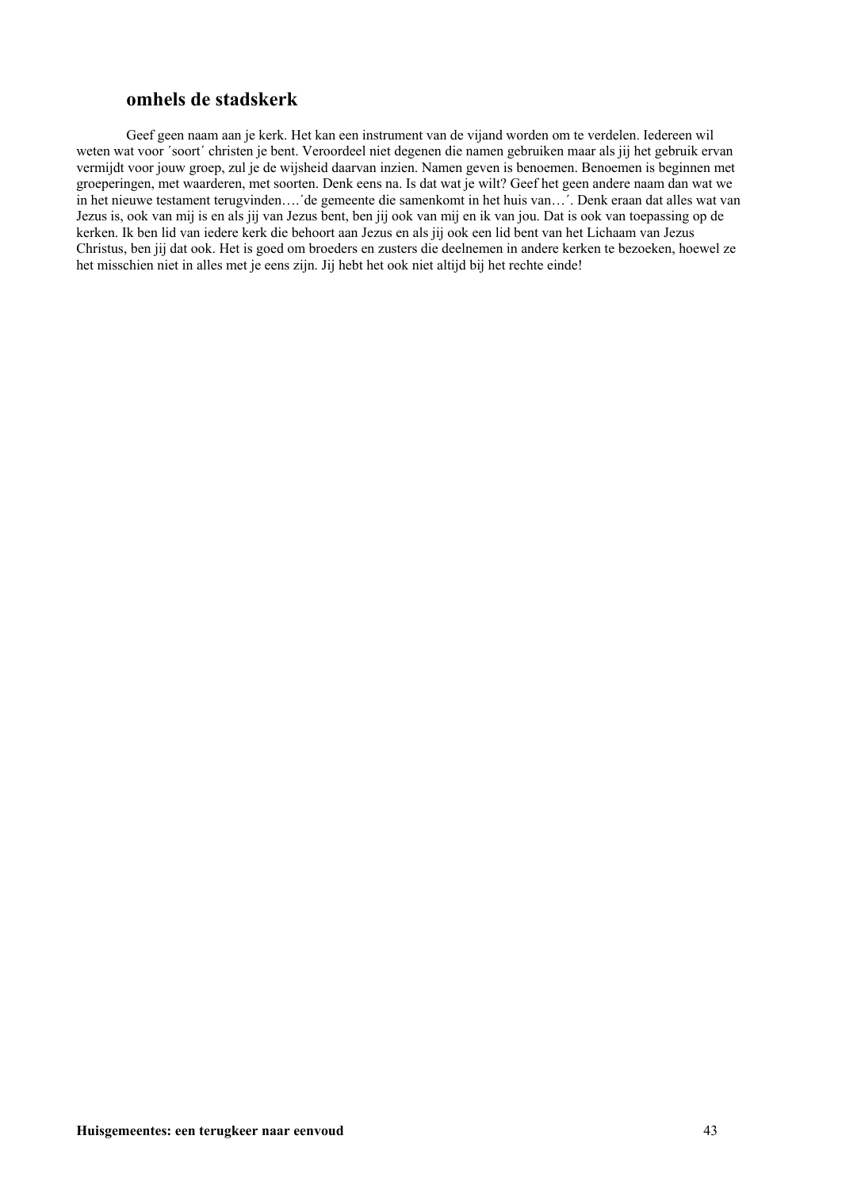## omhels de stadskerk

Geef geen naam aan je kerk. Het kan een instrument van de vijand worden om te verdelen. Iedereen wil weten wat voor ´soort´ christen je bent. Veroordeel niet degenen die namen gebruiken maar als jij het gebruik ervan vermijdt voor jouw groep, zul je de wijsheid daarvan inzien. Namen geven is benoemen. Benoemen is beginnen met groeperingen, met waarderen, met soorten. Denk eens na. Is dat wat je wilt? Geef het geen andere naam dan wat we in het nieuwe testament terugvinden….´de gemeente die samenkomt in het huis van…´. Denk eraan dat alles wat van Jezus is, ook van mij is en als jij van Jezus bent, ben jij ook van mij en ik van jou. Dat is ook van toepassing op de kerken. Ik ben lid van iedere kerk die behoort aan Jezus en als jij ook een lid bent van het Lichaam van Jezus Christus, ben jij dat ook. Het is goed om broeders en zusters die deelnemen in andere kerken te bezoeken, hoewel ze het misschien niet in alles met je eens zijn. Jij hebt het ook niet altijd bij het rechte einde!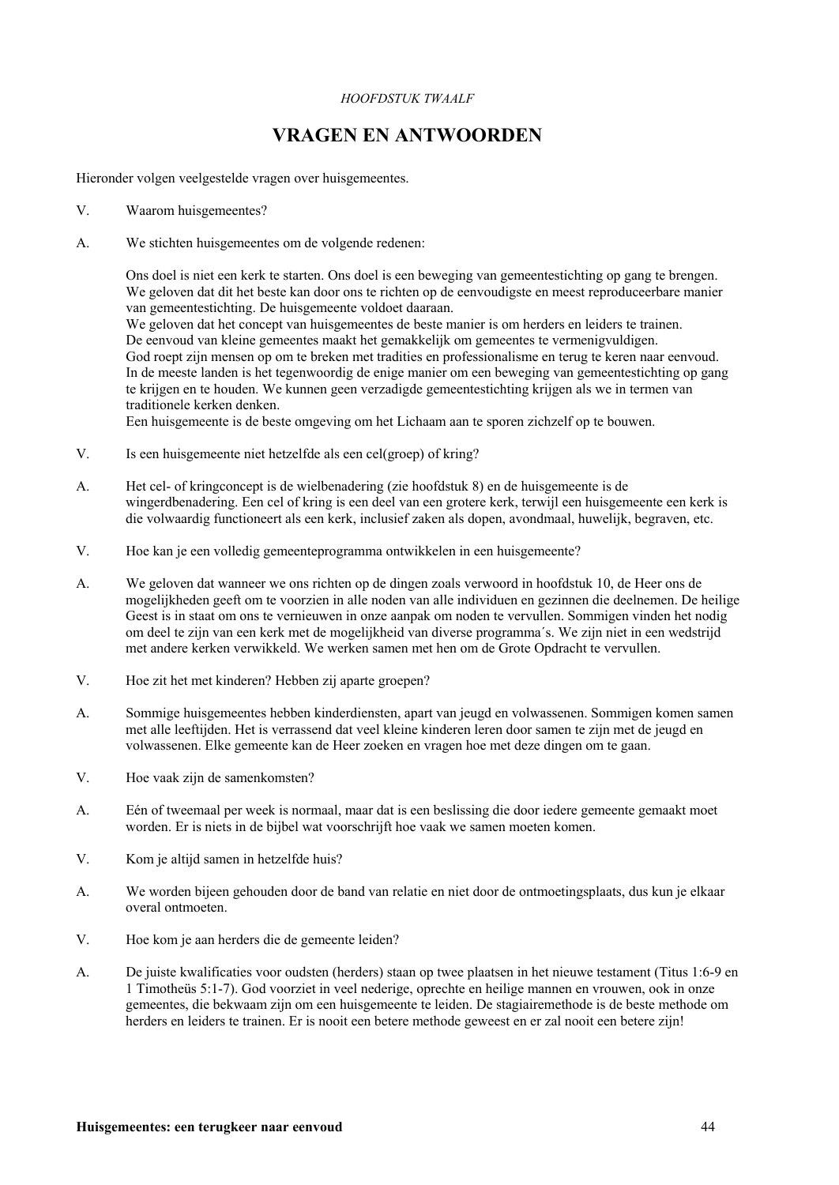*HOOFDSTUK TWAALF*

# VRAGEN EN ANTWOORDEN

Hieronder volgen veelgestelde vragen over huisgemeentes.

V. Waarom huisgemeentes?

A. We stichten huisgemeentes om de volgende redenen:

Ons doel is niet een kerk te starten. Ons doel is een beweging van gemeentestichting op gang te brengen. We geloven dat dit het beste kan door ons te richten op de eenvoudigste en meest reproduceerbare manier van gemeentestichting. De huisgemeente voldoet daaraan.
We geloven dat het concept van huisgemeentes de beste manier is om herders en leiders te trainen.
De eenvoud van kleine gemeentes maakt het gemakkelijk om gemeentes te vermenigvuldigen.
God roept zijn mensen op om te breken met tradities en professionalisme en terug te keren naar eenvoud.
In de meeste landen is het tegenwoordig de enige manier om een beweging van gemeentestichting op gang te krijgen en te houden. We kunnen geen verzadigde gemeentestichting krijgen als we in termen van traditionele kerken denken.
Een huisgemeente is de beste omgeving om het Lichaam aan te sporen zichzelf op te bouwen.

V. Is een huisgemeente niet hetzelfde als een cel(groep) of kring?

A. Het cel- of kringconcept is de wielbenadering (zie hoofdstuk 8) en de huisgemeente is de wingerdbenadering. Een cel of kring is een deel van een grotere kerk, terwijl een huisgemeente een kerk is die volwaardig functioneert als een kerk, inclusief zaken als dopen, avondmaal, huwelijk, begraven, etc.

V. Hoe kan je een volledig gemeenteprogramma ontwikkelen in een huisgemeente?

A. We geloven dat wanneer we ons richten op de dingen zoals verwoord in hoofdstuk 10, de Heer ons de mogelijkheden geeft om te voorzien in alle noden van alle individuen en gezinnen die deelnemen. De heilige Geest is in staat om ons te vernieuwen in onze aanpak om noden te vervullen. Sommigen vinden het nodig om deel te zijn van een kerk met de mogelijkheid van diverse programma´s. We zijn niet in een wedstrijd met andere kerken verwikkeld. We werken samen met hen om de Grote Opdracht te vervullen.

V. Hoe zit het met kinderen? Hebben zij aparte groepen?

A. Sommige huisgemeentes hebben kinderdiensten, apart van jeugd en volwassenen. Sommigen komen samen met alle leeftijden. Het is verrassend dat veel kleine kinderen leren door samen te zijn met de jeugd en volwassenen. Elke gemeente kan de Heer zoeken en vragen hoe met deze dingen om te gaan.

V. Hoe vaak zijn de samenkomsten?

A. Eén of tweemaal per week is normaal, maar dat is een beslissing die door iedere gemeente gemaakt moet worden. Er is niets in de bijbel wat voorschrijft hoe vaak we samen moeten komen.

V. Kom je altijd samen in hetzelfde huis?

A. We worden bijeen gehouden door de band van relatie en niet door de ontmoetingsplaats, dus kun je elkaar overal ontmoeten.

V. Hoe kom je aan herders die de gemeente leiden?

A. De juiste kwalificaties voor oudsten (herders) staan op twee plaatsen in het nieuwe testament (Titus 1:6-9 en 1 Timotheüs 5:1-7). God voorziet in veel nederige, oprechte en heilige mannen en vrouwen, ook in onze gemeentes, die bekwaam zijn om een huisgemeente te leiden. De stagiairemethode is de beste methode om herders en leiders te trainen. Er is nooit een betere methode geweest en er zal nooit een betere zijn!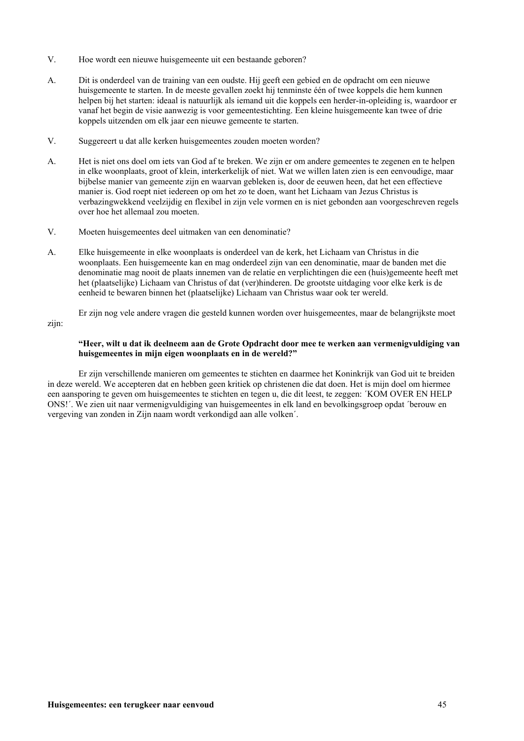V. Hoe wordt een nieuwe huisgemeente uit een bestaande geboren?

A. Dit is onderdeel van de training van een oudste. Hij geeft een gebied en de opdracht om een nieuwe huisgemeente te starten. In de meeste gevallen zoekt hij tenminste één of twee koppels die hem kunnen helpen bij het starten: ideaal is natuurlijk als iemand uit die koppels een herder-in-opleiding is, waardoor er vanaf het begin de visie aanwezig is voor gemeentestichting. Een kleine huisgemeente kan twee of drie koppels uitzenden om elk jaar een nieuwe gemeente te starten.

V. Suggereert u dat alle kerken huisgemeentes zouden moeten worden?

A. Het is niet ons doel om iets van God af te breken. We zijn er om andere gemeentes te zegenen en te helpen in elke woonplaats, groot of klein, interkerkelijk of niet. Wat we willen laten zien is een eenvoudige, maar bijbelse manier van gemeente zijn en waarvan gebleken is, door de eeuwen heen, dat het een effectieve manier is. God roept niet iedereen op om het zo te doen, want het Lichaam van Jezus Christus is verbazingwekkend veelzijdig en flexibel in zijn vele vormen en is niet gebonden aan voorgeschreven regels over hoe het allemaal zou moeten.

V. Moeten huisgemeentes deel uitmaken van een denominatie?

A. Elke huisgemeente in elke woonplaats is onderdeel van de kerk, het Lichaam van Christus in die woonplaats. Een huisgemeente kan en mag onderdeel zijn van een denominatie, maar de banden met die denominatie mag nooit de plaats innemen van de relatie en verplichtingen die een (huis)gemeente heeft met het (plaatselijke) Lichaam van Christus of dat (ver)hinderen. De grootste uitdaging voor elke kerk is de eenheid te bewaren binnen het (plaatselijke) Lichaam van Christus waar ook ter wereld.

Er zijn nog vele andere vragen die gesteld kunnen worden over huisgemeentes, maar de belangrijkste moet zijn:

**"Heer, wilt u dat ik deelneem aan de Grote Opdracht door mee te werken aan vermenigvuldiging van huisgemeentes in mijn eigen woonplaats en in de wereld?"**

Er zijn verschillende manieren om gemeentes te stichten en daarmee het Koninkrijk van God uit te breiden in deze wereld. We accepteren dat en hebben geen kritiek op christenen die dat doen. Het is mijn doel om hiermee een aansporing te geven om huisgemeentes te stichten en tegen u, die dit leest, te zeggen: ´KOM OVER EN HELP ONS!´. We zien uit naar vermenigvuldiging van huisgemeentes in elk land en bevolkingsgroep opdat ´berouw en vergeving van zonden in Zijn naam wordt verkondigd aan alle volken´.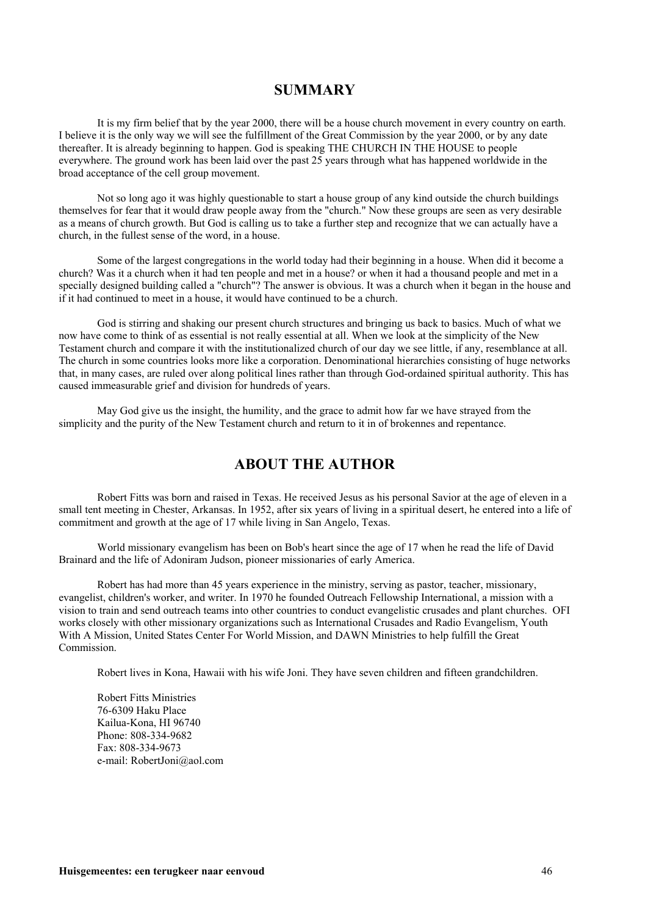## SUMMARY

It is my firm belief that by the year 2000, there will be a house church movement in every country on earth. I believe it is the only way we will see the fulfillment of the Great Commission by the year 2000, or by any date thereafter. It is already beginning to happen. God is speaking THE CHURCH IN THE HOUSE to people everywhere. The ground work has been laid over the past 25 years through what has happened worldwide in the broad acceptance of the cell group movement.

Not so long ago it was highly questionable to start a house group of any kind outside the church buildings themselves for fear that it would draw people away from the "church." Now these groups are seen as very desirable as a means of church growth. But God is calling us to take a further step and recognize that we can actually have a church, in the fullest sense of the word, in a house.

Some of the largest congregations in the world today had their beginning in a house. When did it become a church? Was it a church when it had ten people and met in a house? or when it had a thousand people and met in a specially designed building called a "church"? The answer is obvious. It was a church when it began in the house and if it had continued to meet in a house, it would have continued to be a church.

God is stirring and shaking our present church structures and bringing us back to basics. Much of what we now have come to think of as essential is not really essential at all. When we look at the simplicity of the New Testament church and compare it with the institutionalized church of our day we see little, if any, resemblance at all. The church in some countries looks more like a corporation. Denominational hierarchies consisting of huge networks that, in many cases, are ruled over along political lines rather than through God-ordained spiritual authority. This has caused immeasurable grief and division for hundreds of years.

May God give us the insight, the humility, and the grace to admit how far we have strayed from the simplicity and the purity of the New Testament church and return to it in of brokennes and repentance.

## ABOUT THE AUTHOR

Robert Fitts was born and raised in Texas. He received Jesus as his personal Savior at the age of eleven in a small tent meeting in Chester, Arkansas. In 1952, after six years of living in a spiritual desert, he entered into a life of commitment and growth at the age of 17 while living in San Angelo, Texas.

World missionary evangelism has been on Bob's heart since the age of 17 when he read the life of David Brainard and the life of Adoniram Judson, pioneer missionaries of early America.

Robert has had more than 45 years experience in the ministry, serving as pastor, teacher, missionary, evangelist, children's worker, and writer. In 1970 he founded Outreach Fellowship International, a mission with a vision to train and send outreach teams into other countries to conduct evangelistic crusades and plant churches. OFI works closely with other missionary organizations such as International Crusades and Radio Evangelism, Youth With A Mission, United States Center For World Mission, and DAWN Ministries to help fulfill the Great Commission.

Robert lives in Kona, Hawaii with his wife Joni. They have seven children and fifteen grandchildren.

Robert Fitts Ministries
76-6309 Haku Place
Kailua-Kona, HI 96740
Phone: 808-334-9682
Fax: 808-334-9673
e-mail: RobertJoni@aol.com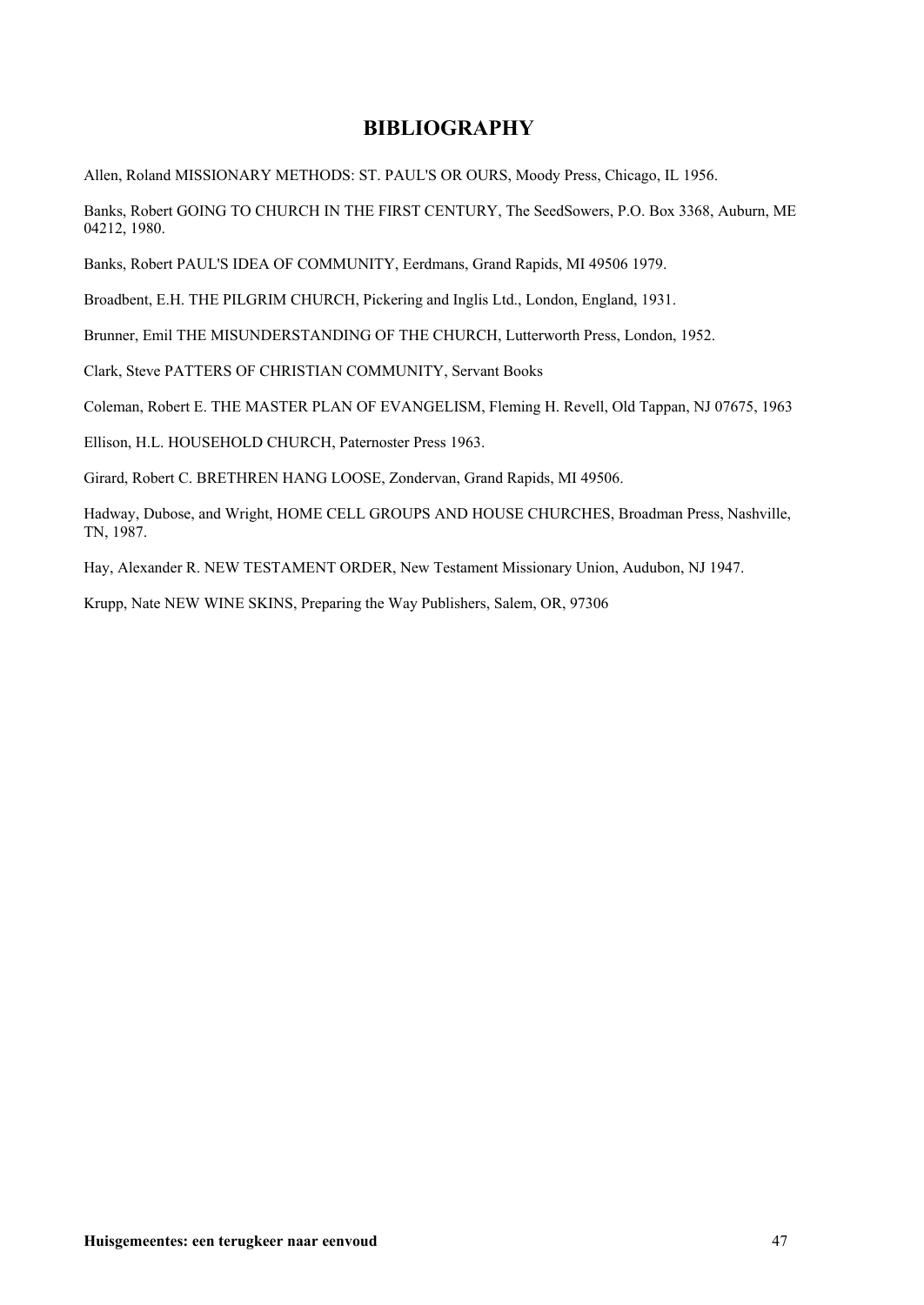# BIBLIOGRAPHY

Allen, Roland MISSIONARY METHODS: ST. PAUL'S OR OURS, Moody Press, Chicago, IL 1956.

Banks, Robert GOING TO CHURCH IN THE FIRST CENTURY, The SeedSowers, P.O. Box 3368, Auburn, ME 04212, 1980.

Banks, Robert PAUL'S IDEA OF COMMUNITY, Eerdmans, Grand Rapids, MI 49506 1979.

Broadbent, E.H. THE PILGRIM CHURCH, Pickering and Inglis Ltd., London, England, 1931.

Brunner, Emil THE MISUNDERSTANDING OF THE CHURCH, Lutterworth Press, London, 1952.

Clark, Steve PATTERS OF CHRISTIAN COMMUNITY, Servant Books

Coleman, Robert E. THE MASTER PLAN OF EVANGELISM, Fleming H. Revell, Old Tappan, NJ 07675, 1963

Ellison, H.L. HOUSEHOLD CHURCH, Paternoster Press 1963.

Girard, Robert C. BRETHREN HANG LOOSE, Zondervan, Grand Rapids, MI 49506.

Hadway, Dubose, and Wright, HOME CELL GROUPS AND HOUSE CHURCHES, Broadman Press, Nashville, TN, 1987.

Hay, Alexander R. NEW TESTAMENT ORDER, New Testament Missionary Union, Audubon, NJ 1947.

Krupp, Nate NEW WINE SKINS, Preparing the Way Publishers, Salem, OR, 97306